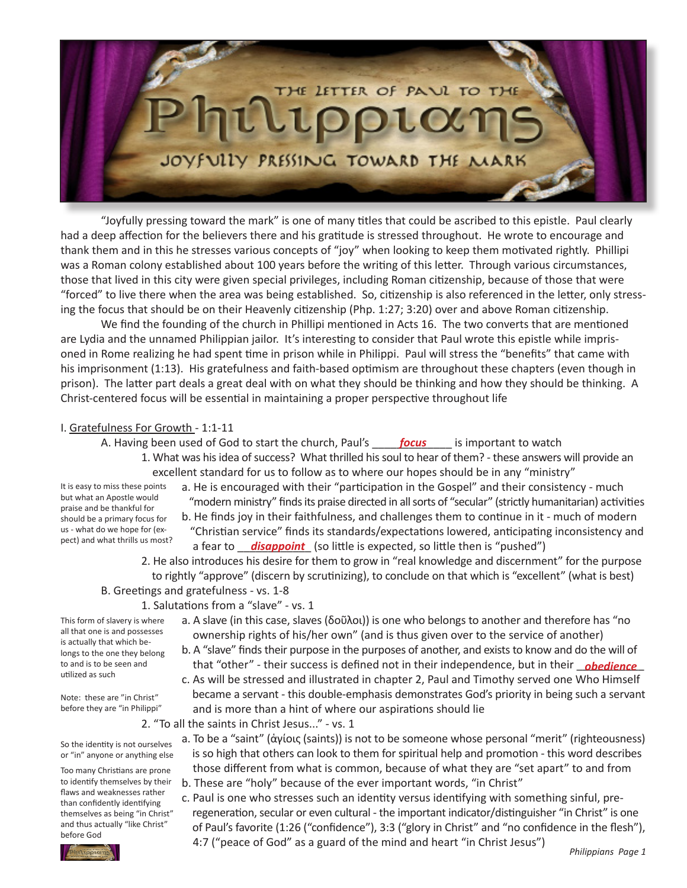# THE LETTER OF PAUL TO THE Philippians

## JOYFULLY PRESSING TOWARD THE MARK

"Joyfully pressing toward the mark" is one of many titles that could be ascribed to this epistle. Paul clearly had a deep affection for the believers there and his gratitude is stressed throughout. He wrote to encourage and thank them and in this he stresses various concepts of "joy" when looking to keep them motivated rightly. Phillipi was a Roman colony established about 100 years before the writing of this letter. Through various circumstances, those that lived in this city were given special privileges, including Roman citizenship, because of those that were "forced" to live there when the area was being established. So, citizenship is also referenced in the letter, only stressing the focus that should be on their Heavenly citizenship (Php. 1:27; 3:20) over and above Roman citizenship.

We find the founding of the church in Phillipi mentioned in Acts 16. The two converts that are mentioned are Lydia and the unnamed Philippian jailor. It's interesting to consider that Paul wrote this epistle while imprisoned in Rome realizing he had spent time in prison while in Philippi. Paul will stress the "benefits" that came with his imprisonment (1:13). His gratefulness and faith-based optimism are throughout these chapters (even though in prison). The latter part deals a great deal with on what they should be thinking and how they should be thinking. A Christ-centered focus will be essential in maintaining a proper perspective throughout life

I. Gratefulness For Growth - 1:1-11

A. Having been used of God to start the church, Paul's ____***focus***____ is important to watch

1. What was his idea of success? What thrilled his soul to hear of them? - these answers will provide an excellent standard for us to follow as to where our hopes should be in any "ministry"

*It is easy to miss these points but what an Apostle would praise and be thankful for should be a primary focus for us - what do we hope for (expect) and what thrills us most?*

a. He is encouraged with their "participation in the Gospel" and their consistency - much "modern ministry" finds its praise directed in all sorts of "secular" (strictly humanitarian) activities

b. He finds joy in their faithfulness, and challenges them to continue in it - much of modern "Christian service" finds its standards/expectations lowered, anticipating inconsistency and a fear to __***disappoint***__ (so little is expected, so little then is "pushed")

2. He also introduces his desire for them to grow in "real knowledge and discernment" for the purpose to rightly "approve" (discern by scrutinizing), to conclude on that which is "excellent" (what is best)

B. Greetings and gratefulness - vs. 1-8

1. Salutations from a "slave" - vs. 1

*This form of slavery is where all that one is and possesses is actually that which belongs to the one they belong to and is to be seen and utilized as such*

a. A slave (in this case, slaves (δοῦλοι)) is one who belongs to another and therefore has "no ownership rights of his/her own" (and is thus given over to the service of another)

b. A "slave" finds their purpose in the purposes of another, and exists to know and do the will of that "other" - their success is defined not in their independence, but in their _***obedience***_

*Note: these are "in Christ" before they are "in Philippi"*

c. As will be stressed and illustrated in chapter 2, Paul and Timothy served one Who Himself became a servant - this double-emphasis demonstrates God's priority in being such a servant and is more than a hint of where our aspirations should lie

2. "To all the saints in Christ Jesus..." - vs. 1

*So the identity is not ourselves or "in" anyone or anything else*

*Too many Christians are prone to identify themselves by their flaws and weaknesses rather than confidently identifying themselves as being "in Christ" and thus actually "like Christ" before God*

a. To be a "saint" (ἁγίοις (saints)) is not to be someone whose personal "merit" (righteousness) is so high that others can look to them for spiritual help and promotion - this word describes those different from what is common, because of what they are "set apart" to and from

b. These are "holy" because of the ever important words, "in Christ"

c. Paul is one who stresses such an identity versus identifying with something sinful, pre-regeneration, secular or even cultural - the important indicator/distinguisher "in Christ" is one of Paul's favorite (1:26 ("confidence"), 3:3 ("glory in Christ" and "no confidence in the flesh"), 4:7 ("peace of God" as a guard of the mind and heart "in Christ Jesus")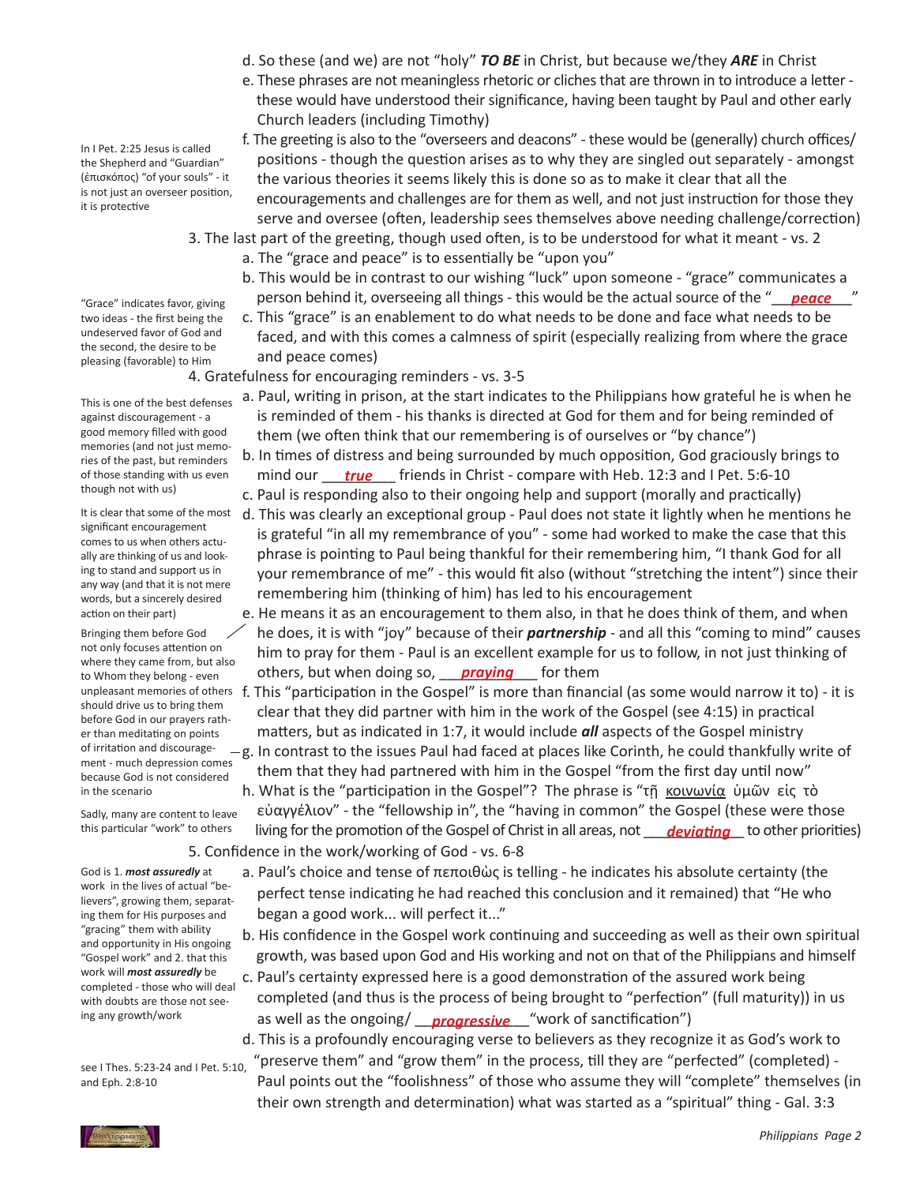d. So these (and we) are not "holy" ***TO BE*** in Christ, but because we/they ***ARE*** in Christ

e. These phrases are not meaningless rhetoric or cliches that are thrown in to introduce a letter - these would have understood their significance, having been taught by Paul and other early Church leaders (including Timothy)

In I Pet. 2:25 Jesus is called the Shepherd and "Guardian" (ἐπισκόπος) "of your souls" - it is not just an overseer position, it is protective

f. The greeting is also to the "overseers and deacons" - these would be (generally) church offices/ positions - though the question arises as to why they are singled out separately - amongst the various theories it seems likely this is done so as to make it clear that all the encouragements and challenges are for them as well, and not just instruction for those they serve and oversee (often, leadership sees themselves above needing challenge/correction)

3. The last part of the greeting, though used often, is to be understood for what it meant - vs. 2

a. The "grace and peace" is to essentially be "upon you"

b. This would be in contrast to our wishing "luck" upon someone - "grace" communicates a person behind it, overseeing all things - this would be the actual source of the "___***peace***___"

"Grace" indicates favor, giving two ideas - the first being the undeserved favor of God and the second, the desire to be pleasing (favorable) to Him

c. This "grace" is an enablement to do what needs to be done and face what needs to be faced, and with this comes a calmness of spirit (especially realizing from where the grace and peace comes)

4. Gratefulness for encouraging reminders - vs. 3-5

This is one of the best defenses against discouragement - a good memory filled with good memories (and not just memories of the past, but reminders of those standing with us even though not with us)

a. Paul, writing in prison, at the start indicates to the Philippians how grateful he is when he is reminded of them - his thanks is directed at God for them and for being reminded of them (we often think that our remembering is of ourselves or "by chance")

b. In times of distress and being surrounded by much opposition, God graciously brings to mind our ___***true***___ friends in Christ - compare with Heb. 12:3 and I Pet. 5:6-10

c. Paul is responding also to their ongoing help and support (morally and practically)

It is clear that some of the most significant encouragement comes to us when others actually are thinking of us and looking to stand and support us in any way (and that it is not mere words, but a sincerely desired action on their part)

d. This was clearly an exceptional group - Paul does not state it lightly when he mentions he is grateful "in all my remembrance of you" - some had worked to make the case that this phrase is pointing to Paul being thankful for their remembering him, "I thank God for all your remembrance of me" - this would fit also (without "stretching the intent") since their remembering him (thinking of him) has led to his encouragement

Bringing them before God not only focuses attention on where they came from, but also to Whom they belong - even unpleasant memories of others should drive us to bring them before God in our prayers rather than meditating on points of irritation and discouragement - much depression comes because God is not considered in the scenario

e. He means it as an encouragement to them also, in that he does think of them, and when he does, it is with "joy" because of their ***partnership*** - and all this "coming to mind" causes him to pray for them - Paul is an excellent example for us to follow, in not just thinking of others, but when doing so, ___***praying***___ for them

f. This "participation in the Gospel" is more than financial (as some would narrow it to) - it is clear that they did partner with him in the work of the Gospel (see 4:15) in practical matters, but as indicated in 1:7, it would include ***all*** aspects of the Gospel ministry

g. In contrast to the issues Paul had faced at places like Corinth, he could thankfully write of them that they had partnered with him in the Gospel "from the first day until now"

Sadly, many are content to leave this particular "work" to others

h. What is the "participation in the Gospel"? The phrase is "τῇ κοινωνίᾳ ὑμῶν εἰς τὸ εὐαγγέλιον" - the "fellowship in", the "having in common" the Gospel (these were those living for the promotion of the Gospel of Christ in all areas, not ___***deviating***___ to other priorities)

5. Confidence in the work/working of God - vs. 6-8

God is 1. ***most assuredly*** at work in the lives of actual "believers", growing them, separating them for His purposes and "gracing" them with ability and opportunity in His ongoing "Gospel work" and 2. that this work will ***most assuredly*** be completed - those who will deal with doubts are those not seeing any growth/work

a. Paul's choice and tense of πεποιθὼς is telling - he indicates his absolute certainty (the perfect tense indicating he had reached this conclusion and it remained) that "He who began a good work... will perfect it..."

b. His confidence in the Gospel work continuing and succeeding as well as their own spiritual growth, was based upon God and His working and not on that of the Philippians and himself

c. Paul's certainty expressed here is a good demonstration of the assured work being completed (and thus is the process of being brought to "perfection" (full maturity)) in us as well as the ongoing/ ___***progressive***___ "work of sanctification")

see I Thes. 5:23-24 and I Pet. 5:10, and Eph. 2:8-10

d. This is a profoundly encouraging verse to believers as they recognize it as God's work to "preserve them" and "grow them" in the process, till they are "perfected" (completed) - Paul points out the "foolishness" of those who assume they will "complete" themselves (in their own strength and determination) what was started as a "spiritual" thing - Gal. 3:3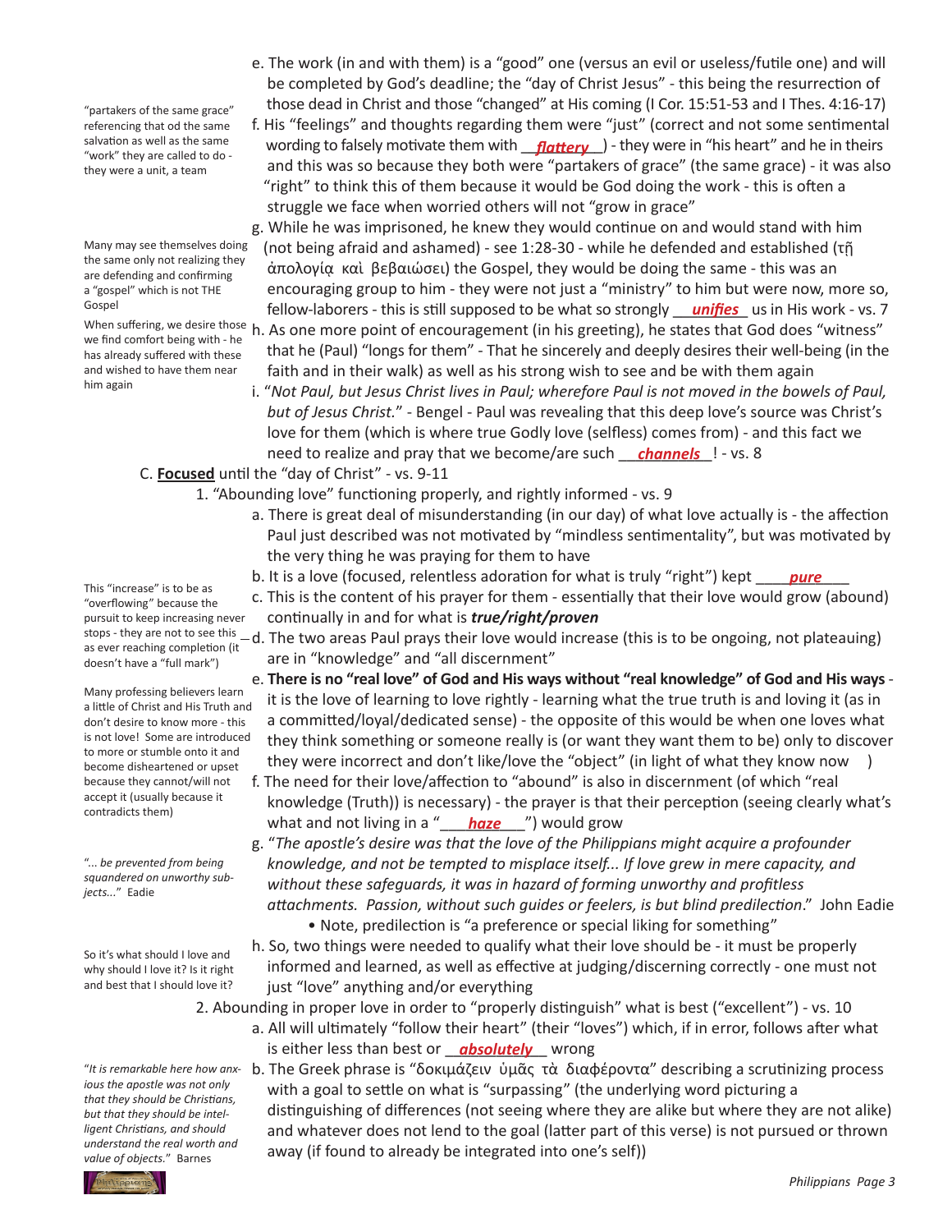"partakers of the same grace" referencing that od the same salvation as well as the same "work" they are called to do - they were a unit, a team

e. The work (in and with them) is a "good" one (versus an evil or useless/futile one) and will be completed by God's deadline; the "day of Christ Jesus" - this being the resurrection of those dead in Christ and those "changed" at His coming (I Cor. 15:51-53 and I Thes. 4:16-17)

f. His "feelings" and thoughts regarding them were "just" (correct and not some sentimental wording to falsely motivate them with __***flattery***__) - they were in "his heart" and he in theirs and this was so because they both were "partakers of grace" (the same grace) - it was also "right" to think this of them because it would be God doing the work - this is often a struggle we face when worried others will not "grow in grace"

Many may see themselves doing the same only not realizing they are defending and confirming a "gospel" which is not THE Gospel

g. While he was imprisoned, he knew they would continue on and would stand with him (not being afraid and ashamed) - see 1:28-30 - while he defended and established (τῇ ἀπολογίᾳ καὶ βεβαιώσει) the Gospel, they would be doing the same - this was an encouraging group to him - they were not just a "ministry" to him but were now, more so, fellow-laborers - this is still supposed to be what so strongly __***unifies***__ us in His work - vs. 7

When suffering, we desire those we find comfort being with - he has already suffered with these and wished to have them near him again

h. As one more point of encouragement (in his greeting), he states that God does "witness" that he (Paul) "longs for them" - That he sincerely and deeply desires their well-being (in the faith and in their walk) as well as his strong wish to see and be with them again

i. "*Not Paul, but Jesus Christ lives in Paul; wherefore Paul is not moved in the bowels of Paul, but of Jesus Christ.*" - Bengel - Paul was revealing that this deep love's source was Christ's love for them (which is where true Godly love (selfless) comes from) - and this fact we need to realize and pray that we become/are such __***channels***__! - vs. 8

C. **Focused** until the "day of Christ" - vs. 9-11

1. "Abounding love" functioning properly, and rightly informed - vs. 9

a. There is great deal of misunderstanding (in our day) of what love actually is - the affection Paul just described was not motivated by "mindless sentimentality", but was motivated by the very thing he was praying for them to have

b. It is a love (focused, relentless adoration for what is truly "right") kept ____***pure***____

This "increase" is to be as "overflowing" because the pursuit to keep increasing never stops - they are not to see this as ever reaching completion (it doesn't have a "full mark")

c. This is the content of his prayer for them - essentially that their love would grow (abound) continually in and for what is ***true/right/proven***

d. The two areas Paul prays their love would increase (this is to be ongoing, not plateauing) are in "knowledge" and "all discernment"

Many professing believers learn a little of Christ and His Truth and don't desire to know more - this is not love! Some are introduced to more or stumble onto it and become disheartened or upset because they cannot/will not accept it (usually because it contradicts them)

e. **There is no "real love" of God and His ways without "real knowledge" of God and His ways** - it is the love of learning to love rightly - learning what the true truth is and loving it (as in a committed/loyal/dedicated sense) - the opposite of this would be when one loves what they think something or someone really is (or want they want them to be) only to discover they were incorrect and don't like/love the "object" (in light of what they know now )

f. The need for their love/affection to "abound" is also in discernment (of which "real knowledge (Truth)) is necessary) - the prayer is that their perception (seeing clearly what's what and not living in a "___***haze***___") would grow

"*... be prevented from being squandered on unworthy subjects...*" Eadie

g. "*The apostle's desire was that the love of the Philippians might acquire a profounder knowledge, and not be tempted to misplace itself... If love grew in mere capacity, and without these safeguards, it was in hazard of forming unworthy and profitless attachments. Passion, without such guides or feelers, is but blind predilection*." John Eadie

- Note, predilection is "a preference or special liking for something"

So it's what should I love and why should I love it? Is it right and best that I should love it?

h. So, two things were needed to qualify what their love should be - it must be properly informed and learned, as well as effective at judging/discerning correctly - one must not just "love" anything and/or everything

2. Abounding in proper love in order to "properly distinguish" what is best ("excellent") - vs. 10

a. All will ultimately "follow their heart" (their "loves") which, if in error, follows after what is either less than best or __***absolutely***__ wrong

"*It is remarkable here how anxious the apostle was not only that they should be Christians, but that they should be intelligent Christians, and should understand the real worth and value of objects.*" Barnes

b. The Greek phrase is "δοκιμάζειν ὑμᾶς τὰ διαφέροντα" describing a scrutinizing process with a goal to settle on what is "surpassing" (the underlying word picturing a distinguishing of differences (not seeing where they are alike but where they are not alike) and whatever does not lend to the goal (latter part of this verse) is not pursued or thrown away (if found to already be integrated into one's self))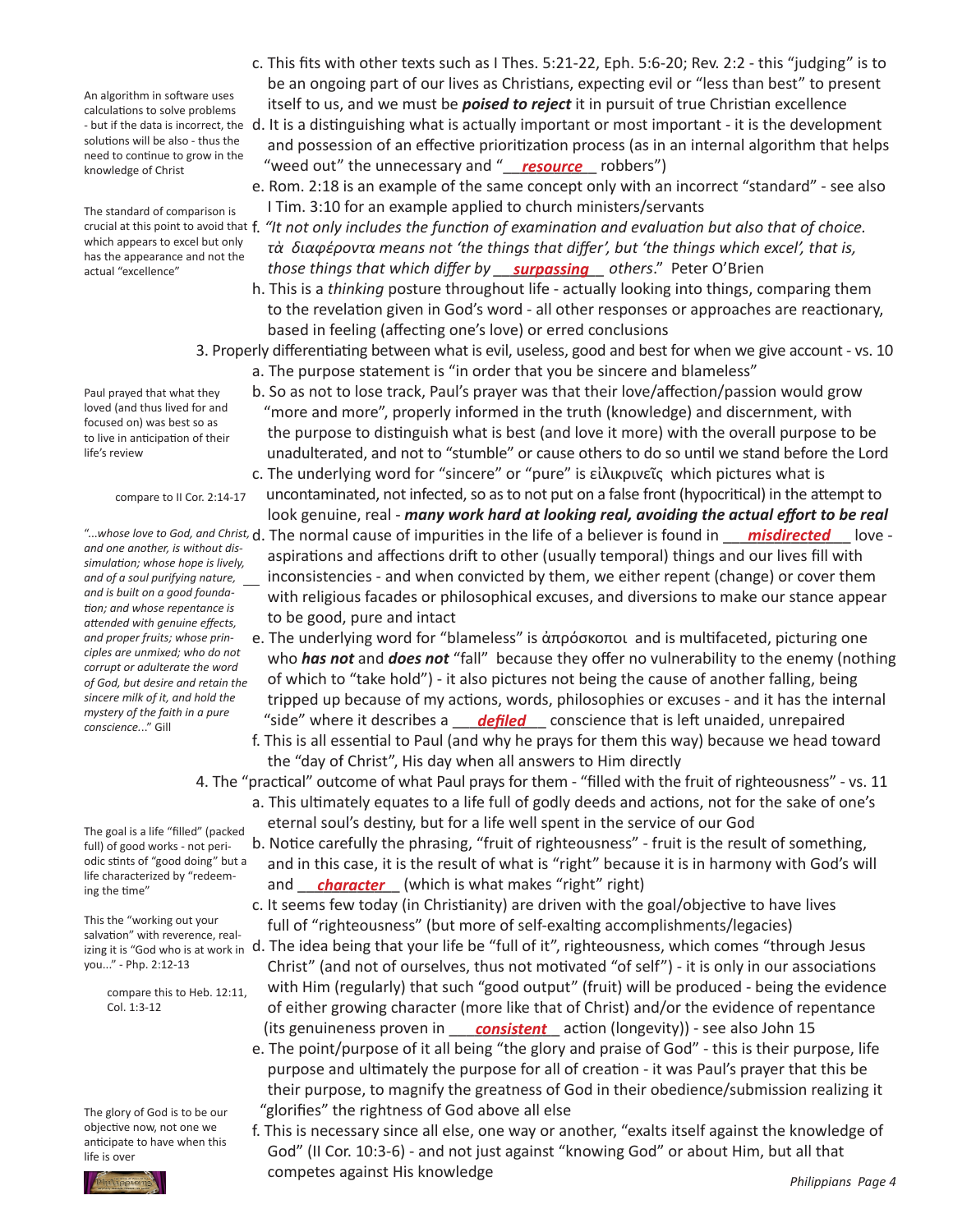c. This fits with other texts such as I Thes. 5:21-22, Eph. 5:6-20; Rev. 2:2 - this "judging" is to be an ongoing part of our lives as Christians, expecting evil or "less than best" to present itself to us, and we must be ***poised to reject*** it in pursuit of true Christian excellence

An algorithm in software uses calculations to solve problems - but if the data is incorrect, the solutions will be also - thus the need to continue to grow in the knowledge of Christ

d. It is a distinguishing what is actually important or most important - it is the development and possession of an effective prioritization process (as in an internal algorithm that helps "weed out" the unnecessary and "__***resource***__ robbers")

e. Rom. 2:18 is an example of the same concept only with an incorrect "standard" - see also I Tim. 3:10 for an example applied to church ministers/servants

The standard of comparison is crucial at this point to avoid that which appears to excel but only has the appearance and not the actual "excellence"

f. *"It not only includes the function of examination and evaluation but also that of choice. τὰ διαφέροντα means not 'the things that differ', but 'the things which excel', that is, those things that which differ by* __***surpassing***__ *others*." Peter O'Brien

h. This is a *thinking* posture throughout life - actually looking into things, comparing them to the revelation given in God's word - all other responses or approaches are reactionary, based in feeling (affecting one's love) or erred conclusions

3. Properly differentiating between what is evil, useless, good and best for when we give account - vs. 10

a. The purpose statement is "in order that you be sincere and blameless"

Paul prayed that what they loved (and thus lived for and focused on) was best so as to live in anticipation of their life's review

b. So as not to lose track, Paul's prayer was that their love/affection/passion would grow "more and more", properly informed in the truth (knowledge) and discernment, with the purpose to distinguish what is best (and love it more) with the overall purpose to be unadulterated, and not to "stumble" or cause others to do so until we stand before the Lord

compare to II Cor. 2:14-17

c. The underlying word for "sincere" or "pure" is εἰλικρινεῖς which pictures what is uncontaminated, not infected, so as to not put on a false front (hypocritical) in the attempt to look genuine, real - ***many work hard at looking real, avoiding the actual effort to be real***

*"...whose love to God, and Christ, and one another, is without dissimulation; whose hope is lively, and of a soul purifying nature, and is built on a good foundation; and whose repentance is attended with genuine effects, and proper fruits; whose principles are unmixed; who do not corrupt or adulterate the word of God, but desire and retain the sincere milk of it, and hold the mystery of the faith in a pure conscience...*" Gill

d. The normal cause of impurities in the life of a believer is found in __***misdirected***__ love - aspirations and affections drift to other (usually temporal) things and our lives fill with inconsistencies - and when convicted by them, we either repent (change) or cover them with religious facades or philosophical excuses, and diversions to make our stance appear to be good, pure and intact

e. The underlying word for "blameless" is ἀπρόσκοποι and is multifaceted, picturing one who ***has not*** and ***does not*** "fall" because they offer no vulnerability to the enemy (nothing of which to "take hold") - it also pictures not being the cause of another falling, being tripped up because of my actions, words, philosophies or excuses - and it has the internal "side" where it describes a __***defiled***__ conscience that is left unaided, unrepaired

f. This is all essential to Paul (and why he prays for them this way) because we head toward the "day of Christ", His day when all answers to Him directly

4. The "practical" outcome of what Paul prays for them - "filled with the fruit of righteousness" - vs. 11

a. This ultimately equates to a life full of godly deeds and actions, not for the sake of one's eternal soul's destiny, but for a life well spent in the service of our God

The goal is a life "filled" (packed full) of good works - not periodic stints of "good doing" but a life characterized by "redeeming the time"

b. Notice carefully the phrasing, "fruit of righteousness" - fruit is the result of something, and in this case, it is the result of what is "right" because it is in harmony with God's will and __***character***__ (which is what makes "right" right)

c. It seems few today (in Christianity) are driven with the goal/objective to have lives full of "righteousness" (but more of self-exalting accomplishments/legacies)

This the "working out your salvation" with reverence, realizing it is "God who is at work in you..." - Php. 2:12-13

compare this to Heb. 12:11, Col. 1:3-12

d. The idea being that your life be "full of it", righteousness, which comes "through Jesus Christ" (and not of ourselves, thus not motivated "of self") - it is only in our associations with Him (regularly) that such "good output" (fruit) will be produced - being the evidence of either growing character (more like that of Christ) and/or the evidence of repentance (its genuineness proven in __***consistent***__ action (longevity)) - see also John 15

e. The point/purpose of it all being "the glory and praise of God" - this is their purpose, life purpose and ultimately the purpose for all of creation - it was Paul's prayer that this be their purpose, to magnify the greatness of God in their obedience/submission realizing it "glorifies" the rightness of God above all else

The glory of God is to be our objective now, not one we anticipate to have when this life is over

f. This is necessary since all else, one way or another, "exalts itself against the knowledge of God" (II Cor. 10:3-6) - and not just against "knowing God" or about Him, but all that competes against His knowledge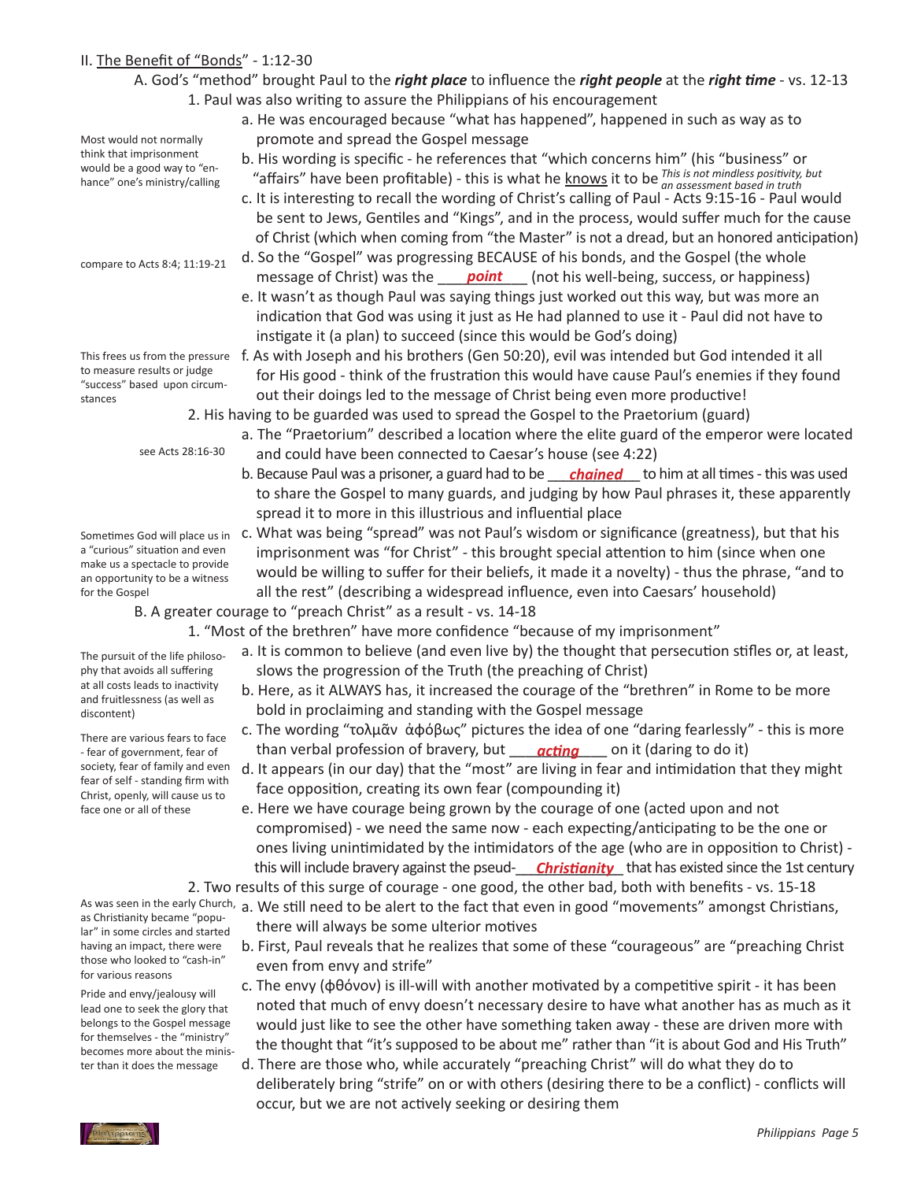## II. The Benefit of "Bonds" - 1:12-30

A. God's "method" brought Paul to the ***right place*** to influence the ***right people*** at the ***right time*** - vs. 12-13

1. Paul was also writing to assure the Philippians of his encouragement

   a. He was encouraged because "what has happened", happened in such as way as to promote and spread the Gospel message

   *Most would not normally think that imprisonment would be a good way to "enhance" one's ministry/calling*

   b. His wording is specific - he references that "which concerns him" (his "business" or "affairs" have been profitable) - this is what he knows it to be *This is not mindless positivity, but an assessment based in truth*

   c. It is interesting to recall the wording of Christ's calling of Paul - Acts 9:15-16 - Paul would be sent to Jews, Gentiles and "Kings", and in the process, would suffer much for the cause of Christ (which when coming from "the Master" is not a dread, but an honored anticipation)

   *compare to Acts 8:4; 11:19-21*

   d. So the "Gospel" was progressing BECAUSE of his bonds, and the Gospel (the whole message of Christ) was the ___***point***___ (not his well-being, success, or happiness)

   e. It wasn't as though Paul was saying things just worked out this way, but was more an indication that God was using it just as He had planned to use it - Paul did not have to instigate it (a plan) to succeed (since this would be God's doing)

   *This frees us from the pressure to measure results or judge "success" based upon circumstances*

   f. As with Joseph and his brothers (Gen 50:20), evil was intended but God intended it all for His good - think of the frustration this would have cause Paul's enemies if they found out their doings led to the message of Christ being even more productive!

2. His having to be guarded was used to spread the Gospel to the Praetorium (guard)

   a. The "Praetorium" described a location where the elite guard of the emperor were located and could have been connected to Caesar's house (see 4:22)

   *see Acts 28:16-30*

   b. Because Paul was a prisoner, a guard had to be ___***chained***___ to him at all times - this was used to share the Gospel to many guards, and judging by how Paul phrases it, these apparently spread it to more in this illustrious and influential place

   *Sometimes God will place us in a "curious" situation and even make us a spectacle to provide an opportunity to be a witness for the Gospel*

   c. What was being "spread" was not Paul's wisdom or significance (greatness), but that his imprisonment was "for Christ" - this brought special attention to him (since when one would be willing to suffer for their beliefs, it made it a novelty) - thus the phrase, "and to all the rest" (describing a widespread influence, even into Caesars' household)

B. A greater courage to "preach Christ" as a result - vs. 14-18

1. "Most of the brethren" have more confidence "because of my imprisonment"

   *The pursuit of the life philosophy that avoids all suffering at all costs leads to inactivity and fruitlessness (as well as discontent)*

   a. It is common to believe (and even live by) the thought that persecution stifles or, at least, slows the progression of the Truth (the preaching of Christ)

   b. Here, as it ALWAYS has, it increased the courage of the "brethren" in Rome to be more bold in proclaiming and standing with the Gospel message

   *There are various fears to face - fear of government, fear of society, fear of family and even fear of self - standing firm with Christ, openly, will cause us to face one or all of these*

   c. The wording "τολμᾶν ἀφόβως" pictures the idea of one "daring fearlessly" - this is more than verbal profession of bravery, but ___***acting***___ on it (daring to do it)

   d. It appears (in our day) that the "most" are living in fear and intimidation that they might face opposition, creating its own fear (compounding it)

   e. Here we have courage being grown by the courage of one (acted upon and not compromised) - we need the same now - each expecting/anticipating to be the one or ones living unintimidated by the intimidators of the age (who are in opposition to Christ) - this will include bravery against the pseud-___***Christianity***___ that has existed since the 1st century

2. Two results of this surge of courage - one good, the other bad, both with benefits - vs. 15-18

   *As was seen in the early Church, as Christianity became "popular" in some circles and started having an impact, there were those who looked to "cash-in" for various reasons*

   a. We still need to be alert to the fact that even in good "movements" amongst Christians, there will always be some ulterior motives

   b. First, Paul reveals that he realizes that some of these "courageous" are "preaching Christ even from envy and strife"

   *Pride and envy/jealousy will lead one to seek the glory that belongs to the Gospel message for themselves - the "ministry" becomes more about the minister than it does the message*

   c. The envy (φθόνον) is ill-will with another motivated by a competitive spirit - it has been noted that much of envy doesn't necessary desire to have what another has as much as it would just like to see the other have something taken away - these are driven more with the thought that "it's supposed to be about me" rather than "it is about God and His Truth"

   d. There are those who, while accurately "preaching Christ" will do what they do to deliberately bring "strife" on or with others (desiring there to be a conflict) - conflicts will occur, but we are not actively seeking or desiring them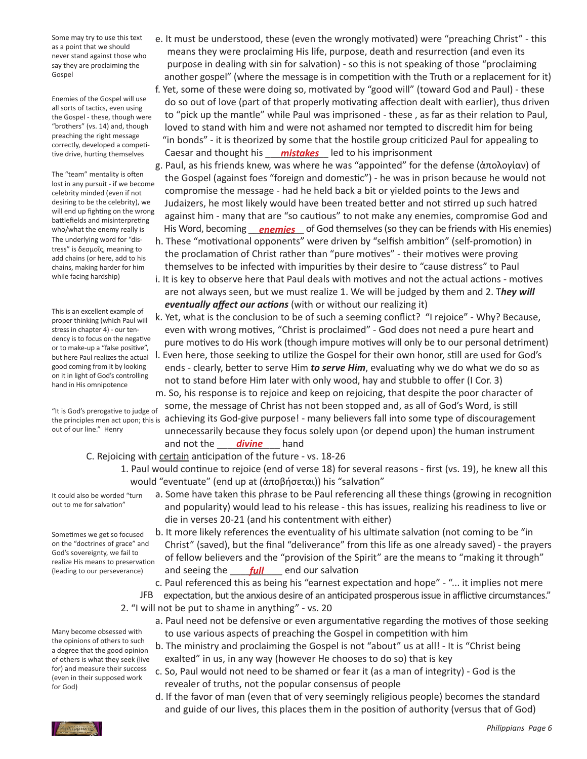Some may try to use this text as a point that we should never stand against those who say they are proclaiming the Gospel

e. It must be understood, these (even the wrongly motivated) were "preaching Christ" - this means they were proclaiming His life, purpose, death and resurrection (and even its purpose in dealing with sin for salvation) - so this is not speaking of those "proclaiming another gospel" (where the message is in competition with the Truth or a replacement for it)

Enemies of the Gospel will use all sorts of tactics, even using the Gospel - these, though were "brothers" (vs. 14) and, though preaching the right message correctly, developed a competitive drive, hurting themselves

f. Yet, some of these were doing so, motivated by "good will" (toward God and Paul) - these do so out of love (part of that properly motivating affection dealt with earlier), thus driven to "pick up the mantle" while Paul was imprisoned - these , as far as their relation to Paul, loved to stand with him and were not ashamed nor tempted to discredit him for being "in bonds" - it is theorized by some that the hostile group criticized Paul for appealing to Caesar and thought his ___***mistakes***___ led to his imprisonment

The "team" mentality is often lost in any pursuit - if we become celebrity minded (even if not desiring to be the celebrity), we will end up fighting on the wrong battlefields and misinterpreting who/what the enemy really is

g. Paul, as his friends knew, was where he was "appointed" for the defense (ἀπολογίαν) of the Gospel (against foes "foreign and domestic") - he was in prison because he would not compromise the message - had he held back a bit or yielded points to the Jews and Judaizers, he most likely would have been treated better and not stirred up such hatred against him - many that are "so cautious" to not make any enemies, compromise God and His Word, becoming ___***enemies***___ of God themselves (so they can be friends with His enemies)

The underlying word for "distress" is δεσμοῖς, meaning to add chains (or here, add to his chains, making harder for him while facing hardship)

h. These "motivational opponents" were driven by "selfish ambition" (self-promotion) in the proclamation of Christ rather than "pure motives" - their motives were proving themselves to be infected with impurities by their desire to "cause distress" to Paul

i. It is key to observe here that Paul deals with motives and not the actual actions - motives are not always seen, but we must realize 1. We will be judged by them and 2. T***hey will eventually affect our actions*** (with or without our realizing it)

This is an excellent example of proper thinking (which Paul will stress in chapter 4) - our tendency is to focus on the negative or to make-up a "false positive", but here Paul realizes the actual good coming from it by looking on it in light of God's controlling hand in His omnipotence

k. Yet, what is the conclusion to be of such a seeming conflict? "I rejoice" - Why? Because, even with wrong motives, "Christ is proclaimed" - God does not need a pure heart and pure motives to do His work (though impure motives will only be to our personal detriment)

l. Even here, those seeking to utilize the Gospel for their own honor, still are used for God's ends - clearly, better to serve Him ***to serve Him***, evaluating why we do what we do so as not to stand before Him later with only wood, hay and stubble to offer (I Cor. 3)

"It is God's prerogative to judge of the principles men act upon; this is out of our line." Henry

m. So, his response is to rejoice and keep on rejoicing, that despite the poor character of some, the message of Christ has not been stopped and, as all of God's Word, is still achieving its God-give purpose! - many believers fall into some type of discouragement unnecessarily because they focus solely upon (or depend upon) the human instrument and not the ___***divine***___ hand

C. Rejoicing with <u>certain</u> anticipation of the future - vs. 18-26

1. Paul would continue to rejoice (end of verse 18) for several reasons - first (vs. 19), he knew all this would "eventuate" (end up at (ἀποβήσεται)) his "salvation"

It could also be worded "turn out to me for salvation"

a. Some have taken this phrase to be Paul referencing all these things (growing in recognition and popularity) would lead to his release - this has issues, realizing his readiness to live or die in verses 20-21 (and his contentment with either)

Sometimes we get so focused on the "doctrines of grace" and God's sovereignty, we fail to realize His means to preservation (leading to our perseverance)

b. It more likely references the eventuality of his ultimate salvation (not coming to be "in Christ" (saved), but the final "deliverance" from this life as one already saved) - the prayers of fellow believers and the "provision of the Spirit" are the means to "making it through" and seeing the ___***full***___ end our salvation

c. Paul referenced this as being his "earnest expectation and hope" - "... it implies not mere expectation, but the anxious desire of an anticipated prosperous issue in afflictive circumstances." JFB

2. "I will not be put to shame in anything" - vs. 20

a. Paul need not be defensive or even argumentative regarding the motives of those seeking to use various aspects of preaching the Gospel in competition with him

Many become obsessed with the opinions of others to such a degree that the good opinion of others is what they seek (live for) and measure their success (even in their supposed work for God)

b. The ministry and proclaiming the Gospel is not "about" us at all! - It is "Christ being exalted" in us, in any way (however He chooses to do so) that is key

c. So, Paul would not need to be shamed or fear it (as a man of integrity) - God is the revealer of truths, not the popular consensus of people

d. If the favor of man (even that of very seemingly religious people) becomes the standard and guide of our lives, this places them in the position of authority (versus that of God)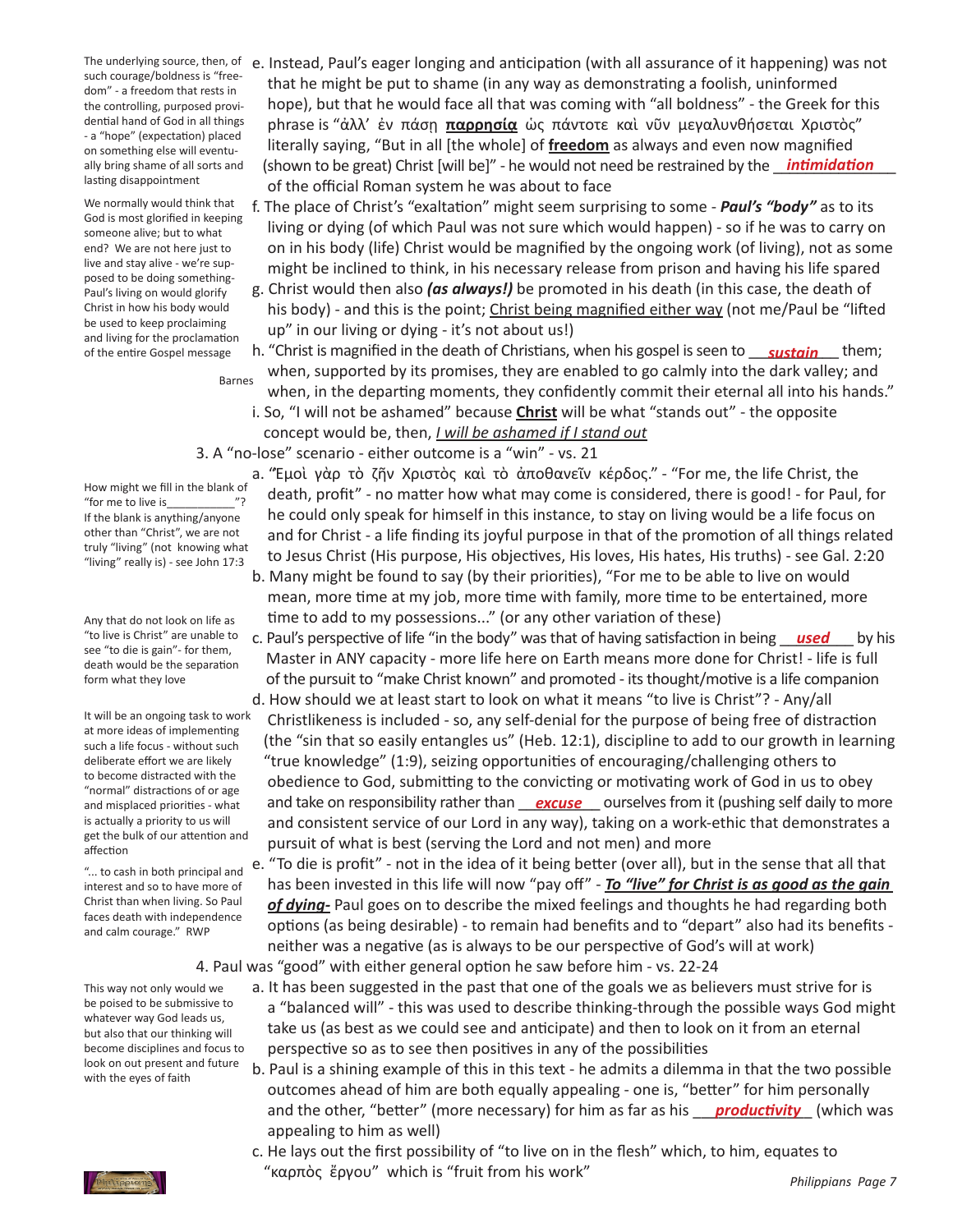The underlying source, then, of such courage/boldness is "freedom" - a freedom that rests in the controlling, purposed providential hand of God in all things - a "hope" (expectation) placed on something else will eventually bring shame of all sorts and lasting disappointment

e. Instead, Paul's eager longing and anticipation (with all assurance of it happening) was not that he might be put to shame (in any way as demonstrating a foolish, uninformed hope), but that he would face all that was coming with "all boldness" - the Greek for this phrase is "ἀλλ' ἐν πάσῃ **παρρησίᾳ** ὡς πάντοτε καὶ νῦν μεγαλυνθήσεται Χριστὸς" literally saying, "But in all [the whole] of **freedom** as always and even now magnified (shown to be great) Christ [will be]" - he would not need be restrained by the ***intimidation*** of the official Roman system he was about to face

We normally would think that God is most glorified in keeping someone alive; but to what end? We are not here just to live and stay alive - we're supposed to be doing something- Paul's living on would glorify Christ in how his body would be used to keep proclaiming and living for the proclamation of the entire Gospel message

f. The place of Christ's "exaltation" might seem surprising to some - ***Paul's "body"*** as to its living or dying (of which Paul was not sure which would happen) - so if he was to carry on on in his body (life) Christ would be magnified by the ongoing work (of living), not as some might be inclined to think, in his necessary release from prison and having his life spared

g. Christ would then also ***(as always!)*** be promoted in his death (in this case, the death of his body) - and this is the point; Christ being magnified either way (not me/Paul be "lifted up" in our living or dying - it's not about us!)

h. "Christ is magnified in the death of Christians, when his gospel is seen to ***sustain*** them; when, supported by its promises, they are enabled to go calmly into the dark valley; and when, in the departing moments, they confidently commit their eternal all into his hands." Barnes

i. So, "I will not be ashamed" because **Christ** will be what "stands out" - the opposite concept would be, then, *I will be ashamed if I stand out*

3. A "no-lose" scenario - either outcome is a "win" - vs. 21

How might we fill in the blank of "for me to live is__________"? If the blank is anything/anyone other than "Christ", we are not truly "living" (not knowing what "living" really is) - see John 17:3

a. "Ἐμοὶ γὰρ τὸ ζῆν Χριστὸς καὶ τὸ ἀποθανεῖν κέρδος." - "For me, the life Christ, the death, profit" - no matter how what may come is considered, there is good! - for Paul, for he could only speak for himself in this instance, to stay on living would be a life focus on and for Christ - a life finding its joyful purpose in that of the promotion of all things related to Jesus Christ (His purpose, His objectives, His loves, His hates, His truths) - see Gal. 2:20

b. Many might be found to say (by their priorities), "For me to be able to live on would mean, more time at my job, more time with family, more time to be entertained, more time to add to my possessions..." (or any other variation of these)

Any that do not look on life as "to live is Christ" are unable to see "to die is gain"- for them, death would be the separation form what they love

c. Paul's perspective of life "in the body" was that of having satisfaction in being ***used*** by his Master in ANY capacity - more life here on Earth means more done for Christ! - life is full of the pursuit to "make Christ known" and promoted - its thought/motive is a life companion

It will be an ongoing task to work at more ideas of implementing such a life focus - without such deliberate effort we are likely to become distracted with the "normal" distractions of or age and misplaced priorities - what is actually a priority to us will get the bulk of our attention and affection

d. How should we at least start to look on what it means "to live is Christ"? - Any/all Christlikeness is included - so, any self-denial for the purpose of being free of distraction (the "sin that so easily entangles us" (Heb. 12:1), discipline to add to our growth in learning "true knowledge" (1:9), seizing opportunities of encouraging/challenging others to obedience to God, submitting to the convicting or motivating work of God in us to obey and take on responsibility rather than ***excuse*** ourselves from it (pushing self daily to more and consistent service of our Lord in any way), taking on a work-ethic that demonstrates a pursuit of what is best (serving the Lord and not men) and more

"... to cash in both principal and interest and so to have more of Christ than when living. So Paul faces death with independence and calm courage." RWP

e. "To die is profit" - not in the idea of it being better (over all), but in the sense that all that has been invested in this life will now "pay off" - ***To "live" for Christ is as good as the gain of dying-*** Paul goes on to describe the mixed feelings and thoughts he had regarding both options (as being desirable) - to remain had benefits and to "depart" also had its benefits - neither was a negative (as is always to be our perspective of God's will at work)

4. Paul was "good" with either general option he saw before him - vs. 22-24

This way not only would we be poised to be submissive to whatever way God leads us, but also that our thinking will become disciplines and focus to look on out present and future with the eyes of faith

a. It has been suggested in the past that one of the goals we as believers must strive for is a "balanced will" - this was used to describe thinking-through the possible ways God might take us (as best as we could see and anticipate) and then to look on it from an eternal perspective so as to see then positives in any of the possibilities

b. Paul is a shining example of this in this text - he admits a dilemma in that the two possible outcomes ahead of him are both equally appealing - one is, "better" for him personally and the other, "better" (more necessary) for him as far as his ***productivity*** (which was appealing to him as well)

c. He lays out the first possibility of "to live on in the flesh" which, to him, equates to "καρπὸς ἔργου" which is "fruit from his work"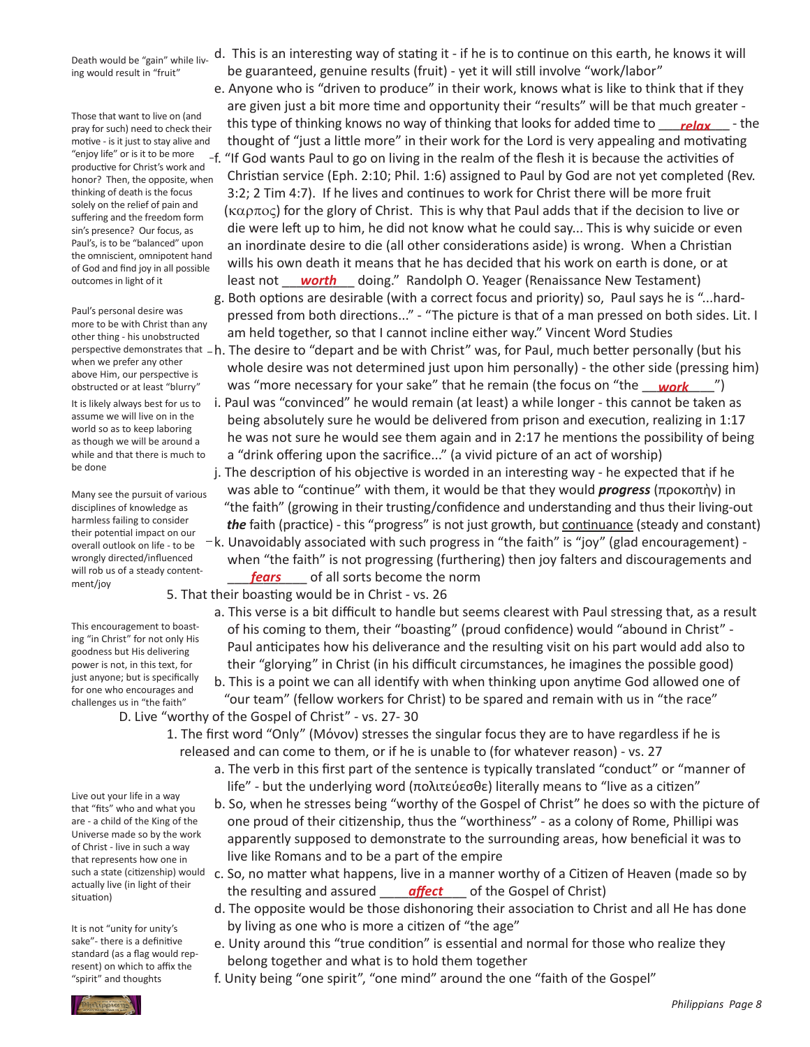Death would be "gain" while living would result in "fruit"

d. This is an interesting way of stating it - if he is to continue on this earth, he knows it will be guaranteed, genuine results (fruit) - yet it will still involve "work/labor"

e. Anyone who is "driven to produce" in their work, knows what is like to think that if they are given just a bit more time and opportunity their "results" will be that much greater - this type of thinking knows no way of thinking that looks for added time to ___***relax***___ - the thought of "just a little more" in their work for the Lord is very appealing and motivating

Those that want to live on (and pray for such) need to check their motive - is it just to stay alive and "enjoy life" or is it to be more productive for Christ's work and honor? Then, the opposite, when thinking of death is the focus solely on the relief of pain and suffering and the freedom form sin's presence? Our focus, as Paul's, is to be "balanced" upon the omniscient, omnipotent hand of God and find joy in all possible outcomes in light of it

f. "If God wants Paul to go on living in the realm of the flesh it is because the activities of Christian service (Eph. 2:10; Phil. 1:6) assigned to Paul by God are not yet completed (Rev. 3:2; 2 Tim 4:7). If he lives and continues to work for Christ there will be more fruit (καρπος) for the glory of Christ. This is why that Paul adds that if the decision to live or die were left up to him, he did not know what he could say... This is why suicide or even an inordinate desire to die (all other considerations aside) is wrong. When a Christian wills his own death it means that he has decided that his work on earth is done, or at least not ___***worth***___ doing." Randolph O. Yeager (Renaissance New Testament)

g. Both options are desirable (with a correct focus and priority) so, Paul says he is "...hard-pressed from both directions..." - "The picture is that of a man pressed on both sides. Lit. I am held together, so that I cannot incline either way." Vincent Word Studies

Paul's personal desire was more to be with Christ than any other thing - his unobstructed perspective demonstrates that when we prefer any other above Him, our perspective is obstructed or at least "blurry"

h. The desire to "depart and be with Christ" was, for Paul, much better personally (but his whole desire was not determined just upon him personally) - the other side (pressing him) was "more necessary for your sake" that he remain (the focus on "the ___***work***___")

It is likely always best for us to assume we will live on in the world so as to keep laboring as though we will be around a while and that there is much to be done

i. Paul was "convinced" he would remain (at least) a while longer - this cannot be taken as being absolutely sure he would be delivered from prison and execution, realizing in 1:17 he was not sure he would see them again and in 2:17 he mentions the possibility of being a "drink offering upon the sacrifice..." (a vivid picture of an act of worship)

j. The description of his objective is worded in an interesting way - he expected that if he was able to "continue" with them, it would be that they would ***progress*** (προκοπὴν) in "the faith" (growing in their trusting/confidence and understanding and thus their living-out ***the*** faith (practice) - this "progress" is not just growth, but <u>continuance</u> (steady and constant)

Many see the pursuit of various disciplines of knowledge as harmless failing to consider their potential impact on our overall outlook on life - to be wrongly directed/influenced will rob us of a steady content-ment/joy

k. Unavoidably associated with such progress in "the faith" is "joy" (glad encouragement) - when "the faith" is not progressing (furthering) then joy falters and discouragements and ___***fears***___ of all sorts become the norm

5. That their boasting would be in Christ - vs. 26

a. This verse is a bit difficult to handle but seems clearest with Paul stressing that, as a result of his coming to them, their "boasting" (proud confidence) would "abound in Christ" - Paul anticipates how his deliverance and the resulting visit on his part would add also to their "glorying" in Christ (in his difficult circumstances, he imagines the possible good)

This encouragement to boasting "in Christ" for not only His goodness but His delivering power is not, in this text, for just anyone; but is specifically for one who encourages and challenges us in "the faith"

b. This is a point we can all identify with when thinking upon anytime God allowed one of "our team" (fellow workers for Christ) to be spared and remain with us in "the race"

D. Live "worthy of the Gospel of Christ" - vs. 27- 30

1. The first word "Only" (Μόνον) stresses the singular focus they are to have regardless if he is released and can come to them, or if he is unable to (for whatever reason) - vs. 27

a. The verb in this first part of the sentence is typically translated "conduct" or "manner of life" - but the underlying word (πολιτεύεσθε) literally means to "live as a citizen"

Live out your life in a way that "fits" who and what you are - a child of the King of the Universe made so by the work of Christ - live in such a way that represents how one in such a state (citizenship) would actually live (in light of their situation)

b. So, when he stresses being "worthy of the Gospel of Christ" he does so with the picture of one proud of their citizenship, thus the "worthiness" - as a colony of Rome, Phillipi was apparently supposed to demonstrate to the surrounding areas, how beneficial it was to live like Romans and to be a part of the empire

c. So, no matter what happens, live in a manner worthy of a Citizen of Heaven (made so by the resulting and assured ___***affect***___ of the Gospel of Christ)

d. The opposite would be those dishonoring their association to Christ and all He has done by living as one who is more a citizen of "the age"

It is not "unity for unity's sake"- there is a definitive standard (as a flag would represent) on which to affix the "spirit" and thoughts

e. Unity around this "true condition" is essential and normal for those who realize they belong together and what is to hold them together

f. Unity being "one spirit", "one mind" around the one "faith of the Gospel"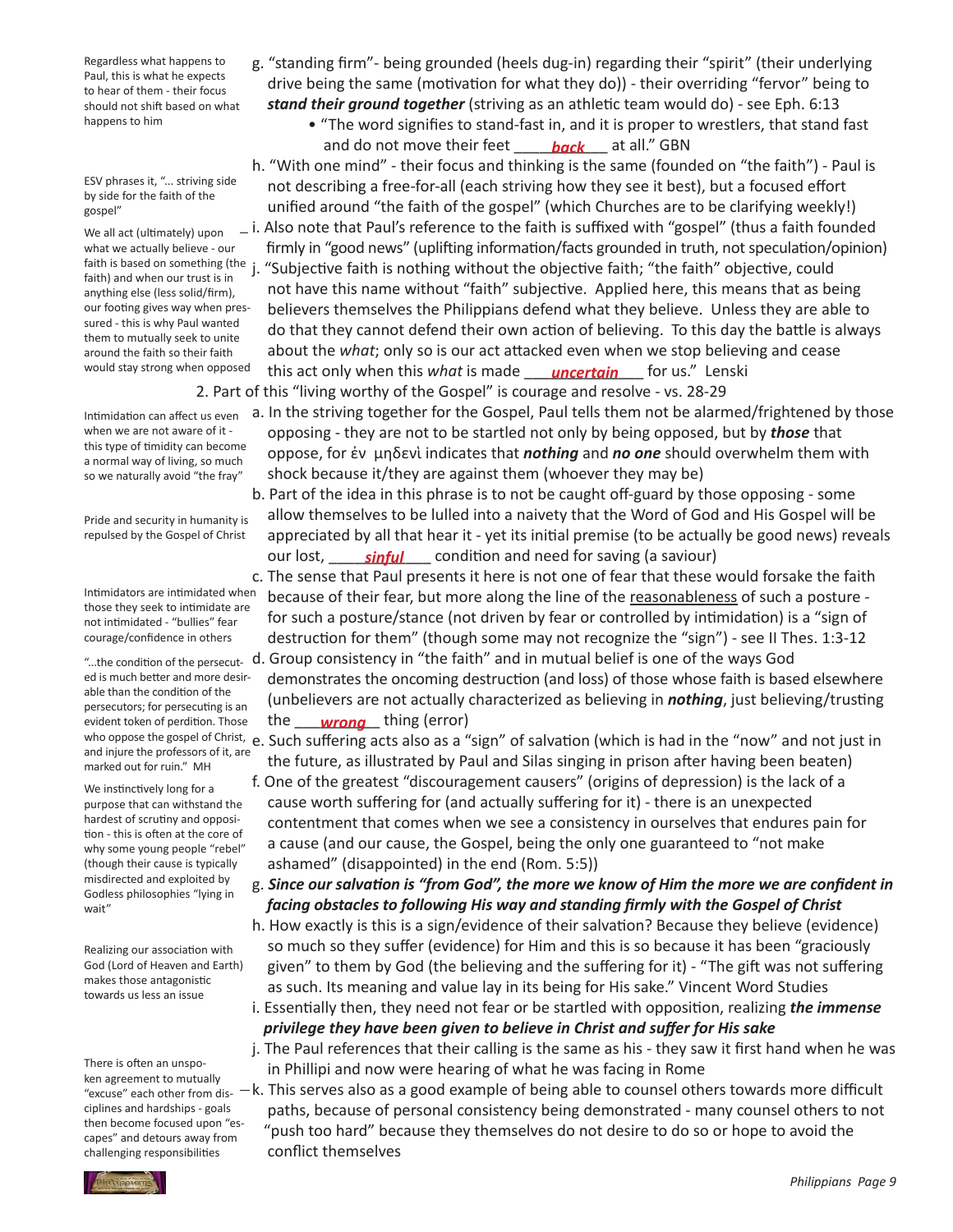g. "standing firm"- being grounded (heels dug-in) regarding their "spirit" (their underlying drive being the same (motivation for what they do)) - their overriding "fervor" being to ***stand their ground together*** (striving as an athletic team would do) - see Eph. 6:13

- "The word signifies to stand-fast in, and it is proper to wrestlers, that stand fast and do not move their feet ____***back***____ at all." GBN

> Regardless what happens to Paul, this is what he expects to hear of them - their focus should not shift based on what happens to him

h. "With one mind" - their focus and thinking is the same (founded on "the faith") - Paul is not describing a free-for-all (each striving how they see it best), but a focused effort unified around "the faith of the gospel" (which Churches are to be clarifying weekly!)

> ESV phrases it, "... striving side by side for the faith of the gospel"

i. Also note that Paul's reference to the faith is suffixed with "gospel" (thus a faith founded firmly in "good news" (uplifting information/facts grounded in truth, not speculation/opinion)

j. "Subjective faith is nothing without the objective faith; "the faith" objective, could not have this name without "faith" subjective. Applied here, this means that as being believers themselves the Philippians defend what they believe. Unless they are able to do that they cannot defend their own action of believing. To this day the battle is always about the *what*; only so is our act attacked even when we stop believing and cease this act only when this *what* is made ___***uncertain***___ for us." Lenski

> We all act (ultimately) upon what we actually believe - our faith is based on something (the faith) and when our trust is in anything else (less solid/firm), our footing gives way when pressured - this is why Paul wanted them to mutually seek to unite around the faith so their faith would stay strong when opposed

2. Part of this "living worthy of the Gospel" is courage and resolve - vs. 28-29

a. In the striving together for the Gospel, Paul tells them not be alarmed/frightened by those opposing - they are not to be startled not only by being opposed, but by ***those*** that oppose, for ἐν μηδενὶ indicates that ***nothing*** and ***no one*** should overwhelm them with shock because it/they are against them (whoever they may be)

> Intimidation can affect us even when we are not aware of it - this type of timidity can become a normal way of living, so much so we naturally avoid "the fray"

b. Part of the idea in this phrase is to not be caught off-guard by those opposing - some allow themselves to be lulled into a naivety that the Word of God and His Gospel will be appreciated by all that hear it - yet its initial premise (to be actually be good news) reveals our lost, ____***sinful***____ condition and need for saving (a saviour)

> Pride and security in humanity is repulsed by the Gospel of Christ

c. The sense that Paul presents it here is not one of fear that these would forsake the faith because of their fear, but more along the line of the <u>reasonableness</u> of such a posture - for such a posture/stance (not driven by fear or controlled by intimidation) is a "sign of destruction for them" (though some may not recognize the "sign") - see II Thes. 1:3-12

> Intimidators are intimidated when those they seek to intimidate are not intimidated - "bullies" fear courage/confidence in others

d. Group consistency in "the faith" and in mutual belief is one of the ways God demonstrates the oncoming destruction (and loss) of those whose faith is based elsewhere (unbelievers are not actually characterized as believing in ***nothing***, just believing/trusting the ___***wrong***___ thing (error)

> "...the condition of the persecuted is much better and more desirable than the condition of the persecutors; for persecuting is an evident token of perdition. Those who oppose the gospel of Christ, and injure the professors of it, are marked out for ruin." MH

e. Such suffering acts also as a "sign" of salvation (which is had in the "now" and not just in the future, as illustrated by Paul and Silas singing in prison after having been beaten)

f. One of the greatest "discouragement causers" (origins of depression) is the lack of a cause worth suffering for (and actually suffering for it) - there is an unexpected contentment that comes when we see a consistency in ourselves that endures pain for a cause (and our cause, the Gospel, being the only one guaranteed to "not make ashamed" (disappointed) in the end (Rom. 5:5))

> We instinctively long for a purpose that can withstand the hardest of scrutiny and opposition - this is often at the core of why some young people "rebel" (though their cause is typically misdirected and exploited by Godless philosophies "lying in wait"

g. ***Since our salvation is "from God", the more we know of Him the more we are confident in facing obstacles to following His way and standing firmly with the Gospel of Christ***

h. How exactly is this is a sign/evidence of their salvation? Because they believe (evidence) so much so they suffer (evidence) for Him and this is so because it has been "graciously given" to them by God (the believing and the suffering for it) - "The gift was not suffering as such. Its meaning and value lay in its being for His sake." Vincent Word Studies

> Realizing our association with God (Lord of Heaven and Earth) makes those antagonistic towards us less an issue

i. Essentially then, they need not fear or be startled with opposition, realizing ***the immense privilege they have been given to believe in Christ and suffer for His sake***

j. The Paul references that their calling is the same as his - they saw it first hand when he was in Phillipi and now were hearing of what he was facing in Rome

k. This serves also as a good example of being able to counsel others towards more difficult paths, because of personal consistency being demonstrated - many counsel others to not "push too hard" because they themselves do not desire to do so or hope to avoid the conflict themselves

> There is often an unspoken agreement to mutually "excuse" each other from disciplines and hardships - goals then become focused upon "escapes" and detours away from challenging responsibilities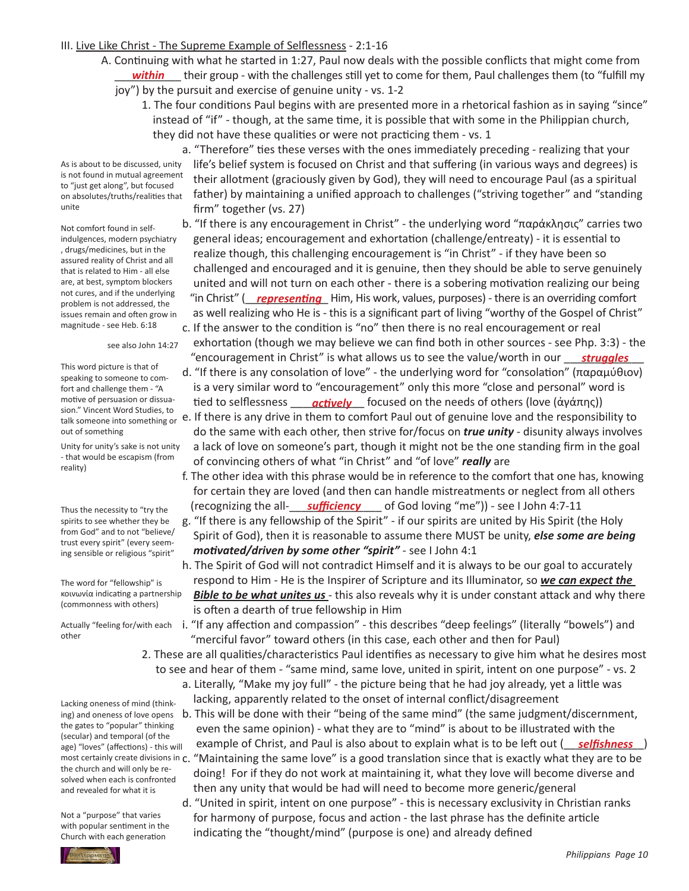III. <u>Live Like Christ - The Supreme Example of Selflessness</u> - 2:1-16

A. Continuing with what he started in 1:27, Paul now deals with the possible conflicts that might come from ___***within***___ their group - with the challenges still yet to come for them, Paul challenges them (to "fulfill my joy") by the pursuit and exercise of genuine unity - vs. 1-2

1. The four conditions Paul begins with are presented more in a rhetorical fashion as in saying "since" instead of "if" - though, at the same time, it is possible that with some in the Philippian church, they did not have these qualities or were not practicing them - vs. 1

a. "Therefore" ties these verses with the ones immediately preceding - realizing that your life's belief system is focused on Christ and that suffering (in various ways and degrees) is their allotment (graciously given by God), they will need to encourage Paul (as a spiritual father) by maintaining a unified approach to challenges ("striving together" and "standing firm" together (vs. 27)

> As is about to be discussed, unity is not found in mutual agreement to "just get along", but focused on absolutes/truths/realities that unite

b. "If there is any encouragement in Christ" - the underlying word "παράκλησις" carries two general ideas; encouragement and exhortation (challenge/entreaty) - it is essential to realize though, this challenging encouragement is "in Christ" - if they have been so challenged and encouraged and it is genuine, then they should be able to serve genuinely united and will not turn on each other - there is a sobering motivation realizing our being "in Christ" (__***representing***__ Him, His work, values, purposes) - there is an overriding comfort as well realizing who He is - this is a significant part of living "worthy of the Gospel of Christ"

> Not comfort found in self-indulgences, modern psychiatry , drugs/medicines, but in the assured reality of Christ and all that is related to Him - all else are, at best, symptom blockers not cures, and if the underlying problem is not addressed, the issues remain and often grow in magnitude - see Heb. 6:18

> see also John 14:27

c. If the answer to the condition is "no" then there is no real encouragement or real exhortation (though we may believe we can find both in other sources - see Php. 3:3) - the "encouragement in Christ" is what allows us to see the value/worth in our ___***struggles***___

d. "If there is any consolation of love" - the underlying word for "consolation" (παραμύθιον) is a very similar word to "encouragement" only this more "close and personal" word is tied to selflessness ___***actively***___ focused on the needs of others (love (ἀγάπης))

> This word picture is that of speaking to someone to comfort and challenge them - "A motive of persuasion or dissuasion." Vincent Word Studies, to talk someone into something or out of something

e. If there is any drive in them to comfort Paul out of genuine love and the responsibility to do the same with each other, then strive for/focus on ***true unity*** - disunity always involves a lack of love on someone's part, though it might not be the one standing firm in the goal of convincing others of what "in Christ" and "of love" ***really*** are

> Unity for unity's sake is not unity - that would be escapism (from reality)

f. The other idea with this phrase would be in reference to the comfort that one has, knowing for certain they are loved (and then can handle mistreatments or neglect from all others (recognizing the all-___***sufficiency***___ of God loving "me")) - see I John 4:7-11

g. "If there is any fellowship of the Spirit" - if our spirits are united by His Spirit (the Holy Spirit of God), then it is reasonable to assume there MUST be unity, ***else some are being motivated/driven by some other "spirit"*** - see I John 4:1

> Thus the necessity to "try the spirits to see whether they be from God" and to not "believe/trust every spirit" (every seeming sensible or religious "spirit"

h. The Spirit of God will not contradict Himself and it is always to be our goal to accurately respond to Him - He is the Inspirer of Scripture and its Illuminator, so ***<u>we can expect the Bible to be what unites us</u>*** - this also reveals why it is under constant attack and why there is often a dearth of true fellowship in Him

> The word for "fellowship" is κοινωνία indicating a partnership (commonness with others)

i. "If any affection and compassion" - this describes "deep feelings" (literally "bowels") and "merciful favor" toward others (in this case, each other and then for Paul)

> Actually "feeling for/with each other

2. These are all qualities/characteristics Paul identifies as necessary to give him what he desires most to see and hear of them - "same mind, same love, united in spirit, intent on one purpose" - vs. 2

a. Literally, "Make my joy full" - the picture being that he had joy already, yet a little was lacking, apparently related to the onset of internal conflict/disagreement

b. This will be done with their "being of the same mind" (the same judgment/discernment, even the same opinion) - what they are to "mind" is about to be illustrated with the example of Christ, and Paul is also about to explain what is to be left out (__***selfishness***__)

> Lacking oneness of mind (thinking) and oneness of love opens the gates to "popular" thinking (secular) and temporal (of the age) "loves" (affections) - this will most certainly create divisions in the church and will only be resolved when each is confronted and revealed for what it is

c. "Maintaining the same love" is a good translation since that is exactly what they are to be doing! For if they do not work at maintaining it, what they love will become diverse and then any unity that would be had will need to become more generic/general

d. "United in spirit, intent on one purpose" - this is necessary exclusivity in Christian ranks for harmony of purpose, focus and action - the last phrase has the definite article indicating the "thought/mind" (purpose is one) and already defined

> Not a "purpose" that varies with popular sentiment in the Church with each generation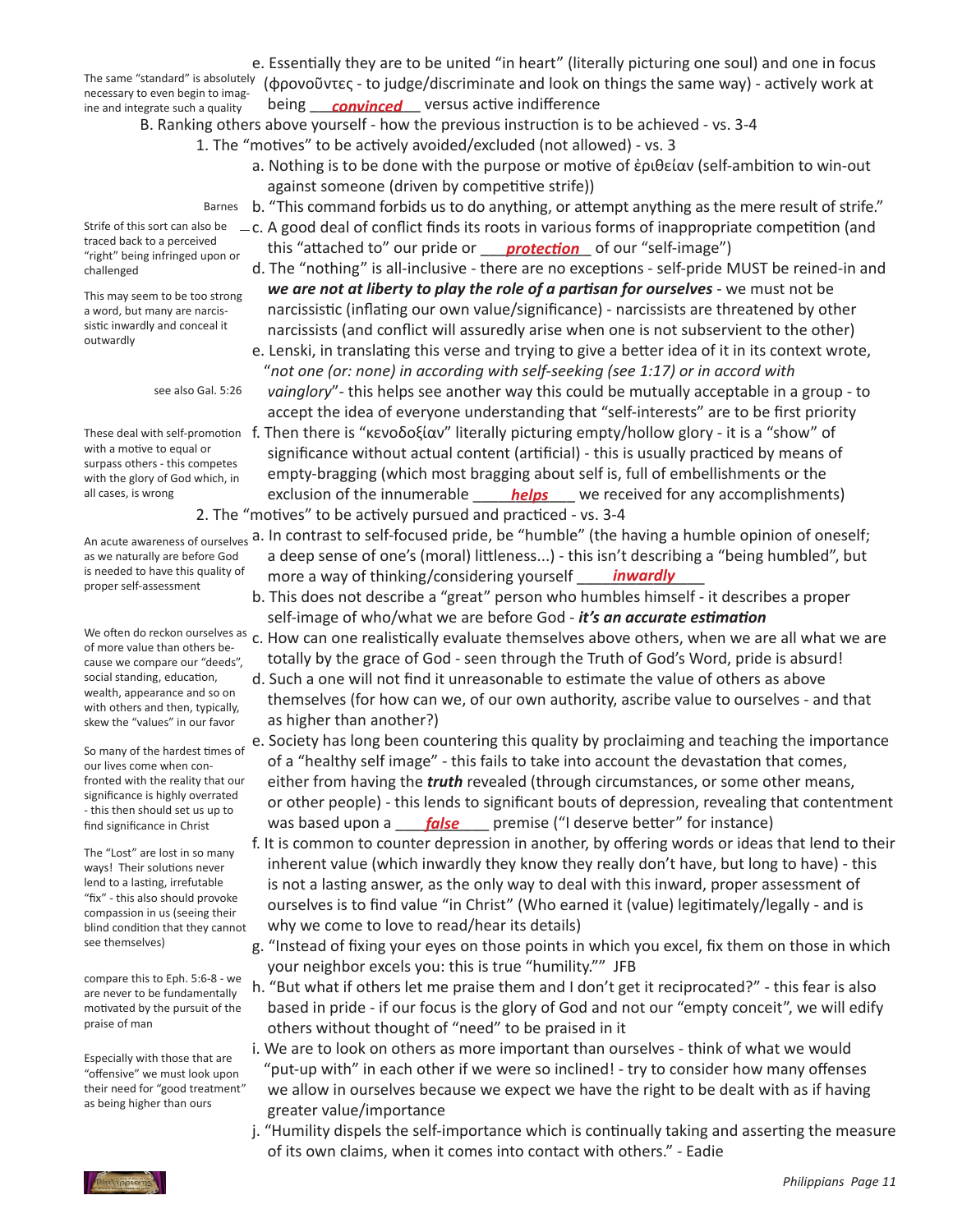e. Essentially they are to be united "in heart" (literally picturing one soul) and one in focus (φρονοῦντες - to judge/discriminate and look on things the same way) - actively work at being ___***convinced***___ versus active indifference

> The same "standard" is absolutely necessary to even begin to imagine and integrate such a quality

B. Ranking others above yourself - how the previous instruction is to be achieved - vs. 3-4

1. The "motives" to be actively avoided/excluded (not allowed) - vs. 3

a. Nothing is to be done with the purpose or motive of ἐριθείαν (self-ambition to win-out against someone (driven by competitive strife))

b. "This command forbids us to do anything, or attempt anything as the mere result of strife." (Barnes)

c. A good deal of conflict finds its roots in various forms of inappropriate competition (and this "attached to" our pride or ___***protection***___ of our "self-image")

> Strife of this sort can also be traced back to a perceived "right" being infringed upon or challenged

d. The "nothing" is all-inclusive - there are no exceptions - self-pride MUST be reined-in and ***we are not at liberty to play the role of a partisan for ourselves*** - we must not be narcissistic (inflating our own value/significance) - narcissists are threatened by other narcissists (and conflict will assuredly arise when one is not subservient to the other)

> This may seem to be too strong a word, but many are narcissistic inwardly and conceal it outwardly

e. Lenski, in translating this verse and trying to give a better idea of it in its context wrote, "*not one (or: none) in according with self-seeking (see 1:17) or in accord with vainglory*"- this helps see another way this could be mutually acceptable in a group - to accept the idea of everyone understanding that "self-interests" are to be first priority

> see also Gal. 5:26

f. Then there is "κενοδοξίαν" literally picturing empty/hollow glory - it is a "show" of significance without actual content (artificial) - this is usually practiced by means of empty-bragging (which most bragging about self is, full of embellishments or the exclusion of the innumerable ____***helps***___ we received for any accomplishments)

> These deal with self-promotion with a motive to equal or surpass others - this competes with the glory of God which, in all cases, is wrong

2. The "motives" to be actively pursued and practiced - vs. 3-4

a. In contrast to self-focused pride, be "humble" (the having a humble opinion of oneself; a deep sense of one's (moral) littleness...) - this isn't describing a "being humbled", but more a way of thinking/considering yourself ____***inwardly***____

> An acute awareness of ourselves as we naturally are before God is needed to have this quality of proper self-assessment

b. This does not describe a "great" person who humbles himself - it describes a proper self-image of who/what we are before God - ***it's an accurate estimation***

c. How can one realistically evaluate themselves above others, when we are all what we are totally by the grace of God - seen through the Truth of God's Word, pride is absurd!

> We often do reckon ourselves as of more value than others because we compare our "deeds", social standing, education, wealth, appearance and so on with others and then, typically, skew the "values" in our favor

d. Such a one will not find it unreasonable to estimate the value of others as above themselves (for how can we, of our own authority, ascribe value to ourselves - and that as higher than another?)

e. Society has long been countering this quality by proclaiming and teaching the importance of a "healthy self image" - this fails to take into account the devastation that comes, either from having the ***truth*** revealed (through circumstances, or some other means, or other people) - this lends to significant bouts of depression, revealing that contentment was based upon a ___***false***____ premise ("I deserve better" for instance)

> So many of the hardest times of our lives come when confronted with the reality that our significance is highly overrated - this then should set us up to find significance in Christ

f. It is common to counter depression in another, by offering words or ideas that lend to their inherent value (which inwardly they know they really don't have, but long to have) - this is not a lasting answer, as the only way to deal with this inward, proper assessment of ourselves is to find value "in Christ" (Who earned it (value) legitimately/legally - and is why we come to love to read/hear its details)

> The "Lost" are lost in so many ways! Their solutions never lend to a lasting, irrefutable "fix" - this also should provoke compassion in us (seeing their blind condition that they cannot see themselves)

g. "Instead of fixing your eyes on those points in which you excel, fix them on those in which your neighbor excels you: this is true "humility."" JFB

h. "But what if others let me praise them and I don't get it reciprocated?" - this fear is also based in pride - if our focus is the glory of God and not our "empty conceit", we will edify others without thought of "need" to be praised in it

> compare this to Eph. 5:6-8 - we are never to be fundamentally motivated by the pursuit of the praise of man

i. We are to look on others as more important than ourselves - think of what we would "put-up with" in each other if we were so inclined! - try to consider how many offenses we allow in ourselves because we expect we have the right to be dealt with as if having greater value/importance

> Especially with those that are "offensive" we must look upon their need for "good treatment" as being higher than ours

j. "Humility dispels the self-importance which is continually taking and asserting the measure of its own claims, when it comes into contact with others." - Eadie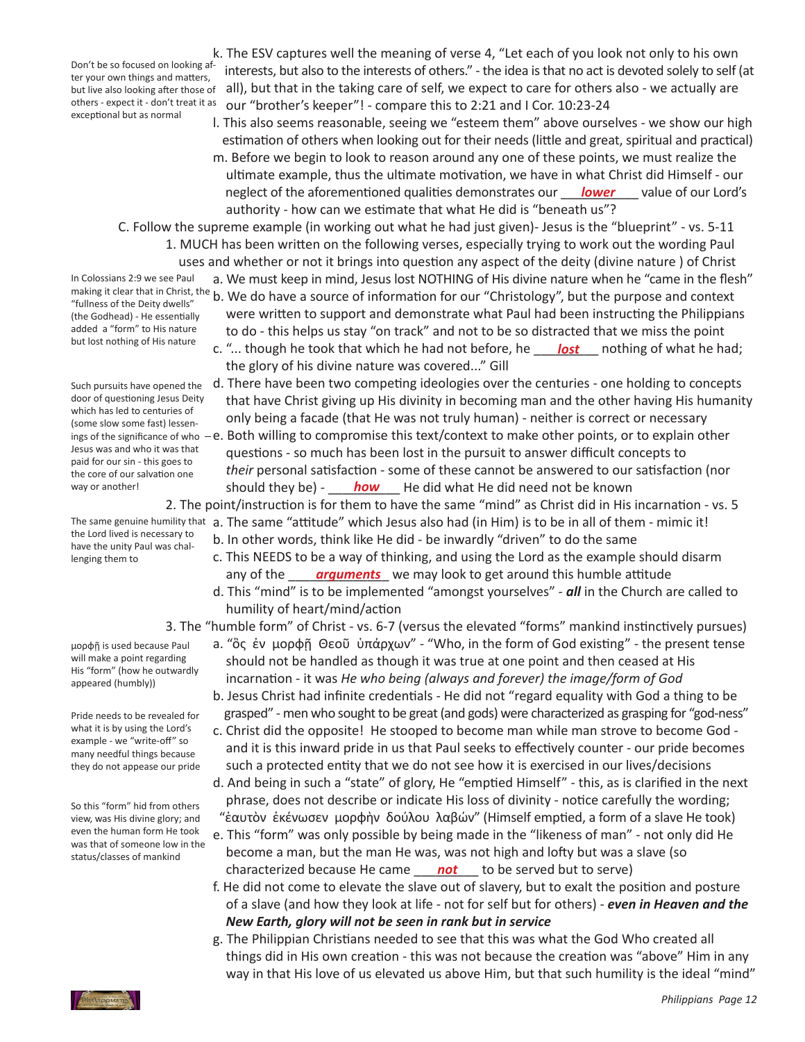Don't be so focused on looking after your own things and matters, but live also looking after those of others - expect it - don't treat it as exceptional but as normal

k. The ESV captures well the meaning of verse 4, "Let each of you look not only to his own interests, but also to the interests of others." - the idea is that no act is devoted solely to self (at all), but that in the taking care of self, we expect to care for others also - we actually are our "brother's keeper"! - compare this to 2:21 and I Cor. 10:23-24

l. This also seems reasonable, seeing we "esteem them" above ourselves - we show our high estimation of others when looking out for their needs (little and great, spiritual and practical)

m. Before we begin to look to reason around any one of these points, we must realize the ultimate example, thus the ultimate motivation, we have in what Christ did Himself - our neglect of the aforementioned qualities demonstrates our ___***lower***___ value of our Lord's authority - how can we estimate that what He did is "beneath us"?

C. Follow the supreme example (in working out what he had just given)- Jesus is the "blueprint" - vs. 5-11

1. MUCH has been written on the following verses, especially trying to work out the wording Paul uses and whether or not it brings into question any aspect of the deity (divine nature ) of Christ

In Colossians 2:9 we see Paul making it clear that in Christ, the "fullness of the Deity dwells" (the Godhead) - He essentially added a "form" to His nature but lost nothing of His nature

a. We must keep in mind, Jesus lost NOTHING of His divine nature when he "came in the flesh"

b. We do have a source of information for our "Christology", but the purpose and context were written to support and demonstrate what Paul had been instructing the Philippians to do - this helps us stay "on track" and not to be so distracted that we miss the point

c. "... though he took that which he had not before, he ___***lost***___ nothing of what he had; the glory of his divine nature was covered..." Gill

Such pursuits have opened the door of questioning Jesus Deity which has led to centuries of (some slow some fast) lessenings of the significance of who Jesus was and who it was that paid for our sin - this goes to the core of our salvation one way or another!

d. There have been two competing ideologies over the centuries - one holding to concepts that have Christ giving up His divinity in becoming man and the other having His humanity only being a facade (that He was not truly human) - neither is correct or necessary

e. Both willing to compromise this text/context to make other points, or to explain other questions - so much has been lost in the pursuit to answer difficult concepts to *their* personal satisfaction - some of these cannot be answered to our satisfaction (nor should they be) - ___***how***___ He did what He did need not be known

2. The point/instruction is for them to have the same "mind" as Christ did in His incarnation - vs. 5

The same genuine humility that the Lord lived is necessary to have the unity Paul was challenging them to

a. The same "attitude" which Jesus also had (in Him) is to be in all of them - mimic it!

b. In other words, think like He did - be inwardly "driven" to do the same

c. This NEEDS to be a way of thinking, and using the Lord as the example should disarm any of the ___***arguments***___ we may look to get around this humble attitude

d. This "mind" is to be implemented "amongst yourselves" - ***all*** in the Church are called to humility of heart/mind/action

3. The "humble form" of Christ - vs. 6-7 (versus the elevated "forms" mankind instinctively pursues)

μορφῇ is used because Paul will make a point regarding His "form" (how he outwardly appeared (humbly))

a. "ὃς ἐν μορφῇ Θεοῦ ὑπάρχων" - "Who, in the form of God existing" - the present tense should not be handled as though it was true at one point and then ceased at His incarnation - it was *He who being (always and forever) the image/form of God*

b. Jesus Christ had infinite credentials - He did not "regard equality with God a thing to be grasped" - men who sought to be great (and gods) were characterized as grasping for "god-ness"

Pride needs to be revealed for what it is by using the Lord's example - we "write-off" so many needful things because they do not appease our pride

c. Christ did the opposite! He stooped to become man while man strove to become God - and it is this inward pride in us that Paul seeks to effectively counter - our pride becomes such a protected entity that we do not see how it is exercised in our lives/decisions

d. And being in such a "state" of glory, He "emptied Himself" - this, as is clarified in the next phrase, does not describe or indicate His loss of divinity - notice carefully the wording; "ἑαυτὸν ἐκένωσεν μορφὴν δούλου λαβών" (Himself emptied, a form of a slave He took)

So this "form" hid from others view, was His divine glory; and even the human form He took was that of someone low in the status/classes of mankind

e. This "form" was only possible by being made in the "likeness of man" - not only did He become a man, but the man He was, was not high and lofty but was a slave (so characterized because He came ___***not***___ to be served but to serve)

f. He did not come to elevate the slave out of slavery, but to exalt the position and posture of a slave (and how they look at life - not for self but for others) - ***even in Heaven and the New Earth, glory will not be seen in rank but in service***

g. The Philippian Christians needed to see that this was what the God Who created all things did in His own creation - this was not because the creation was "above" Him in any way in that His love of us elevated us above Him, but that such humility is the ideal "mind"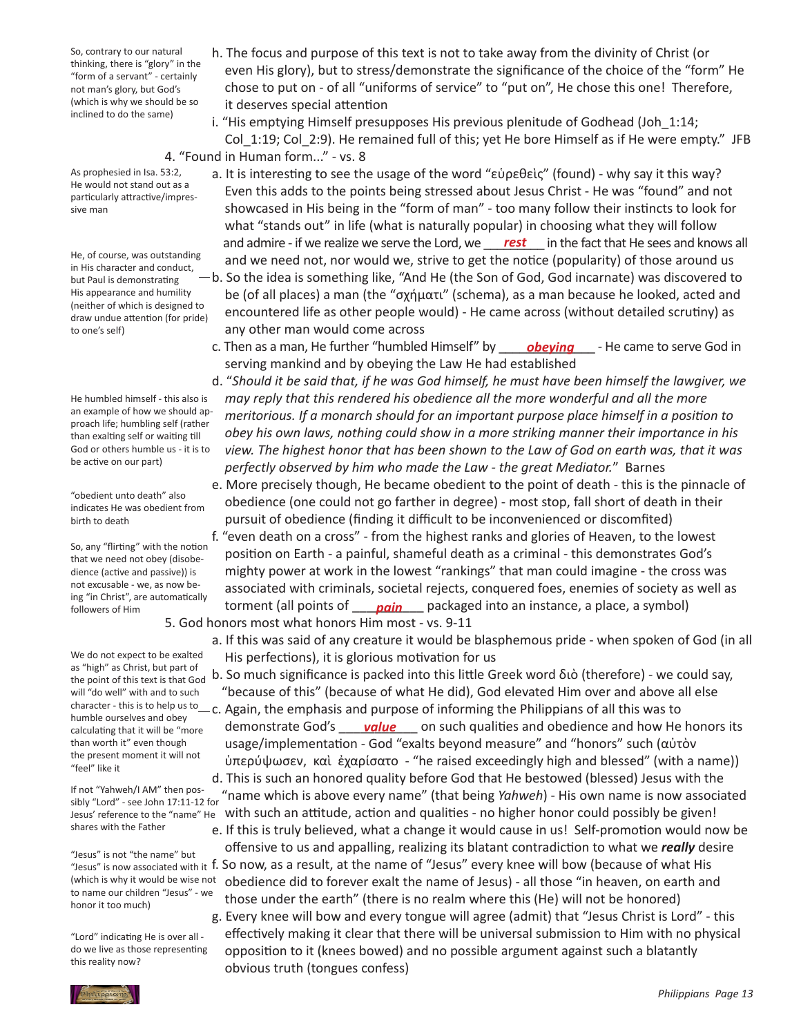So, contrary to our natural thinking, there is "glory" in the "form of a servant" - certainly not man's glory, but God's (which is why we should be so inclined to do the same)

h. The focus and purpose of this text is not to take away from the divinity of Christ (or even His glory), but to stress/demonstrate the significance of the choice of the "form" He chose to put on - of all "uniforms of service" to "put on", He chose this one! Therefore, it deserves special attention

i. "His emptying Himself presupposes His previous plenitude of Godhead (Joh_1:14; Col_1:19; Col_2:9). He remained full of this; yet He bore Himself as if He were empty." JFB

4. "Found in Human form..." - vs. 8

As prophesied in Isa. 53:2, He would not stand out as a particularly attractive/impressive man

a. It is interesting to see the usage of the word "εὑρεθεὶς" (found) - why say it this way? Even this adds to the points being stressed about Jesus Christ - He was "found" and not showcased in His being in the "form of man" - too many follow their instincts to look for what "stands out" in life (what is naturally popular) in choosing what they will follow and admire - if we realize we serve the Lord, we ___***rest***___ in the fact that He sees and knows all and we need not, nor would we, strive to get the notice (popularity) of those around us

He, of course, was outstanding in His character and conduct, but Paul is demonstrating His appearance and humility (neither of which is designed to draw undue attention (for pride) to one's self)

b. So the idea is something like, "And He (the Son of God, God incarnate) was discovered to be (of all places) a man (the "σχήματι" (schema), as a man because he looked, acted and encountered life as other people would) - He came across (without detailed scrutiny) as any other man would come across

c. Then as a man, He further "humbled Himself" by ____***obeying***____ - He came to serve God in serving mankind and by obeying the Law He had established

He humbled himself - this also is an example of how we should approach life; humbling self (rather than exalting self or waiting till God or others humble us - it is to be active on our part)

d. "*Should it be said that, if he was God himself, he must have been himself the lawgiver, we may reply that this rendered his obedience all the more wonderful and all the more meritorious. If a monarch should for an important purpose place himself in a position to obey his own laws, nothing could show in a more striking manner their importance in his view. The highest honor that has been shown to the Law of God on earth was, that it was perfectly observed by him who made the Law - the great Mediator.*" Barnes

"obedient unto death" also indicates He was obedient from birth to death

e. More precisely though, He became obedient to the point of death - this is the pinnacle of obedience (one could not go farther in degree) - most stop, fall short of death in their pursuit of obedience (finding it difficult to be inconvenienced or discomfited)

So, any "flirting" with the notion that we need not obey (disobedience (active and passive)) is not excusable - we, as now being "in Christ", are automatically followers of Him

f. "even death on a cross" - from the highest ranks and glories of Heaven, to the lowest position on Earth - a painful, shameful death as a criminal - this demonstrates God's mighty power at work in the lowest "rankings" that man could imagine - the cross was associated with criminals, societal rejects, conquered foes, enemies of society as well as torment (all points of ___***pain***___ packaged into an instance, a place, a symbol)

5. God honors most what honors Him most - vs. 9-11

a. If this was said of any creature it would be blasphemous pride - when spoken of God (in all His perfections), it is glorious motivation for us

We do not expect to be exalted as "high" as Christ, but part of the point of this text is that God will "do well" with and to such character - this is to help us to humble ourselves and obey calculating that it will be "more than worth it" even though the present moment it will not "feel" like it

b. So much significance is packed into this little Greek word διὸ (therefore) - we could say, "because of this" (because of what He did), God elevated Him over and above all else

c. Again, the emphasis and purpose of informing the Philippians of all this was to demonstrate God's ___***value***___ on such qualities and obedience and how He honors its usage/implementation - God "exalts beyond measure" and "honors" such (αὐτὸν ὑπερύψωσεν, καὶ ἐχαρίσατο - "he raised exceedingly high and blessed" (with a name))

If not "Yahweh/I AM" then possibly "Lord" - see John 17:11-12 for Jesus' reference to the "name" He shares with the Father

d. This is such an honored quality before God that He bestowed (blessed) Jesus with the "name which is above every name" (that being *Yahweh*) - His own name is now associated with such an attitude, action and qualities - no higher honor could possibly be given!

e. If this is truly believed, what a change it would cause in us! Self-promotion would now be offensive to us and appalling, realizing its blatant contradiction to what we ***really*** desire

"Jesus" is not "the name" but "Jesus" is now associated with it (which is why it would be wise not to name our children "Jesus" - we honor it too much)

f. So now, as a result, at the name of "Jesus" every knee will bow (because of what His obedience did to forever exalt the name of Jesus) - all those "in heaven, on earth and those under the earth" (there is no realm where this (He) will not be honored)

"Lord" indicating He is over all - do we live as those representing this reality now?

g. Every knee will bow and every tongue will agree (admit) that "Jesus Christ is Lord" - this effectively making it clear that there will be universal submission to Him with no physical opposition to it (knees bowed) and no possible argument against such a blatantly obvious truth (tongues confess)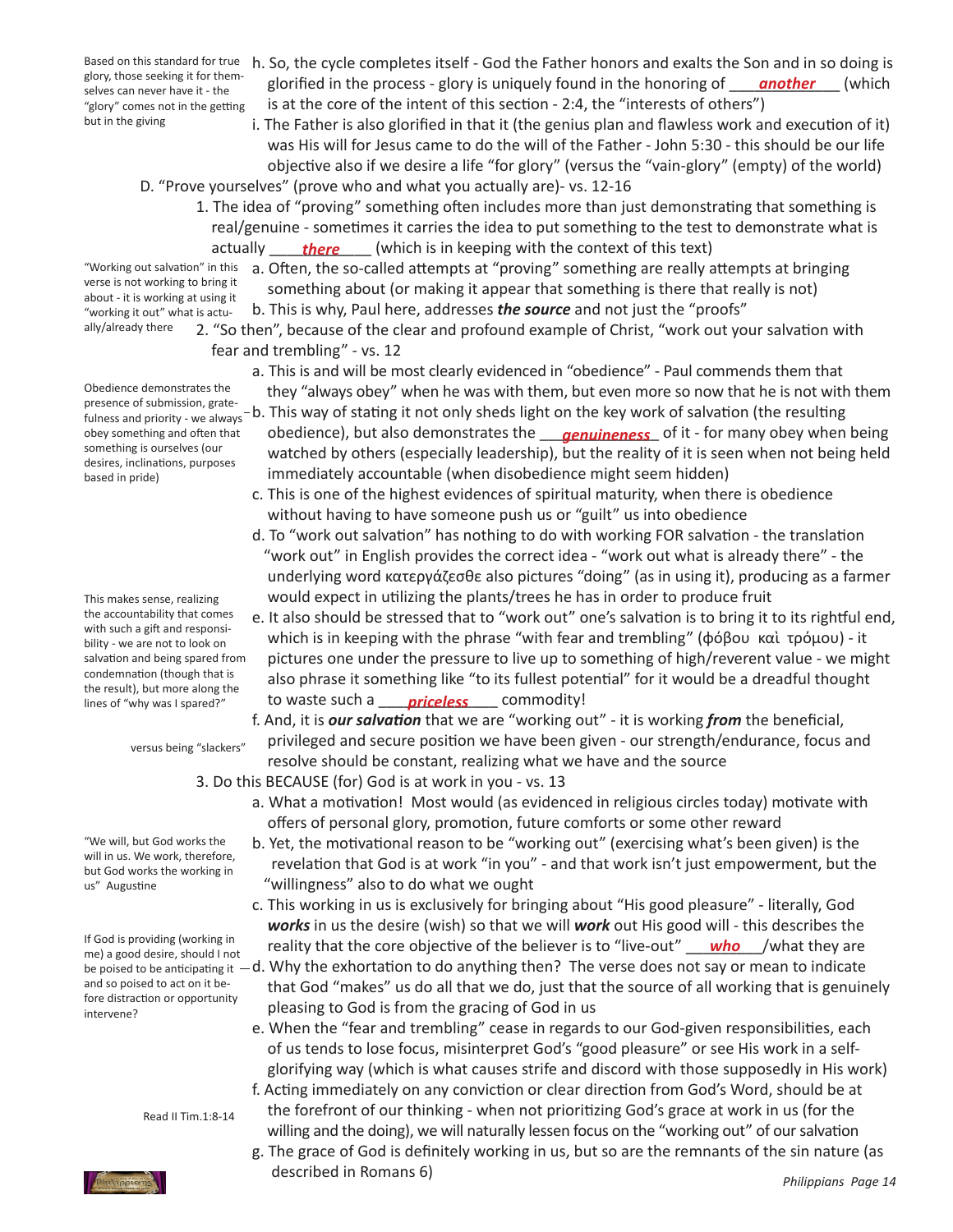Based on this standard for true glory, those seeking it for themselves can never have it - the "glory" comes not in the getting but in the giving

h. So, the cycle completes itself - God the Father honors and exalts the Son and in so doing is glorified in the process - glory is uniquely found in the honoring of ___***another***___ (which is at the core of the intent of this section - 2:4, the "interests of others")

i. The Father is also glorified in that it (the genius plan and flawless work and execution of it) was His will for Jesus came to do the will of the Father - John 5:30 - this should be our life objective also if we desire a life "for glory" (versus the "vain-glory" (empty) of the world)

D. "Prove yourselves" (prove who and what you actually are)- vs. 12-16

1. The idea of "proving" something often includes more than just demonstrating that something is real/genuine - sometimes it carries the idea to put something to the test to demonstrate what is actually ____***there***____ (which is in keeping with the context of this text)

"Working out salvation" in this verse is not working to bring it about - it is working at using it "working it out" what is actually/already there

a. Often, the so-called attempts at "proving" something are really attempts at bringing something about (or making it appear that something is there that really is not)

b. This is why, Paul here, addresses ***the source*** and not just the "proofs"

2. "So then", because of the clear and profound example of Christ, "work out your salvation with fear and trembling" - vs. 12

a. This is and will be most clearly evidenced in "obedience" - Paul commends them that they "always obey" when he was with them, but even more so now that he is not with them

Obedience demonstrates the presence of submission, gratefulness and priority - we always obey something and often that something is ourselves (our desires, inclinations, purposes based in pride)

b. This way of stating it not only sheds light on the key work of salvation (the resulting obedience), but also demonstrates the ___***genuineness***_ of it - for many obey when being watched by others (especially leadership), but the reality of it is seen when not being held immediately accountable (when disobedience might seem hidden)

c. This is one of the highest evidences of spiritual maturity, when there is obedience without having to have someone push us or "guilt" us into obedience

d. To "work out salvation" has nothing to do with working FOR salvation - the translation "work out" in English provides the correct idea - "work out what is already there" - the underlying word κατεργάζεσθε also pictures "doing" (as in using it), producing as a farmer would expect in utilizing the plants/trees he has in order to produce fruit

This makes sense, realizing the accountability that comes with such a gift and responsibility - we are not to look on salvation and being spared from condemnation (though that is the result), but more along the lines of "why was I spared?"

e. It also should be stressed that to "work out" one's salvation is to bring it to its rightful end, which is in keeping with the phrase "with fear and trembling" (φόβου καὶ τρόμου) - it pictures one under the pressure to live up to something of high/reverent value - we might also phrase it something like "to its fullest potential" for it would be a dreadful thought to waste such a ___***priceless***____ commodity!

f. And, it is ***our salvation*** that we are "working out" - it is working ***from*** the beneficial, privileged and secure position we have been given - our strength/endurance, focus and resolve should be constant, realizing what we have and the source

versus being "slackers"

3. Do this BECAUSE (for) God is at work in you - vs. 13

a. What a motivation! Most would (as evidenced in religious circles today) motivate with offers of personal glory, promotion, future comforts or some other reward

"We will, but God works the will in us. We work, therefore, but God works the working in us" Augustine

b. Yet, the motivational reason to be "working out" (exercising what's been given) is the revelation that God is at work "in you" - and that work isn't just empowerment, but the "willingness" also to do what we ought

c. This working in us is exclusively for bringing about "His good pleasure" - literally, God ***works*** in us the desire (wish) so that we will ***work*** out His good will - this describes the reality that the core objective of the believer is to "live-out" ___***who***___/what they are

If God is providing (working in me) a good desire, should I not be poised to be anticipating it and so poised to act on it before distraction or opportunity intervene?

d. Why the exhortation to do anything then? The verse does not say or mean to indicate that God "makes" us do all that we do, just that the source of all working that is genuinely pleasing to God is from the gracing of God in us

e. When the "fear and trembling" cease in regards to our God-given responsibilities, each of us tends to lose focus, misinterpret God's "good pleasure" or see His work in a self-glorifying way (which is what causes strife and discord with those supposedly in His work)

Read II Tim.1:8-14

f. Acting immediately on any conviction or clear direction from God's Word, should be at the forefront of our thinking - when not prioritizing God's grace at work in us (for the willing and the doing), we will naturally lessen focus on the "working out" of our salvation

g. The grace of God is definitely working in us, but so are the remnants of the sin nature (as described in Romans 6)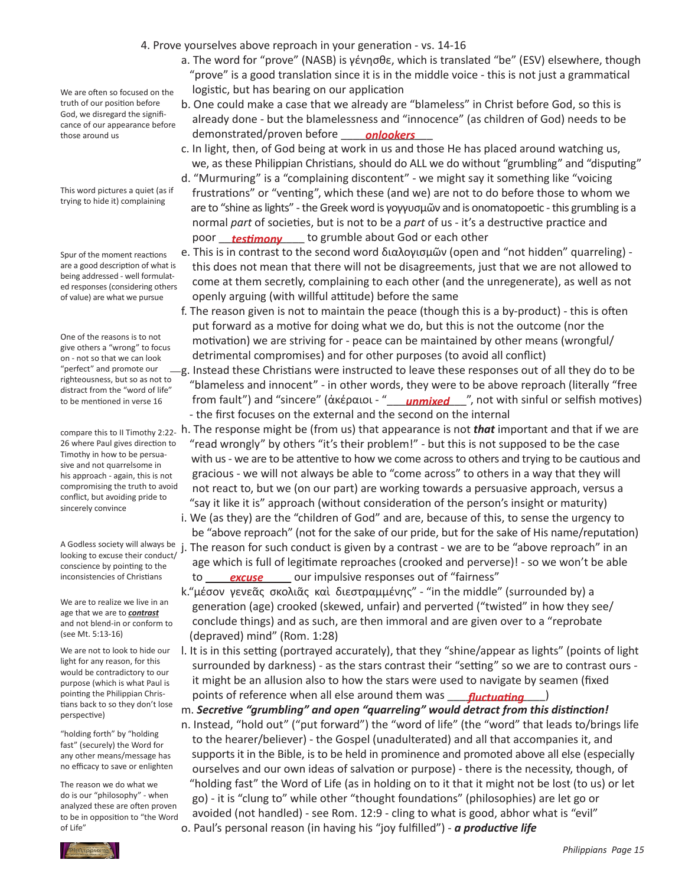4. Prove yourselves above reproach in your generation - vs. 14-16

a. The word for "prove" (NASB) is γένησθε, which is translated "be" (ESV) elsewhere, though "prove" is a good translation since it is in the middle voice - this is not just a grammatical logistic, but has bearing on our application

We are often so focused on the truth of our position before God, we disregard the significance of our appearance before those around us

b. One could make a case that we already are "blameless" in Christ before God, so this is already done - but the blamelessness and "innocence" (as children of God) needs to be demonstrated/proven before ____***onlookers***___

c. In light, then, of God being at work in us and those He has placed around watching us, we, as these Philippian Christians, should do ALL we do without "grumbling" and "disputing"

This word pictures a quiet (as if trying to hide it) complaining

d. "Murmuring" is a "complaining discontent" - we might say it something like "voicing frustrations" or "venting", which these (and we) are not to do before those to whom we are to "shine as lights" - the Greek word is γογγυσμῶν and is onomatopoetic - this grumbling is a normal *part* of societies, but is not to be a *part* of us - it's a destructive practice and poor __***testimony***____ to grumble about God or each other

Spur of the moment reactions are a good description of what is being addressed - well formulated responses (considering others of value) are what we pursue

e. This is in contrast to the second word διαλογισμῶν (open and "not hidden" quarreling) - this does not mean that there will not be disagreements, just that we are not allowed to come at them secretly, complaining to each other (and the unregenerate), as well as not openly arguing (with willful attitude) before the same

f. The reason given is not to maintain the peace (though this is a by-product) - this is often put forward as a motive for doing what we do, but this is not the outcome (nor the motivation) we are striving for - peace can be maintained by other means (wrongful/detrimental compromises) and for other purposes (to avoid all conflict)

One of the reasons is to not give others a "wrong" to focus on - not so that we can look "perfect" and promote our righteousness, but so as not to distract from the "word of life" to be mentioned in verse 16

g. Instead these Christians were instructed to leave these responses out of all they do to be "blameless and innocent" - in other words, they were to be above reproach (literally "free from fault") and "sincere" (ἀκέραιοι - "___***unmixed***___", not with sinful or selfish motives) - the first focuses on the external and the second on the internal

compare this to II Timothy 2:22-26 where Paul gives direction to Timothy in how to be persuasive and not quarrelsome in his approach - again, this is not compromising the truth to avoid conflict, but avoiding pride to sincerely convince

h. The response might be (from us) that appearance is not ***that*** important and that if we are "read wrongly" by others "it's their problem!" - but this is not supposed to be the case with us - we are to be attentive to how we come across to others and trying to be cautious and gracious - we will not always be able to "come across" to others in a way that they will not react to, but we (on our part) are working towards a persuasive approach, versus a "say it like it is" approach (without consideration of the person's insight or maturity)

i. We (as they) are the "children of God" and are, because of this, to sense the urgency to be "above reproach" (not for the sake of our pride, but for the sake of His name/reputation)

A Godless society will always be looking to excuse their conduct/conscience by pointing to the inconsistencies of Christians

j. The reason for such conduct is given by a contrast - we are to be "above reproach" in an age which is full of legitimate reproaches (crooked and perverse)! - so we won't be able to ____***excuse***_____ our impulsive responses out of "fairness"

We are to realize we live in an age that we are to ***contrast*** and not blend-in or conform to (see Mt. 5:13-16)

k. "μέσον γενεᾶς σκολιᾶς καὶ διεστραμμένης" - "in the middle" (surrounded by) a generation (age) crooked (skewed, unfair) and perverted ("twisted" in how they see/conclude things) and as such, are then immoral and are given over to a "reprobate (depraved) mind" (Rom. 1:28)

We are not to look to hide our light for any reason, for this would be contradictory to our purpose (which is what Paul is pointing the Philippian Christians back to so they don't lose perspective)

l. It is in this setting (portrayed accurately), that they "shine/appear as lights" (points of light surrounded by darkness) - as the stars contrast their "setting" so we are to contrast ours - it might be an allusion also to how the stars were used to navigate by seamen (fixed points of reference when all else around them was ___***fluctuating***____)

m. ***Secretive "grumbling" and open "quarreling" would detract from this distinction!***

"holding forth" by "holding fast" (securely) the Word for any other means/message has no efficacy to save or enlighten

n. Instead, "hold out" ("put forward") the "word of life" (the "word" that leads to/brings life to the hearer/believer) - the Gospel (unadulterated) and all that accompanies it, and supports it in the Bible, is to be held in prominence and promoted above all else (especially ourselves and our own ideas of salvation or purpose) - there is the necessity, though, of "holding fast" the Word of Life (as in holding on to it that it might not be lost (to us) or let go) - it is "clung to" while other "thought foundations" (philosophies) are let go or avoided (not handled) - see Rom. 12:9 - cling to what is good, abhor what is "evil"

The reason we do what we do is our "philosophy" - when analyzed these are often proven to be in opposition to "the Word of Life"

o. Paul's personal reason (in having his "joy fulfilled") - ***a productive life***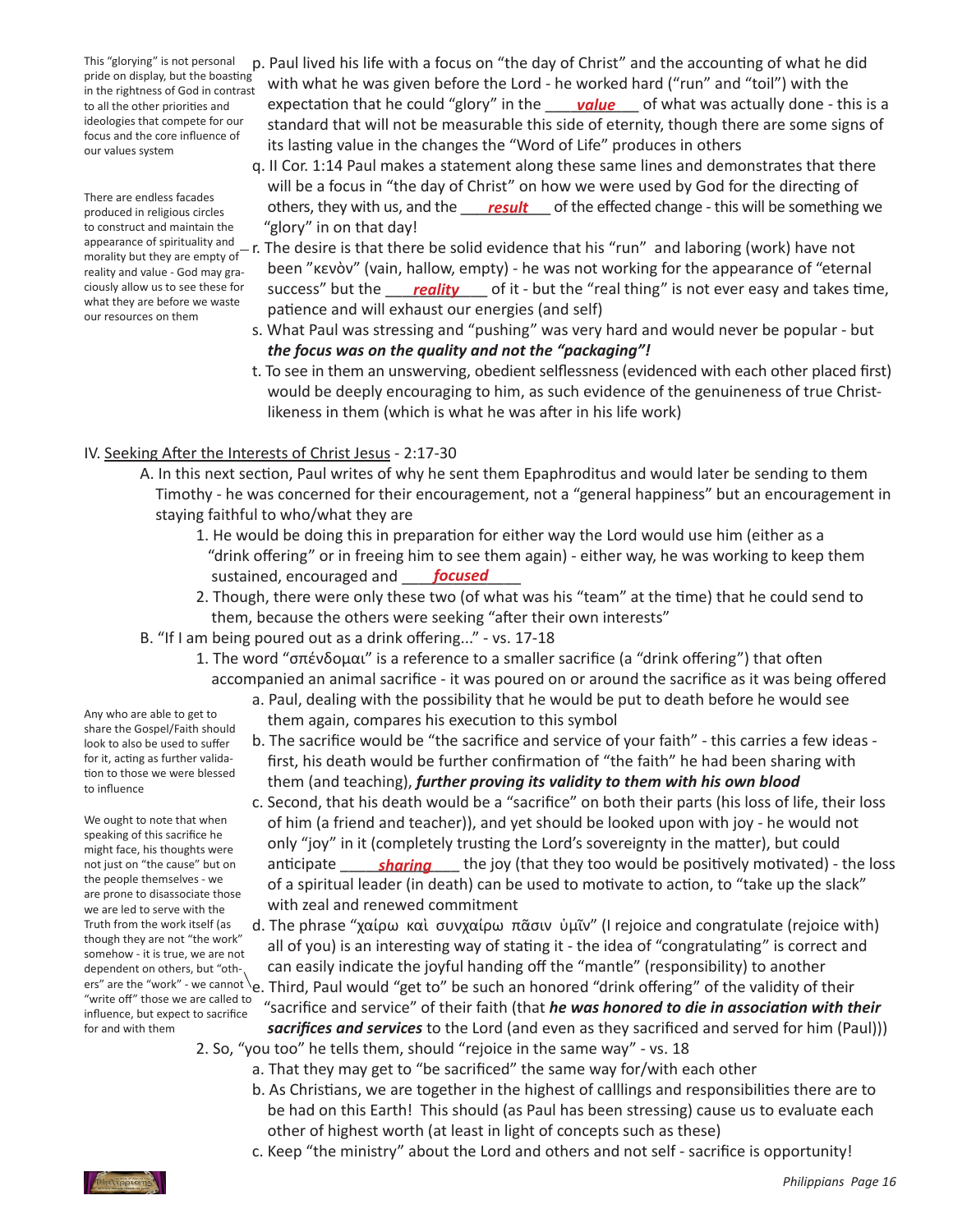This "glorying" is not personal pride on display, but the boasting in the rightness of God in contrast to all the other priorities and ideologies that compete for our focus and the core influence of our values system

p. Paul lived his life with a focus on "the day of Christ" and the accounting of what he did with what he was given before the Lord - he worked hard ("run" and "toil") with the expectation that he could "glory" in the ___***value***___ of what was actually done - this is a standard that will not be measurable this side of eternity, though there are some signs of its lasting value in the changes the "Word of Life" produces in others

q. II Cor. 1:14 Paul makes a statement along these same lines and demonstrates that there will be a focus in "the day of Christ" on how we were used by God for the directing of others, they with us, and the ___***result***___ of the effected change - this will be something we "glory" in on that day!

There are endless facades produced in religious circles to construct and maintain the appearance of spirituality and morality but they are empty of reality and value - God may graciously allow us to see these for what they are before we waste our resources on them

r. The desire is that there be solid evidence that his "run" and laboring (work) have not been "κενὸν" (vain, hallow, empty) - he was not working for the appearance of "eternal success" but the ___***reality***___ of it - but the "real thing" is not ever easy and takes time, patience and will exhaust our energies (and self)

s. What Paul was stressing and "pushing" was very hard and would never be popular - but ***the focus was on the quality and not the "packaging"!***

t. To see in them an unswerving, obedient selflessness (evidenced with each other placed first) would be deeply encouraging to him, as such evidence of the genuineness of true Christ-likeness in them (which is what he was after in his life work)

IV. Seeking After the Interests of Christ Jesus - 2:17-30

A. In this next section, Paul writes of why he sent them Epaphroditus and would later be sending to them Timothy - he was concerned for their encouragement, not a "general happiness" but an encouragement in staying faithful to who/what they are

1. He would be doing this in preparation for either way the Lord would use him (either as a "drink offering" or in freeing him to see them again) - either way, he was working to keep them sustained, encouraged and ___***focused***___

2. Though, there were only these two (of what was his "team" at the time) that he could send to them, because the others were seeking "after their own interests"

B. "If I am being poured out as a drink offering..." - vs. 17-18

1. The word "σπένδομαι" is a reference to a smaller sacrifice (a "drink offering") that often accompanied an animal sacrifice - it was poured on or around the sacrifice as it was being offered

Any who are able to get to share the Gospel/Faith should look to also be used to suffer for it, acting as further validation to those we were blessed to influence

a. Paul, dealing with the possibility that he would be put to death before he would see them again, compares his execution to this symbol

b. The sacrifice would be "the sacrifice and service of your faith" - this carries a few ideas - first, his death would be further confirmation of "the faith" he had been sharing with them (and teaching), ***further proving its validity to them with his own blood***

We ought to note that when speaking of this sacrifice he might face, his thoughts were not just on "the cause" but on the people themselves - we are prone to disassociate those we are led to serve with the Truth from the work itself (as though they are not "the work" somehow - it is true, we are not dependent on others, but "others" are the "work" - we cannot "write off" those we are called to influence, but expect to sacrifice for and with them

c. Second, that his death would be a "sacrifice" on both their parts (his loss of life, their loss of him (a friend and teacher)), and yet should be looked upon with joy - he would not only "joy" in it (completely trusting the Lord's sovereignty in the matter), but could anticipate ___***sharing***___ the joy (that they too would be positively motivated) - the loss of a spiritual leader (in death) can be used to motivate to action, to "take up the slack" with zeal and renewed commitment

d. The phrase "χαίρω καὶ συγχαίρω πᾶσιν ὑμῖν" (I rejoice and congratulate (rejoice with) all of you) is an interesting way of stating it - the idea of "congratulating" is correct and can easily indicate the joyful handing off the "mantle" (responsibility) to another

e. Third, Paul would "get to" be such an honored "drink offering" of the validity of their "sacrifice and service" of their faith (that ***he was honored to die in association with their sacrifices and services*** to the Lord (and even as they sacrificed and served for him (Paul)))

2. So, "you too" he tells them, should "rejoice in the same way" - vs. 18

a. That they may get to "be sacrificed" the same way for/with each other

b. As Christians, we are together in the highest of calllings and responsibilities there are to be had on this Earth! This should (as Paul has been stressing) cause us to evaluate each other of highest worth (at least in light of concepts such as these)

c. Keep "the ministry" about the Lord and others and not self - sacrifice is opportunity!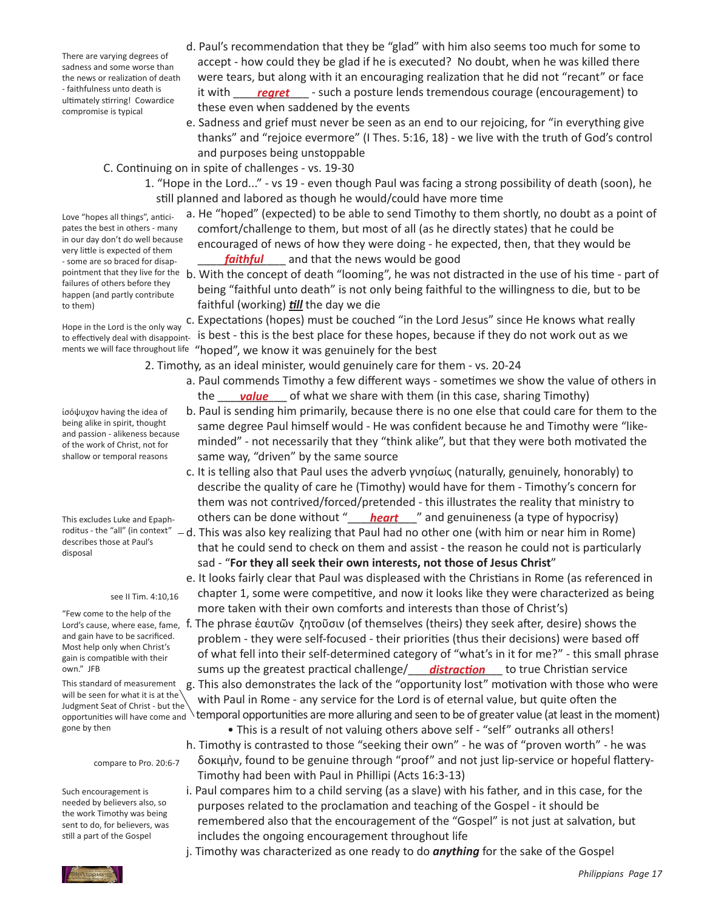There are varying degrees of sadness and some worse than the news or realization of death - faithfulness unto death is ultimately stirring! Cowardice compromise is typical

d. Paul's recommendation that they be "glad" with him also seems too much for some to accept - how could they be glad if he is executed? No doubt, when he was killed there were tears, but along with it an encouraging realization that he did not "recant" or face it with ____***regret***____ - such a posture lends tremendous courage (encouragement) to these even when saddened by the events

e. Sadness and grief must never be seen as an end to our rejoicing, for "in everything give thanks" and "rejoice evermore" (I Thes. 5:16, 18) - we live with the truth of God's control and purposes being unstoppable

C. Continuing on in spite of challenges - vs. 19-30

1. "Hope in the Lord..." - vs 19 - even though Paul was facing a strong possibility of death (soon), he still planned and labored as though he would/could have more time

Love "hopes all things", anticipates the best in others - many in our day don't do well because very little is expected of them - some are so braced for disappointment that they live for the failures of others before they happen (and partly contribute to them)

a. He "hoped" (expected) to be able to send Timothy to them shortly, no doubt as a point of comfort/challenge to them, but most of all (as he directly states) that he could be encouraged of news of how they were doing - he expected, then, that they would be ____***faithful***____ and that the news would be good

b. With the concept of death "looming", he was not distracted in the use of his time - part of being "faithful unto death" is not only being faithful to the willingness to die, but to be faithful (working) ***till*** the day we die

Hope in the Lord is the only way to effectively deal with disappointments we will face throughout life

c. Expectations (hopes) must be couched "in the Lord Jesus" since He knows what really is best - this is the best place for these hopes, because if they do not work out as we "hoped", we know it was genuinely for the best

2. Timothy, as an ideal minister, would genuinely care for them - vs. 20-24

a. Paul commends Timothy a few different ways - sometimes we show the value of others in the ____***value***____ of what we share with them (in this case, sharing Timothy)

ἰσόψυχον having the idea of being alike in spirit, thought and passion - alikeness because of the work of Christ, not for shallow or temporal reasons

b. Paul is sending him primarily, because there is no one else that could care for them to the same degree Paul himself would - He was confident because he and Timothy were "like-minded" - not necessarily that they "think alike", but that they were both motivated the same way, "driven" by the same source

c. It is telling also that Paul uses the adverb γνησίως (naturally, genuinely, honorably) to describe the quality of care he (Timothy) would have for them - Timothy's concern for them was not contrived/forced/pretended - this illustrates the reality that ministry to others can be done without "____***heart***____" and genuineness (a type of hypocrisy)

This excludes Luke and Epaphroditus - the "all" (in context" describes those at Paul's disposal

d. This was also key realizing that Paul had no other one (with him or near him in Rome) that he could send to check on them and assist - the reason he could not is particularly sad - "**For they all seek their own interests, not those of Jesus Christ**"

see II Tim. 4:10,16

e. It looks fairly clear that Paul was displeased with the Christians in Rome (as referenced in chapter 1, some were competitive, and now it looks like they were characterized as being more taken with their own comforts and interests than those of Christ's)

"Few come to the help of the Lord's cause, where ease, fame, and gain have to be sacrificed. Most help only when Christ's gain is compatible with their own." JFB

f. The phrase ἑαυτῶν ζητοῦσιν (of themselves (theirs) they seek after, desire) shows the problem - they were self-focused - their priorities (thus their decisions) were based off of what fell into their self-determined category of "what's in it for me?" - this small phrase sums up the greatest practical challenge/____***distraction***____ to true Christian service

This standard of measurement will be seen for what it is at the Judgment Seat of Christ - but the opportunities will have come and gone by then

g. This also demonstrates the lack of the "opportunity lost" motivation with those who were with Paul in Rome - any service for the Lord is of eternal value, but quite often the temporal opportunities are more alluring and seen to be of greater value (at least in the moment)

- This is a result of not valuing others above self - "self" outranks all others!

compare to Pro. 20:6-7

h. Timothy is contrasted to those "seeking their own" - he was of "proven worth" - he was δοκιμὴν, found to be genuine through "proof" and not just lip-service or hopeful flattery-Timothy had been with Paul in Phillipi (Acts 16:3-13)

Such encouragement is needed by believers also, so the work Timothy was being sent to do, for believers, was still a part of the Gospel

i. Paul compares him to a child serving (as a slave) with his father, and in this case, for the purposes related to the proclamation and teaching of the Gospel - it should be remembered also that the encouragement of the "Gospel" is not just at salvation, but includes the ongoing encouragement throughout life

j. Timothy was characterized as one ready to do ***anything*** for the sake of the Gospel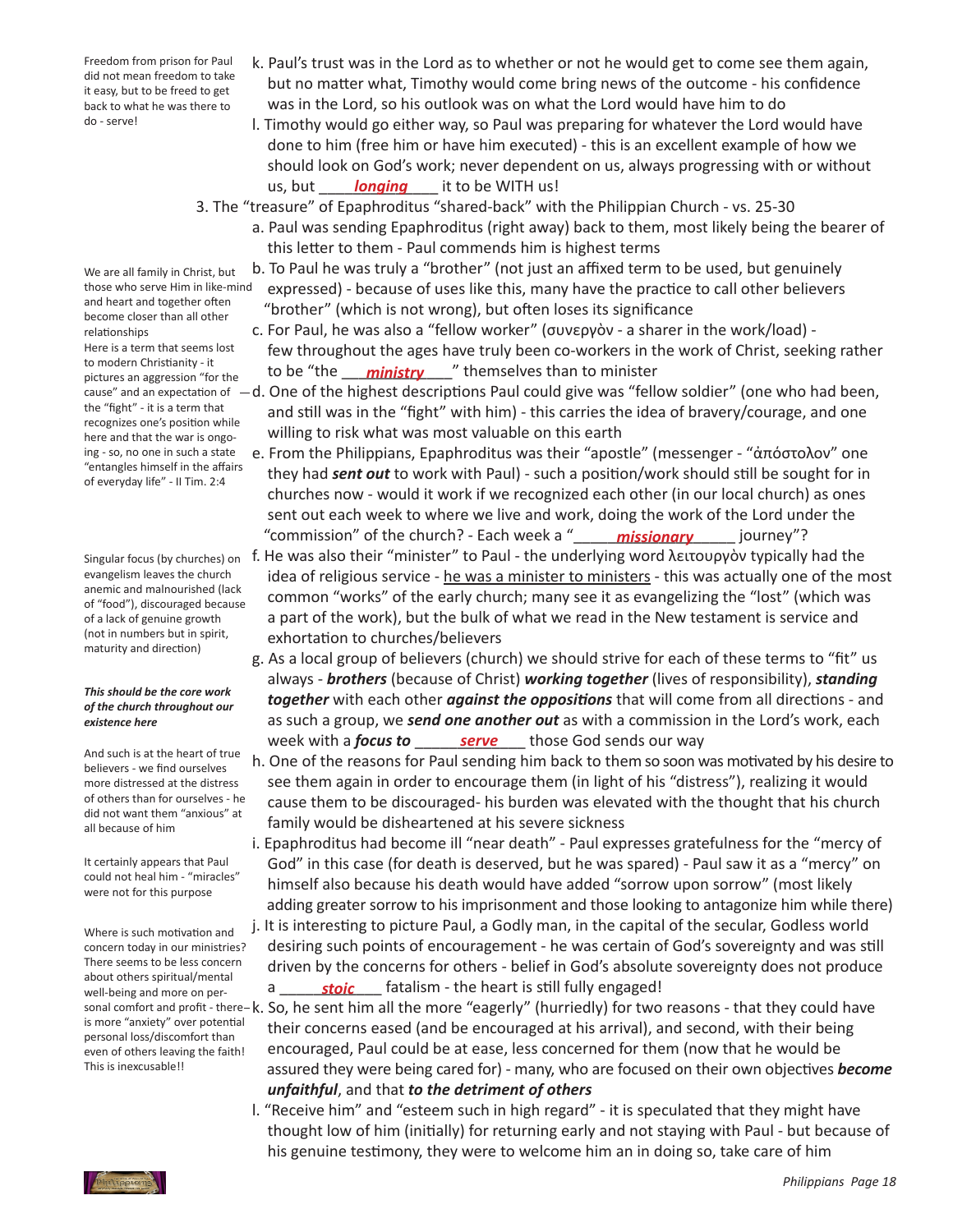Freedom from prison for Paul did not mean freedom to take it easy, but to be freed to get back to what he was there to do - serve!

k. Paul's trust was in the Lord as to whether or not he would get to come see them again, but no matter what, Timothy would come bring news of the outcome - his confidence was in the Lord, so his outlook was on what the Lord would have him to do

l. Timothy would go either way, so Paul was preparing for whatever the Lord would have done to him (free him or have him executed) - this is an excellent example of how we should look on God's work; never dependent on us, always progressing with or without us, but ____***longing***____ it to be WITH us!

3. The "treasure" of Epaphroditus "shared-back" with the Philippian Church - vs. 25-30

a. Paul was sending Epaphroditus (right away) back to them, most likely being the bearer of this letter to them - Paul commends him is highest terms

We are all family in Christ, but those who serve Him in like-mind and heart and together often become closer than all other relationships

b. To Paul he was truly a "brother" (not just an affixed term to be used, but genuinely expressed) - because of uses like this, many have the practice to call other believers "brother" (which is not wrong), but often loses its significance

c. For Paul, he was also a "fellow worker" (συνεργὸν - a sharer in the work/load) - few throughout the ages have truly been co-workers in the work of Christ, seeking rather to be "the ___***ministry***___" themselves than to minister

Here is a term that seems lost to modern Christianity - it pictures an aggression "for the cause" and an expectation of the "fight" - it is a term that recognizes one's position while here and that the war is ongoing - so, no one in such a state "entangles himself in the affairs of everyday life" - II Tim. 2:4

d. One of the highest descriptions Paul could give was "fellow soldier" (one who had been, and still was in the "fight" with him) - this carries the idea of bravery/courage, and one willing to risk what was most valuable on this earth

e. From the Philippians, Epaphroditus was their "apostle" (messenger - "ἀπόστολον" one they had ***sent out*** to work with Paul) - such a position/work should still be sought for in churches now - would it work if we recognized each other (in our local church) as ones sent out each week to where we live and work, doing the work of the Lord under the "commission" of the church? - Each week a "______***missionary***______ journey"?

Singular focus (by churches) on evangelism leaves the church anemic and malnourished (lack of "food"), discouraged because of a lack of genuine growth (not in numbers but in spirit, maturity and direction)

f. He was also their "minister" to Paul - the underlying word λειτουργὸν typically had the idea of religious service - <u>he was a minister to ministers</u> - this was actually one of the most common "works" of the early church; many see it as evangelizing the "lost" (which was a part of the work), but the bulk of what we read in the New testament is service and exhortation to churches/believers

***This should be the core work of the church throughout our existence here***

g. As a local group of believers (church) we should strive for each of these terms to "fit" us always - ***brothers*** (because of Christ) ***working together*** (lives of responsibility), ***standing together*** with each other ***against the oppositions*** that will come from all directions - and as such a group, we ***send one another out*** as with a commission in the Lord's work, each week with a ***focus to*** ______***serve***______ those God sends our way

And such is at the heart of true believers - we find ourselves more distressed at the distress of others than for ourselves - he did not want them "anxious" at all because of him

h. One of the reasons for Paul sending him back to them so soon was motivated by his desire to see them again in order to encourage them (in light of his "distress"), realizing it would cause them to be discouraged- his burden was elevated with the thought that his church family would be disheartened at his severe sickness

It certainly appears that Paul could not heal him - "miracles" were not for this purpose

i. Epaphroditus had become ill "near death" - Paul expresses gratefulness for the "mercy of God" in this case (for death is deserved, but he was spared) - Paul saw it as a "mercy" on himself also because his death would have added "sorrow upon sorrow" (most likely adding greater sorrow to his imprisonment and those looking to antagonize him while there)

Where is such motivation and concern today in our ministries? There seems to be less concern about others spiritual/mental well-being and more on personal comfort and profit - there is more "anxiety" over potential personal loss/discomfort than even of others leaving the faith! This is inexcusable!!

j. It is interesting to picture Paul, a Godly man, in the capital of the secular, Godless world desiring such points of encouragement - he was certain of God's sovereignty and was still driven by the concerns for others - belief in God's absolute sovereignty does not produce a _____***stoic***_____ fatalism - the heart is still fully engaged!

k. So, he sent him all the more "eagerly" (hurriedly) for two reasons - that they could have their concerns eased (and be encouraged at his arrival), and second, with their being encouraged, Paul could be at ease, less concerned for them (now that he would be assured they were being cared for) - many, who are focused on their own objectives ***become unfaithful***, and that ***to the detriment of others***

l. "Receive him" and "esteem such in high regard" - it is speculated that they might have thought low of him (initially) for returning early and not staying with Paul - but because of his genuine testimony, they were to welcome him an in doing so, take care of him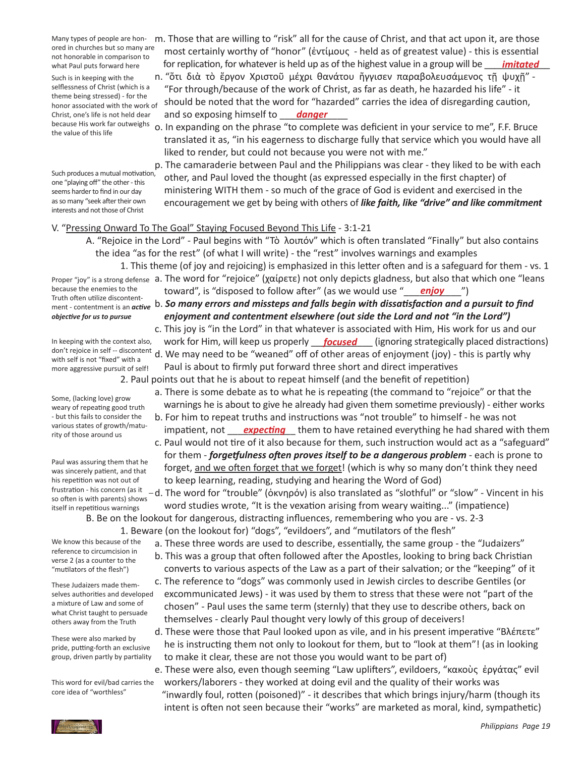Many types of people are honored in churches but so many are not honorable in comparison to what Paul puts forward here

m. Those that are willing to "risk" all for the cause of Christ, and that act upon it, are those most certainly worthy of "honor" (ἐντίμους - held as of greatest value) - this is essential for replication, for whatever is held up as of the highest value in a group will be ___***imitated***___

Such is in keeping with the selflessness of Christ (which is a theme being stressed) - for the honor associated with the work of Christ, one's life is not held dear because His work far outweighs the value of this life

n. "ὅτι διὰ τὸ ἔργον Χριστοῦ μέχρι θανάτου ἤγγισεν παραβολευσάμενος τῇ ψυχῇ" - "For through/because of the work of Christ, as far as death, he hazarded his life" - it should be noted that the word for "hazarded" carries the idea of disregarding caution, and so exposing himself to ___***danger***____

o. In expanding on the phrase "to complete was deficient in your service to me", F.F. Bruce translated it as, "in his eagerness to discharge fully that service which you would have all liked to render, but could not because you were not with me."

Such produces a mutual motivation, one "playing off" the other - this seems harder to find in our day as so many "seek after their own interests and not those of Christ

p. The camaraderie between Paul and the Philippians was clear - they liked to be with each other, and Paul loved the thought (as expressed especially in the first chapter) of ministering WITH them - so much of the grace of God is evident and exercised in the encouragement we get by being with others of ***like faith, like "drive" and like commitment***

V. "<u>Pressing Onward To The Goal" Staying Focused Beyond This Life</u> - 3:1-21

A. "Rejoice in the Lord" - Paul begins with "Τὸ λοιπόν" which is often translated "Finally" but also contains the idea "as for the rest" (of what I will write) - the "rest" involves warnings and examples

1. This theme (of joy and rejoicing) is emphasized in this letter often and is a safeguard for them - vs. 1

Proper "joy" is a strong defense because the enemies to the Truth often utilize discontentment - contentment is an ***active objective for us to pursue***

a. The word for "rejoice" (χαίρετε) not only depicts gladness, but also that which one "leans toward", is "disposed to follow after" (as we would use "___***enjoy***___")

b. ***So many errors and missteps and falls begin with dissatisfaction and a pursuit to find enjoyment and contentment elsewhere (out side the Lord and not "in the Lord")***

In keeping with the context also, don't rejoice in self -- discontent with self is not "fixed" with a more aggressive pursuit of self!

c. This joy is "in the Lord" in that whatever is associated with Him, His work for us and our work for Him, will keep us properly ___***focused***___ (ignoring strategically placed distractions)

d. We may need to be "weaned" off of other areas of enjoyment (joy) - this is partly why Paul is about to firmly put forward three short and direct imperatives

2. Paul points out that he is about to repeat himself (and the benefit of repetition)

Some, (lacking love) grow weary of repeating good truth - but this fails to consider the various states of growth/maturity of those around us

a. There is some debate as to what he is repeating (the command to "rejoice" or that the warnings he is about to give he already had given them sometime previously) - either works

b. For him to repeat truths and instructions was "not trouble" to himself - he was not impatient, not ___***expecting***___ them to have retained everything he had shared with them

Paul was assuring them that he was sincerely patient, and that his repetition was not out of frustration - his concern (as it so often is with parents) shows itself in repetitious warnings

c. Paul would not tire of it also because for them, such instruction would act as a "safeguard" for them - ***forgetfulness often proves itself to be a dangerous problem*** - each is prone to forget, <u>and we often forget that we forget</u>! (which is why so many don't think they need to keep learning, reading, studying and hearing the Word of God)

d. The word for "trouble" (ὀκνηρόν) is also translated as "slothful" or "slow" - Vincent in his word studies wrote, "It is the vexation arising from weary waiting..." (impatience)

B. Be on the lookout for dangerous, distracting influences, remembering who you are - vs. 2-3

1. Beware (on the lookout for) "dogs", "evildoers", and "mutilators of the flesh"

We know this because of the reference to circumcision in verse 2 (as a counter to the "mutilators of the flesh")

a. These three words are used to describe, essentially, the same group - the "Judaizers"

b. This was a group that often followed after the Apostles, looking to bring back Christian converts to various aspects of the Law as a part of their salvation; or the "keeping" of it

These Judaizers made themselves authorities and developed a mixture of Law and some of what Christ taught to persuade others away from the Truth

c. The reference to "dogs" was commonly used in Jewish circles to describe Gentiles (or excommunicated Jews) - it was used by them to stress that these were not "part of the chosen" - Paul uses the same term (sternly) that they use to describe others, back on themselves - clearly Paul thought very lowly of this group of deceivers!

These were also marked by pride, putting-forth an exclusive group, driven partly by partiality

d. These were those that Paul looked upon as vile, and in his present imperative "Βλέπετε" he is instructing them not only to lookout for them, but to "look at them"! (as in looking to make it clear, these are not those you would want to be part of)

This word for evil/bad carries the core idea of "worthless"

e. These were also, even though seeming "Law uplifters", evildoers, "κακοὺς ἐργάτας" evil workers/laborers - they worked at doing evil and the quality of their works was "inwardly foul, rotten (poisoned)" - it describes that which brings injury/harm (though its intent is often not seen because their "works" are marketed as moral, kind, sympathetic)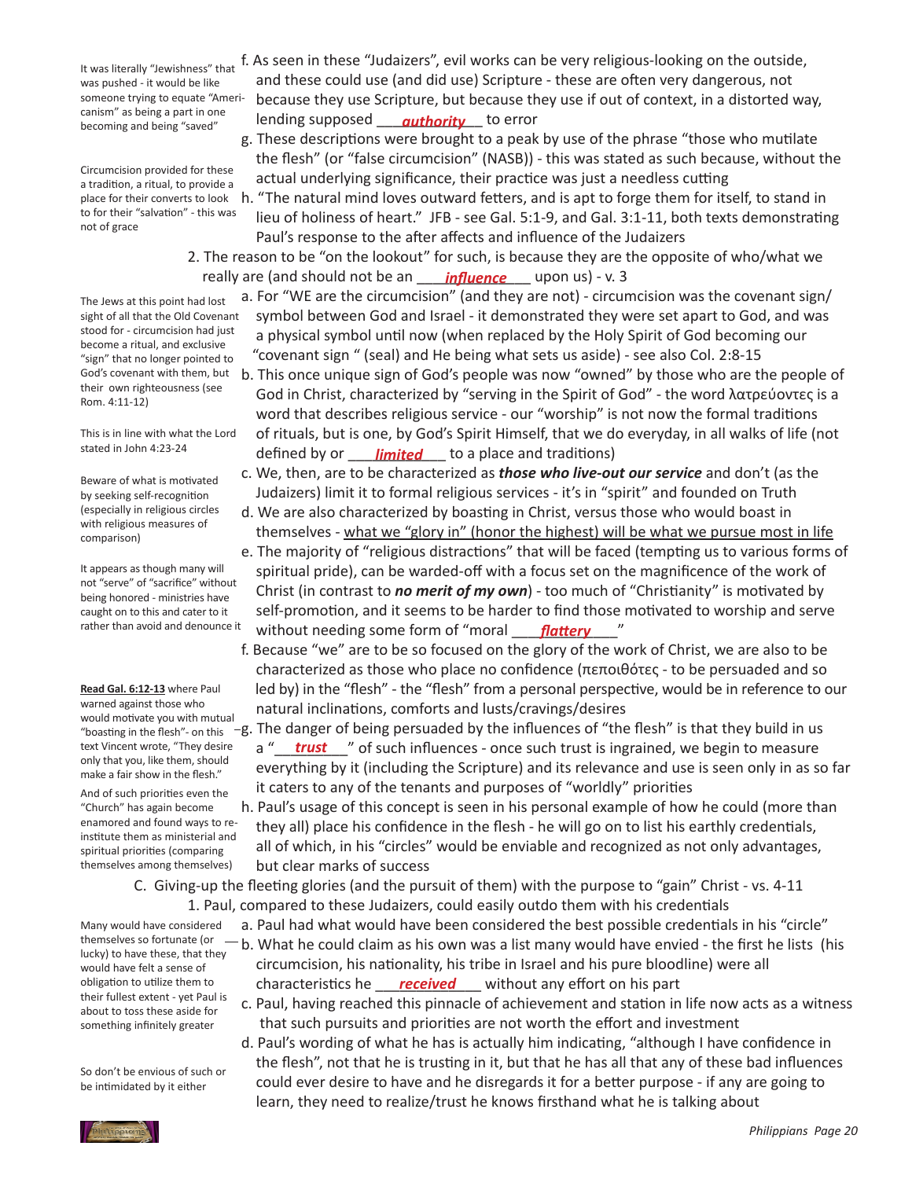It was literally "Jewishness" that was pushed - it would be like someone trying to equate "Americanism" as being a part in one becoming and being "saved"

f. As seen in these "Judaizers", evil works can be very religious-looking on the outside, and these could use (and did use) Scripture - these are often very dangerous, not because they use Scripture, but because they use if out of context, in a distorted way, lending supposed ___***authority***__ to error

g. These descriptions were brought to a peak by use of the phrase "those who mutilate the flesh" (or "false circumcision" (NASB)) - this was stated as such because, without the actual underlying significance, their practice was just a needless cutting

Circumcision provided for these a tradition, a ritual, to provide a place for their converts to look to for their "salvation" - this was not of grace

h. "The natural mind loves outward fetters, and is apt to forge them for itself, to stand in lieu of holiness of heart." JFB - see Gal. 5:1-9, and Gal. 3:1-11, both texts demonstrating Paul's response to the after affects and influence of the Judaizers

2. The reason to be "on the lookout" for such, is because they are the opposite of who/what we really are (and should not be an ___***influence***___ upon us) - v. 3

The Jews at this point had lost sight of all that the Old Covenant stood for - circumcision had just become a ritual, and exclusive "sign" that no longer pointed to God's covenant with them, but their own righteousness (see Rom. 4:11-12)

a. For "WE are the circumcision" (and they are not) - circumcision was the covenant sign/ symbol between God and Israel - it demonstrated they were set apart to God, and was a physical symbol until now (when replaced by the Holy Spirit of God becoming our "covenant sign " (seal) and He being what sets us aside) - see also Col. 2:8-15

b. This once unique sign of God's people was now "owned" by those who are the people of God in Christ, characterized by "serving in the Spirit of God" - the word λατρεύοντες is a word that describes religious service - our "worship" is not now the formal traditions of rituals, but is one, by God's Spirit Himself, that we do everyday, in all walks of life (not defined by or ___***limited***___ to a place and traditions)

This is in line with what the Lord stated in John 4:23-24

c. We, then, are to be characterized as ***those who live-out our service*** and don't (as the Judaizers) limit it to formal religious services - it's in "spirit" and founded on Truth

Beware of what is motivated by seeking self-recognition (especially in religious circles with religious measures of comparison)

d. We are also characterized by boasting in Christ, versus those who would boast in themselves - <u>what we "glory in" (honor the highest) will be what we pursue most in life</u>

e. The majority of "religious distractions" that will be faced (tempting us to various forms of spiritual pride), can be warded-off with a focus set on the magnificence of the work of Christ (in contrast to ***no merit of my own***) - too much of "Christianity" is motivated by self-promotion, and it seems to be harder to find those motivated to worship and serve without needing some form of "moral ___***flattery***___"

It appears as though many will not "serve" of "sacrifice" without being honored - ministries have caught on to this and cater to it rather than avoid and denounce it

f. Because "we" are to be so focused on the glory of the work of Christ, we are also to be characterized as those who place no confidence (πεποιθότες - to be persuaded and so led by) in the "flesh" - the "flesh" from a personal perspective, would be in reference to our natural inclinations, comforts and lusts/cravings/desires

**<u>Read Gal. 6:12-13</u>** where Paul warned against those who would motivate you with mutual "boasting in the flesh"- on this text Vincent wrote, "They desire only that you, like them, should make a fair show in the flesh."

g. The danger of being persuaded by the influences of "the flesh" is that they build in us a "___***trust***___" of such influences - once such trust is ingrained, we begin to measure everything by it (including the Scripture) and its relevance and use is seen only in as so far it caters to any of the tenants and purposes of "worldly" priorities

And of such priorities even the "Church" has again become enamored and found ways to re-institute them as ministerial and spiritual priorities (comparing themselves among themselves)

h. Paul's usage of this concept is seen in his personal example of how he could (more than they all) place his confidence in the flesh - he will go on to list his earthly credentials, all of which, in his "circles" would be enviable and recognized as not only advantages, but clear marks of success

C. Giving-up the fleeting glories (and the pursuit of them) with the purpose to "gain" Christ - vs. 4-11

1. Paul, compared to these Judaizers, could easily outdo them with his credentials

a. Paul had what would have been considered the best possible credentials in his "circle"

Many would have considered themselves so fortunate (or lucky) to have these, that they would have felt a sense of obligation to utilize them to their fullest extent - yet Paul is about to toss these aside for something infinitely greater

b. What he could claim as his own was a list many would have envied - the first he lists (his circumcision, his nationality, his tribe in Israel and his pure bloodline) were all characteristics he ___***received***___ without any effort on his part

c. Paul, having reached this pinnacle of achievement and station in life now acts as a witness that such pursuits and priorities are not worth the effort and investment

d. Paul's wording of what he has is actually him indicating, "although I have confidence in the flesh", not that he is trusting in it, but that he has all that any of these bad influences could ever desire to have and he disregards it for a better purpose - if any are going to learn, they need to realize/trust he knows firsthand what he is talking about

So don't be envious of such or be intimidated by it either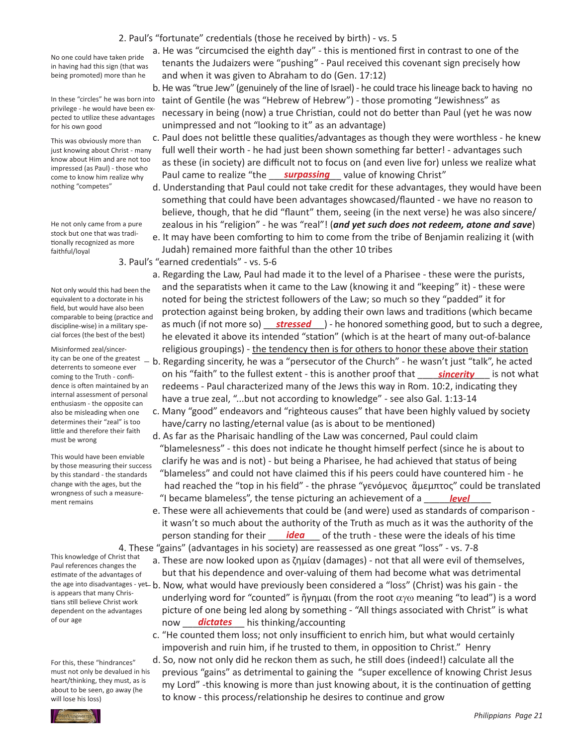2. Paul's "fortunate" credentials (those he received by birth) - vs. 5

No one could have taken pride in having had this sign (that was being promoted) more than he

a. He was "circumcised the eighth day" - this is mentioned first in contrast to one of the tenants the Judaizers were "pushing" - Paul received this covenant sign precisely how and when it was given to Abraham to do (Gen. 17:12)

In these "circles" he was born into privilege - he would have been expected to utilize these advantages for his own good

b. He was "true Jew" (genuinely of the line of Israel) - he could trace his lineage back to having no taint of Gentile (he was "Hebrew of Hebrew") - those promoting "Jewishness" as necessary in being (now) a true Christian, could not do better than Paul (yet he was now unimpressed and not "looking to it" as an advantage)

This was obviously more than just knowing about Christ - many know about Him and are not too impressed (as Paul) - those who come to know him realize why nothing "competes"

c. Paul does not belittle these qualities/advantages as though they were worthless - he knew full well their worth - he had just been shown something far better! - advantages such as these (in society) are difficult not to focus on (and even live for) unless we realize what Paul came to realize "the ___***surpassing***___ value of knowing Christ"

d. Understanding that Paul could not take credit for these advantages, they would have been something that could have been advantages showcased/flaunted - we have no reason to believe, though, that he did "flaunt" them, seeing (in the next verse) he was also sincere/zealous in his "religion" - he was "real"! (***and yet such does not redeem, atone and save***)

He not only came from a pure stock but one that was traditionally recognized as more faithful/loyal

e. It may have been comforting to him to come from the tribe of Benjamin realizing it (with Judah) remained more faithful than the other 10 tribes

3. Paul's "earned credentials" - vs. 5-6

Not only would this had been the equivalent to a doctorate in his field, but would have also been comparable to being (practice and discipline-wise) in a military special forces (the best of the best)

a. Regarding the Law, Paul had made it to the level of a Pharisee - these were the purists, and the separatists when it came to the Law (knowing it and "keeping" it) - these were noted for being the strictest followers of the Law; so much so they "padded" it for protection against being broken, by adding their own laws and traditions (which became as much (if not more so) ___***stressed***___) - he honored something good, but to such a degree, he elevated it above its intended "station" (which is at the heart of many out-of-balance religious groupings) - the tendency then is for others to honor these above their station

Misinformed zeal/sincerity can be one of the greatest deterrents to someone ever coming to the Truth - confidence is often maintained by an internal assessment of personal enthusiasm - the opposite can also be misleading when one determines their "zeal" is too little and therefore their faith must be wrong

b. Regarding sincerity, he was a "persecutor of the Church" - he wasn't just "talk", he acted on his "faith" to the fullest extent - this is another proof that ___***sincerity***___ is not what redeems - Paul characterized many of the Jews this way in Rom. 10:2, indicating they have a true zeal, "...but not according to knowledge" - see also Gal. 1:13-14

c. Many "good" endeavors and "righteous causes" that have been highly valued by society have/carry no lasting/eternal value (as is about to be mentioned)

This would have been enviable by those measuring their success by this standard - the standards change with the ages, but the wrongness of such a measurement remains

d. As far as the Pharisaic handling of the Law was concerned, Paul could claim "blamelessness" - this does not indicate he thought himself perfect (since he is about to clarify he was and is not) - but being a Pharisee, he had achieved that status of being "blameless" and could not have claimed this if his peers could have countered him - he had reached the "top in his field" - the phrase "γενόμενος ἄμεμπτος" could be translated "I became blameless", the tense picturing an achievement of a ___***level***___

e. These were all achievements that could be (and were) used as standards of comparison - it wasn't so much about the authority of the Truth as much as it was the authority of the person standing for their ___***idea***___ of the truth - these were the ideals of his time

4. These "gains" (advantages in his society) are reassessed as one great "loss" - vs. 7-8

This knowledge of Christ that Paul references changes the estimate of the advantages of the age into disadvantages - yet is appears that many Christians still believe Christ work dependent on the advantages of our age

a. These are now looked upon as ζημίαν (damages) - not that all were evil of themselves, but that his dependence and over-valuing of them had become what was detrimental

b. Now, what would have previously been considered a "loss" (Christ) was his gain - the underlying word for "counted" is ἥγημαι (from the root αγω meaning "to lead") is a word picture of one being led along by something - "All things associated with Christ" is what now ___***dictates***___ his thinking/accounting

c. "He counted them loss; not only insufficient to enrich him, but what would certainly impoverish and ruin him, if he trusted to them, in opposition to Christ." Henry

For this, these "hindrances" must not only be devalued in his heart/thinking, they must, as is about to be seen, go away (he will lose his loss)

d. So, now not only did he reckon them as such, he still does (indeed!) calculate all the previous "gains" as detrimental to gaining the "super excellence of knowing Christ Jesus my Lord" -this knowing is more than just knowing about, it is the continuation of getting to know - this process/relationship he desires to continue and grow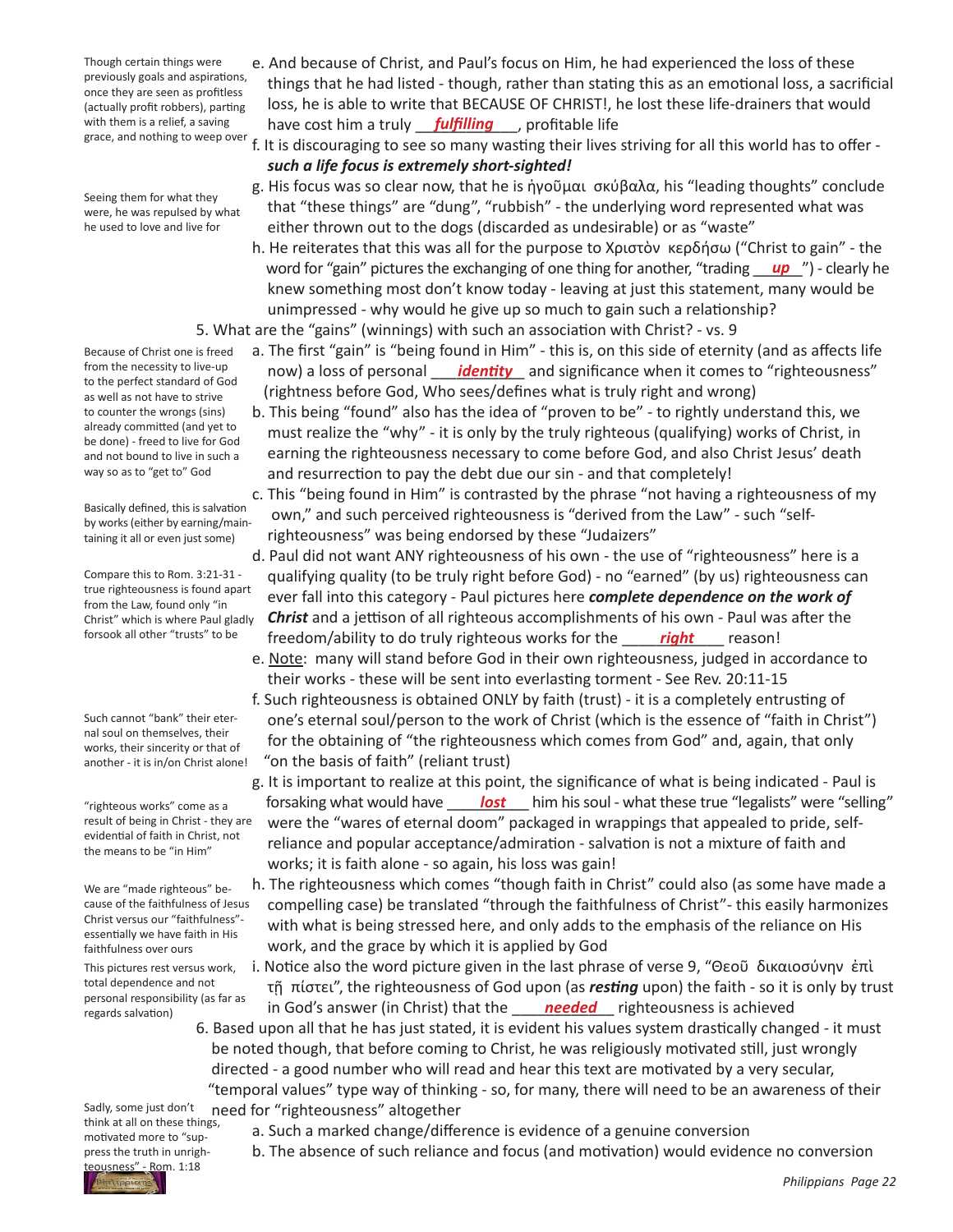e. And because of Christ, and Paul's focus on Him, he had experienced the loss of these things that he had listed - though, rather than stating this as an emotional loss, a sacrificial loss, he is able to write that BECAUSE OF CHRIST!, he lost these life-drainers that would have cost him a truly ___***fulfilling***___, profitable life

Though certain things were previously goals and aspirations, once they are seen as profitless (actually profit robbers), parting with them is a relief, a saving grace, and nothing to weep over

f. It is discouraging to see so many wasting their lives striving for all this world has to offer - ***such a life focus is extremely short-sighted!***

g. His focus was so clear now, that he is ἡγοῦμαι σκύβαλα, his "leading thoughts" conclude that "these things" are "dung", "rubbish" - the underlying word represented what was either thrown out to the dogs (discarded as undesirable) or as "waste"

Seeing them for what they were, he was repulsed by what he used to love and live for

h. He reiterates that this was all for the purpose to Χριστὸν κερδήσω ("Christ to gain" - the word for "gain" pictures the exchanging of one thing for another, "trading ___***up***___") - clearly he knew something most don't know today - leaving at just this statement, many would be unimpressed - why would he give up so much to gain such a relationship?

5. What are the "gains" (winnings) with such an association with Christ? - vs. 9

a. The first "gain" is "being found in Him" - this is, on this side of eternity (and as affects life now) a loss of personal ___***identity***___ and significance when it comes to "righteousness" (rightness before God, Who sees/defines what is truly right and wrong)

b. This being "found" also has the idea of "proven to be" - to rightly understand this, we must realize the "why" - it is only by the truly righteous (qualifying) works of Christ, in earning the righteousness necessary to come before God, and also Christ Jesus' death and resurrection to pay the debt due our sin - and that completely!

Because of Christ one is freed from the necessity to live-up to the perfect standard of God as well as not have to strive to counter the wrongs (sins) already committed (and yet to be done) - freed to live for God and not bound to live in such a way so as to "get to" God

c. This "being found in Him" is contrasted by the phrase "not having a righteousness of my own," and such perceived righteousness is "derived from the Law" - such "self-righteousness" was being endorsed by these "Judaizers"

Basically defined, this is salvation by works (either by earning/maintaining it all or even just some)

d. Paul did not want ANY righteousness of his own - the use of "righteousness" here is a qualifying quality (to be truly right before God) - no "earned" (by us) righteousness can ever fall into this category - Paul pictures here ***complete dependence on the work of Christ*** and a jettison of all righteous accomplishments of his own - Paul was after the freedom/ability to do truly righteous works for the ___***right***___ reason!

Compare this to Rom. 3:21-31 - true righteousness is found apart from the Law, found only "in Christ" which is where Paul gladly forsook all other "trusts" to be

e. Note: many will stand before God in their own righteousness, judged in accordance to their works - these will be sent into everlasting torment - See Rev. 20:11-15

f. Such righteousness is obtained ONLY by faith (trust) - it is a completely entrusting of one's eternal soul/person to the work of Christ (which is the essence of "faith in Christ") for the obtaining of "the righteousness which comes from God" and, again, that only "on the basis of faith" (reliant trust)

Such cannot "bank" their eternal soul on themselves, their works, their sincerity or that of another - it is in/on Christ alone!

g. It is important to realize at this point, the significance of what is being indicated - Paul is forsaking what would have ___***lost***___ him his soul - what these true "legalists" were "selling" were the "wares of eternal doom" packaged in wrappings that appealed to pride, self-reliance and popular acceptance/admiration - salvation is not a mixture of faith and works; it is faith alone - so again, his loss was gain!

"righteous works" come as a result of being in Christ - they are evidential of faith in Christ, not the means to be "in Him"

h. The righteousness which comes "though faith in Christ" could also (as some have made a compelling case) be translated "through the faithfulness of Christ"- this easily harmonizes with what is being stressed here, and only adds to the emphasis of the reliance on His work, and the grace by which it is applied by God

We are "made righteous" because of the faithfulness of Jesus Christ versus our "faithfulness"- essentially we have faith in His faithfulness over ours

i. Notice also the word picture given in the last phrase of verse 9, "Θεοῦ δικαιοσύνην ἐπὶ τῇ πίστει", the righteousness of God upon (as ***resting*** upon) the faith - so it is only by trust in God's answer (in Christ) that the ___***needed***___ righteousness is achieved

This pictures rest versus work, total dependence and not personal responsibility (as far as regards salvation)

6. Based upon all that he has just stated, it is evident his values system drastically changed - it must be noted though, that before coming to Christ, he was religiously motivated still, just wrongly directed - a good number who will read and hear this text are motivated by a very secular, "temporal values" type way of thinking - so, for many, there will need to be an awareness of their need for "righteousness" altogether

Sadly, some just don't think at all on these things, motivated more to "suppress the truth in unrighteousness" - Rom. 1:18

a. Such a marked change/difference is evidence of a genuine conversion

b. The absence of such reliance and focus (and motivation) would evidence no conversion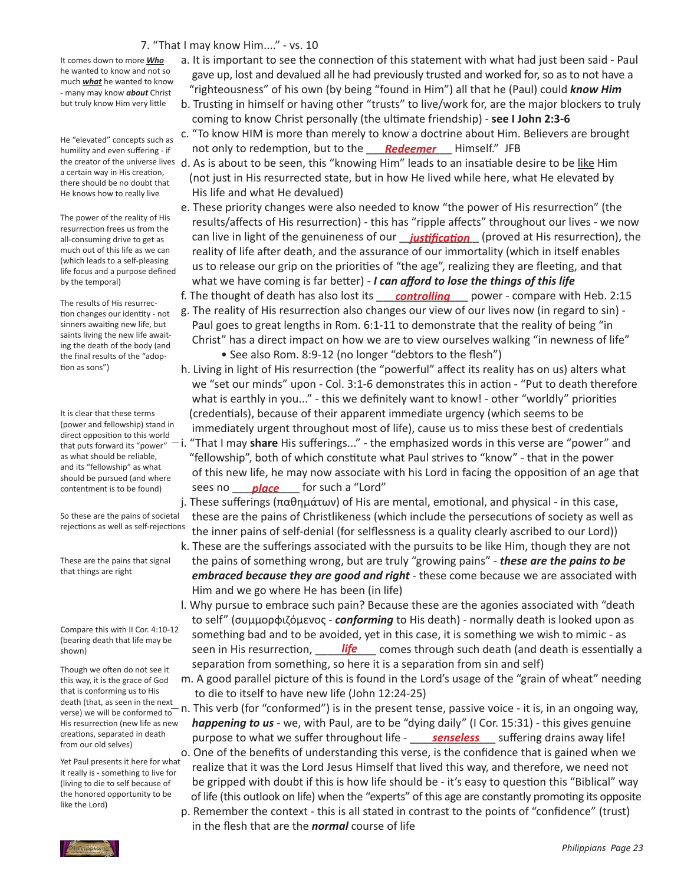7. "That I may know Him...." - vs. 10

It comes down to more ***Who*** he wanted to know and not so much ***what*** he wanted to know - many may know ***about*** Christ but truly know Him very little

a. It is important to see the connection of this statement with what had just been said - Paul gave up, lost and devalued all he had previously trusted and worked for, so as to not have a "righteousness" of his own (by being "found in Him") all that he (Paul) could ***know Him***

b. Trusting in himself or having other "trusts" to live/work for, are the major blockers to truly coming to know Christ personally (the ultimate friendship) - **see I John 2:3-6**

He "elevated" concepts such as humility and even suffering - if the creator of the universe lives a certain way in His creation, there should be no doubt that He knows how to really live

c. "To know HIM is more than merely to know a doctrine about Him. Believers are brought not only to redemption, but to the ___***Redeemer***___ Himself." JFB

d. As is about to be seen, this "knowing Him" leads to an insatiable desire to be like Him (not just in His resurrected state, but in how He lived while here, what He elevated by His life and what He devalued)

The power of the reality of His resurrection frees us from the all-consuming drive to get as much out of this life as we can (which leads to a self-pleasing life focus and a purpose defined by the temporal)

e. These priority changes were also needed to know "the power of His resurrection" (the results/affects of His resurrection) - this has "ripple affects" throughout our lives - we now can live in light of the genuineness of our ___***justification***___ (proved at His resurrection), the reality of life after death, and the assurance of our immortality (which in itself enables us to release our grip on the priorities of "the age", realizing they are fleeting, and that what we have coming is far better) - ***I can afford to lose the things of this life***

f. The thought of death has also lost its ___***controlling***___ power - compare with Heb. 2:15

The results of His resurrection changes our identity - not sinners awaiting new life, but saints living the new life awaiting the death of the body (and the final results of the "adoption as sons")

g. The reality of His resurrection also changes our view of our lives now (in regard to sin) - Paul goes to great lengths in Rom. 6:1-11 to demonstrate that the reality of being "in Christ" has a direct impact on how we are to view ourselves walking "in newness of life"
   - See also Rom. 8:9-12 (no longer "debtors to the flesh")

h. Living in light of His resurrection (the "powerful" affect its reality has on us) alters what we "set our minds" upon - Col. 3:1-6 demonstrates this in action - "Put to death therefore what is earthly in you..." - this we definitely want to know! - other "worldly" priorities (credentials), because of their apparent immediate urgency (which seems to be immediately urgent throughout most of life), cause us to miss these best of credentials

It is clear that these terms (power and fellowship) stand in direct opposition to this world that puts forward its "power" as what should be reliable, and its "fellowship" as what should be pursued (and where contentment is to be found)

i. "That I may **share** His sufferings..." - the emphasized words in this verse are "power" and "fellowship", both of which constitute what Paul strives to "know" - that in the power of this new life, he may now associate with his Lord in facing the opposition of an age that sees no ___***place***___ for such a "Lord"

So these are the pains of societal rejections as well as self-rejections

j. These sufferings (παθημάτων) of His are mental, emotional, and physical - in this case, these are the pains of Christlikeness (which include the persecutions of society as well as the inner pains of self-denial (for selflessness is a quality clearly ascribed to our Lord))

These are the pains that signal that things are right

k. These are the sufferings associated with the pursuits to be like Him, though they are not the pains of something wrong, but are truly "growing pains" - ***these are the pains to be embraced because they are good and right*** - these come because we are associated with Him and we go where He has been (in life)

Compare this with II Cor. 4:10-12 (bearing death that life may be shown)

l. Why pursue to embrace such pain? Because these are the agonies associated with "death to self" (συμμορφιζόμενος - ***conforming*** to His death) - normally death is looked upon as something bad and to be avoided, yet in this case, it is something we wish to mimic - as seen in His resurrection, ___***life***___ comes through such death (and death is essentially a separation from something, so here it is a separation from sin and self)

m. A good parallel picture of this is found in the Lord's usage of the "grain of wheat" needing to die to itself to have new life (John 12:24-25)

Though we often do not see it this way, it is the grace of God that is conforming us to His death (that, as seen in the next verse) we will be conformed to His resurrection (new life as new creations, separated in death from our old selves)

n. This verb (for "conformed") is in the present tense, passive voice - it is, in an ongoing way, ***happening to us*** - we, with Paul, are to be "dying daily" (I Cor. 15:31) - this gives genuine purpose to what we suffer throughout life - ___***senseless***___ suffering drains away life!

Yet Paul presents it here for what it really is - something to live for (living to die to self because of the honored opportunity to be like the Lord)

o. One of the benefits of understanding this verse, is the confidence that is gained when we realize that it was the Lord Jesus Himself that lived this way, and therefore, we need not be gripped with doubt if this is how life should be - it's easy to question this "Biblical" way of life (this outlook on life) when the "experts" of this age are constantly promoting its opposite

p. Remember the context - this is all stated in contrast to the points of "confidence" (trust) in the flesh that are the ***normal*** course of life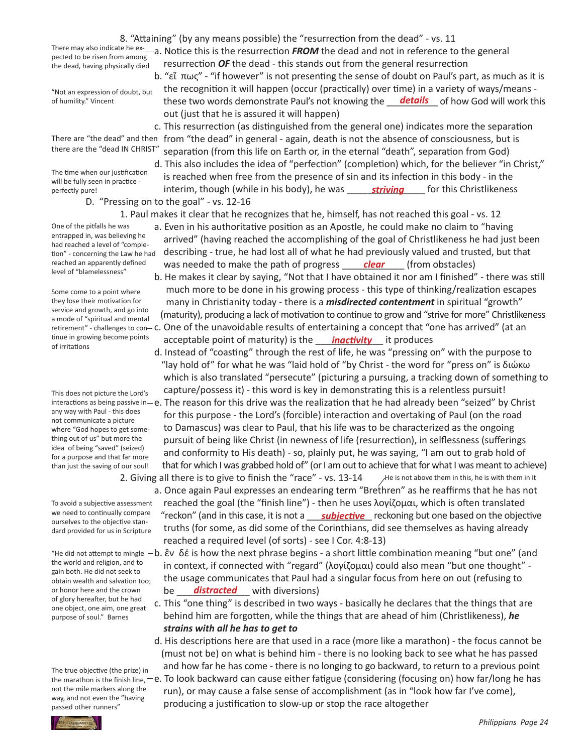8. "Attaining" (by any means possible) the "resurrection from the dead" - vs. 11

> There may also indicate he expected to be risen from among the dead, having physically died

a. Notice this is the resurrection ***FROM*** the dead and not in reference to the general resurrection ***OF*** the dead - this stands out from the general resurrection

> "Not an expression of doubt, but of humility." Vincent

b. "εἴ πως" - "if however" is not presenting the sense of doubt on Paul's part, as much as it is the recognition it will happen (occur (practically) over time) in a variety of ways/means - these two words demonstrate Paul's not knowing the ***details*** of how God will work this out (just that he is assured it will happen)

> There are "the dead" and then there are the "dead IN CHRIST"

c. This resurrection (as distinguished from the general one) indicates more the separation from "the dead" in general - again, death is not the absence of consciousness, but is separation (from this life on Earth or, in the eternal "death", separation from God)

> The time when our justification will be fully seen in practice - perfectly pure!

d. This also includes the idea of "perfection" (completion) which, for the believer "in Christ," is reached when free from the presence of sin and its infection in this body - in the interim, though (while in his body), he was ***striving*** for this Christlikeness

D. "Pressing on to the goal" - vs. 12-16

1. Paul makes it clear that he recognizes that he, himself, has not reached this goal - vs. 12

> One of the pitfalls he was entrapped in, was believing he had reached a level of "completion" - concerning the Law he had reached an apparently defined level of "blamelessness"

a. Even in his authoritative position as an Apostle, he could make no claim to "having arrived" (having reached the accomplishing of the goal of Christlikeness he had just been describing - true, he had lost all of what he had previously valued and trusted, but that was needed to make the path of progress ***clear*** (from obstacles)

b. He makes it clear by saying, "Not that I have obtained it nor am I finished" - there was still much more to be done in his growing process - this type of thinking/realization escapes many in Christianity today - there is a ***misdirected contentment*** in spiritual "growth" (maturity), producing a lack of motivation to continue to grow and "strive for more" Christlikeness

> Some come to a point where they lose their motivation for service and growth, and go into a mode of "spiritual and mental retirement" - challenges to continue in growing become points of irritations

c. One of the unavoidable results of entertaining a concept that "one has arrived" (at an acceptable point of maturity) is the ***inactivity*** it produces

d. Instead of "coasting" through the rest of life, he was "pressing on" with the purpose to "lay hold of" for what he was "laid hold of "by Christ - the word for "press on" is διώκω which is also translated "persecute" (picturing a pursuing, a tracking down of something to capture/possess it) - this word is key in demonstrating this is a relentless pursuit!

> This does not picture the Lord's interactions as being passive in any way with Paul - this does not communicate a picture where "God hopes to get something out of us" but more the idea of being "saved" (seized) for a purpose and that far more than just the saving of our soul!

e. The reason for this drive was the realization that he had already been "seized" by Christ for this purpose - the Lord's (forcible) interaction and overtaking of Paul (on the road to Damascus) was clear to Paul, that his life was to be characterized as the ongoing pursuit of being like Christ (in newness of life (resurrection), in selflessness (sufferings and conformity to His death) - so, plainly put, he was saying, "I am out to grab hold of that for which I was grabbed hold of" (or I am out to achieve that for what I was meant to achieve)

2. Giving all there is to give to finish the "race" - vs. 13-14

> He is not above them in this, he is with them in it

> To avoid a subjective assessment we need to continually compare ourselves to the objective standard provided for us in Scripture

a. Once again Paul expresses an endearing term "Brethren" as he reaffirms that he has not reached the goal (the "finish line") - then he uses λογίζομαι, which is often translated "reckon" (and in this case, it is not a ***subjective*** reckoning but one based on the objective truths (for some, as did some of the Corinthians, did see themselves as having already reached a required level (of sorts) - see I Cor. 4:8-13)

> "He did not attempt to mingle the world and religion, and to gain both. He did not seek to obtain wealth and salvation too; or honor here and the crown of glory hereafter, but he had one object, one aim, one great purpose of soul." Barnes

b. ἓν δέ is how the next phrase begins - a short little combination meaning "but one" (and in context, if connected with "regard" (λογίζομαι) could also mean "but one thought" - the usage communicates that Paul had a singular focus from here on out (refusing to be ***distracted*** with diversions)

c. This "one thing" is described in two ways - basically he declares that the things that are behind him are forgotten, while the things that are ahead of him (Christlikeness), ***he strains with all he has to get to***

d. His descriptions here are that used in a race (more like a marathon) - the focus cannot be (must not be) on what is behind him - there is no looking back to see what he has passed and how far he has come - there is no longing to go backward, to return to a previous point

> The true objective (the prize) in the marathon is the finish line, not the mile markers along the way, and not even the "having passed other runners"

e. To look backward can cause either fatigue (considering (focusing on) how far/long he has run), or may cause a false sense of accomplishment (as in "look how far I've come), producing a justification to slow-up or stop the race altogether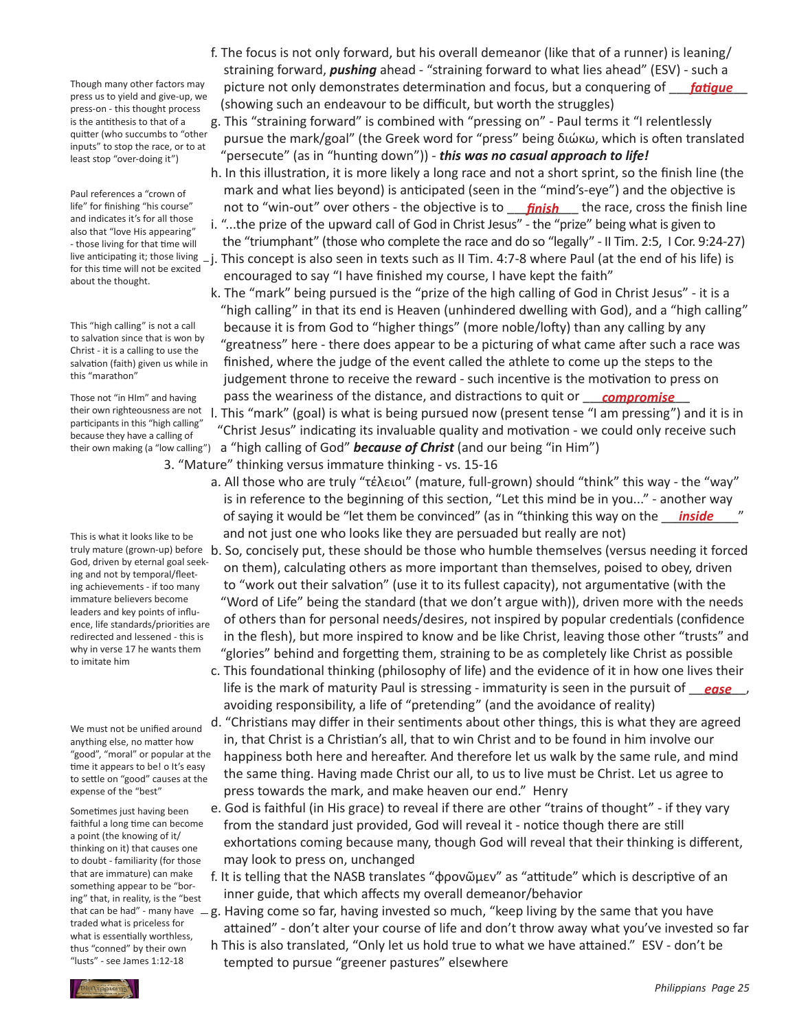f. The focus is not only forward, but his overall demeanor (like that of a runner) is leaning/ straining forward, ***pushing*** ahead - "straining forward to what lies ahead" (ESV) - such a picture not only demonstrates determination and focus, but a conquering of ___***fatigue***___ (showing such an endeavour to be difficult, but worth the struggles)

> Though many other factors may press us to yield and give-up, we press-on - this thought process is the antithesis to that of a quitter (who succumbs to "other inputs" to stop the race, or to at least stop "over-doing it")

g. This "straining forward" is combined with "pressing on" - Paul terms it "I relentlessly pursue the mark/goal" (the Greek word for "press" being διώκω, which is often translated "persecute" (as in "hunting down")) - ***this was no casual approach to life!***

h. In this illustration, it is more likely a long race and not a short sprint, so the finish line (the mark and what lies beyond) is anticipated (seen in the "mind's-eye") and the objective is not to "win-out" over others - the objective is to ___***finish***___ the race, cross the finish line

> Paul references a "crown of life" for finishing "his course" and indicates it's for all those also that "love His appearing" - those living for that time will live anticipating it; those living for this time will not be excited about the thought.

i. "...the prize of the upward call of God in Christ Jesus" - the "prize" being what is given to the "triumphant" (those who complete the race and do so "legally" - II Tim. 2:5, I Cor. 9:24-27)

j. This concept is also seen in texts such as II Tim. 4:7-8 where Paul (at the end of his life) is encouraged to say "I have finished my course, I have kept the faith"

k. The "mark" being pursued is the "prize of the high calling of God in Christ Jesus" - it is a "high calling" in that its end is Heaven (unhindered dwelling with God), and a "high calling" because it is from God to "higher things" (more noble/lofty) than any calling by any "greatness" here - there does appear to be a picturing of what came after such a race was finished, where the judge of the event called the athlete to come up the steps to the judgement throne to receive the reward - such incentive is the motivation to press on pass the weariness of the distance, and distractions to quit or ___***compromise***___

> This "high calling" is not a call to salvation since that is won by Christ - it is a calling to use the salvation (faith) given us while in this "marathon"

> Those not "in HIm" and having their own righteousness are not participants in this "high calling" because they have a calling of their own making (a "low calling")

l. This "mark" (goal) is what is being pursued now (present tense "I am pressing") and it is in "Christ Jesus" indicating its invaluable quality and motivation - we could only receive such a "high calling of God" ***because of Christ*** (and our being "in Him")

3. "Mature" thinking versus immature thinking - vs. 15-16

a. All those who are truly "τέλειοι" (mature, full-grown) should "think" this way - the "way" is in reference to the beginning of this section, "Let this mind be in you..." - another way of saying it would be "let them be convinced" (as in "thinking this way on the ___***inside***___" and not just one who looks like they are persuaded but really are not)

b. So, concisely put, these should be those who humble themselves (versus needing it forced on them), calculating others as more important than themselves, poised to obey, driven to "work out their salvation" (use it to its fullest capacity), not argumentative (with the "Word of Life" being the standard (that we don't argue with)), driven more with the needs of others than for personal needs/desires, not inspired by popular credentials (confidence in the flesh), but more inspired to know and be like Christ, leaving those other "trusts" and "glories" behind and forgetting them, straining to be as completely like Christ as possible

> This is what it looks like to be truly mature (grown-up) before God, driven by eternal goal seeking and not by temporal/fleeting achievements - if too many immature believers become leaders and key points of influence, life standards/priorities are redirected and lessened - this is why in verse 17 he wants them to imitate him

c. This foundational thinking (philosophy of life) and the evidence of it in how one lives their life is the mark of maturity Paul is stressing - immaturity is seen in the pursuit of ___***ease***___, avoiding responsibility, a life of "pretending" (and the avoidance of reality)

d. "Christians may differ in their sentiments about other things, this is what they are agreed in, that Christ is a Christian's all, that to win Christ and to be found in him involve our happiness both here and hereafter. And therefore let us walk by the same rule, and mind the same thing. Having made Christ our all, to us to live must be Christ. Let us agree to press towards the mark, and make heaven our end." Henry

> We must not be unified around anything else, no matter how "good", "moral" or popular at the time it appears to be! o It's easy to settle on "good" causes at the expense of the "best"

e. God is faithful (in His grace) to reveal if there are other "trains of thought" - if they vary from the standard just provided, God will reveal it - notice though there are still exhortations coming because many, though God will reveal that their thinking is different, may look to press on, unchanged

f. It is telling that the NASB translates "φρονῶμεν" as "attitude" which is descriptive of an inner guide, that which affects my overall demeanor/behavior

g. Having come so far, having invested so much, "keep living by the same that you have attained" - don't alter your course of life and don't throw away what you've invested so far

> Sometimes just having been faithful a long time can become a point (the knowing of it/thinking on it) that causes one to doubt - familiarity (for those that are immature) can make something appear to be "boring" that, in reality, is the "best that can be had" - many have traded what is priceless for what is essentially worthless, thus "conned" by their own "lusts" - see James 1:12-18

h This is also translated, "Only let us hold true to what we have attained." ESV - don't be tempted to pursue "greener pastures" elsewhere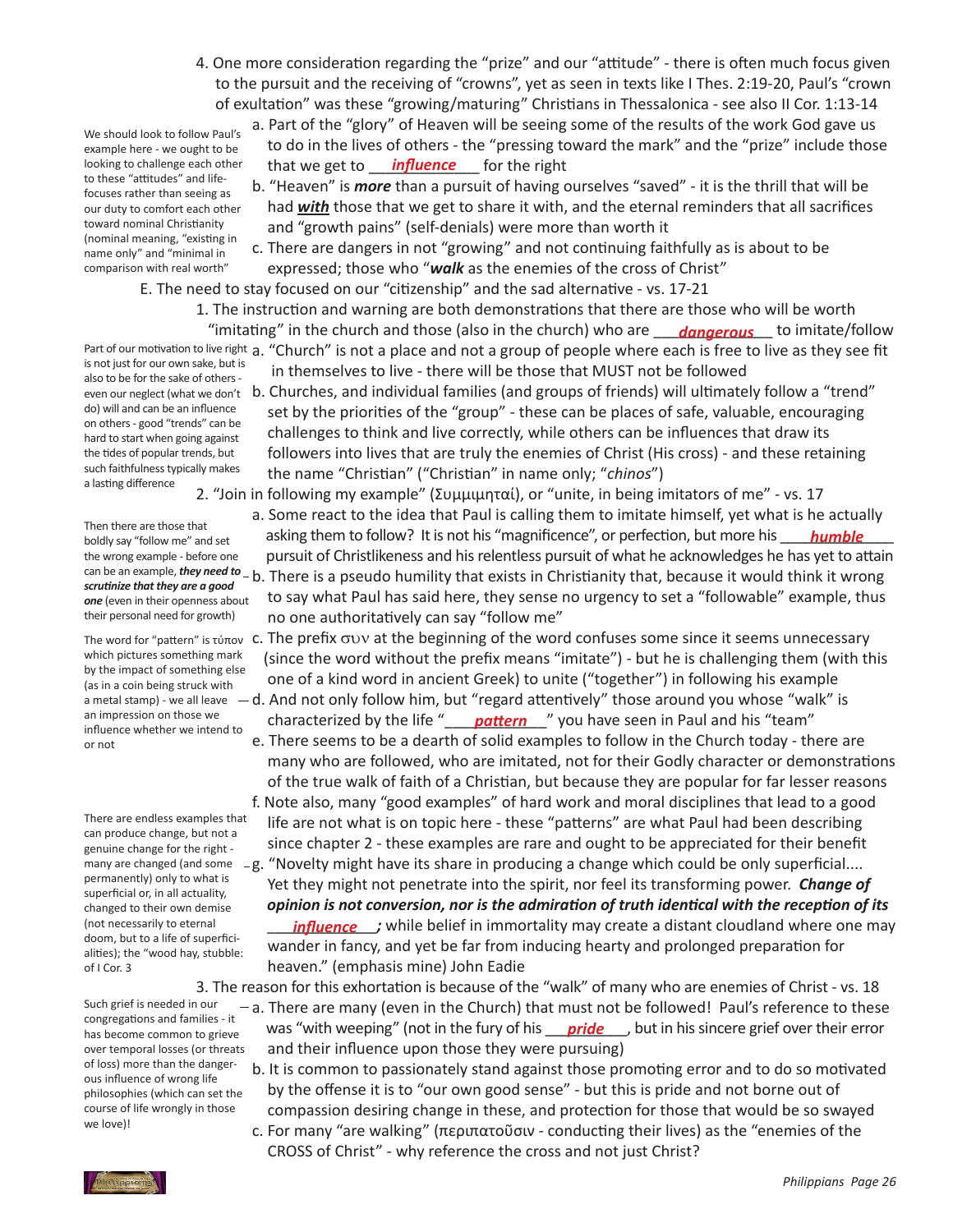4. One more consideration regarding the "prize" and our "attitude" - there is often much focus given to the pursuit and the receiving of "crowns", yet as seen in texts like I Thes. 2:19-20, Paul's "crown of exultation" was these "growing/maturing" Christians in Thessalonica - see also II Cor. 1:13-14

We should look to follow Paul's example here - we ought to be looking to challenge each other to these "attitudes" and life-focuses rather than seeing as our duty to comfort each other toward nominal Christianity (nominal meaning, "existing in name only" and "minimal in comparison with real worth"

a. Part of the "glory" of Heaven will be seeing some of the results of the work God gave us to do in the lives of others - the "pressing toward the mark" and the "prize" include those that we get to ___*influence*___ for the right

b. "Heaven" is ***more*** than a pursuit of having ourselves "saved" - it is the thrill that will be had ***with*** those that we get to share it with, and the eternal reminders that all sacrifices and "growth pains" (self-denials) were more than worth it

c. There are dangers in not "growing" and not continuing faithfully as is about to be expressed; those who "***walk*** as the enemies of the cross of Christ"

E. The need to stay focused on our "citizenship" and the sad alternative - vs. 17-21

1. The instruction and warning are both demonstrations that there are those who will be worth "imitating" in the church and those (also in the church) who are ___*dangerous*___ to imitate/follow

Part of our motivation to live right is not just for our own sake, but is also to be for the sake of others - even our neglect (what we don't do) will and can be an influence on others - good "trends" can be hard to start when going against the tides of popular trends, but such faithfulness typically makes a lasting difference

a. "Church" is not a place and not a group of people where each is free to live as they see fit in themselves to live - there will be those that MUST not be followed

b. Churches, and individual families (and groups of friends) will ultimately follow a "trend" set by the priorities of the "group" - these can be places of safe, valuable, encouraging challenges to think and live correctly, while others can be influences that draw its followers into lives that are truly the enemies of Christ (His cross) - and these retaining the name "Christian" ("Christian" in name only; "*chinos*")

2. "Join in following my example" (Συμμιμηταί), or "unite, in being imitators of me" - vs. 17

Then there are those that boldly say "follow me" and set the wrong example - before one can be an example, ***they need to scrutinize that they are a good one*** (even in their openness about their personal need for growth)

a. Some react to the idea that Paul is calling them to imitate himself, yet what is he actually asking them to follow? It is not his "magnificence", or perfection, but more his ___*humble*___ pursuit of Christlikeness and his relentless pursuit of what he acknowledges he has yet to attain

b. There is a pseudo humility that exists in Christianity that, because it would think it wrong to say what Paul has said here, they sense no urgency to set a "followable" example, thus no one authoritatively can say "follow me"

The word for "pattern" is τύπον which pictures something mark by the impact of something else (as in a coin being struck with a metal stamp) - we all leave an impression on those we influence whether we intend to or not

c. The prefix συν at the beginning of the word confuses some since it seems unnecessary (since the word without the prefix means "imitate") - but he is challenging them (with this one of a kind word in ancient Greek) to unite ("together") in following his example

d. And not only follow him, but "regard attentively" those around you whose "walk" is characterized by the life "___*pattern*___" you have seen in Paul and his "team"

e. There seems to be a dearth of solid examples to follow in the Church today - there are many who are followed, who are imitated, not for their Godly character or demonstrations of the true walk of faith of a Christian, but because they are popular for far lesser reasons

There are endless examples that can produce change, but not a genuine change for the right - many are changed (and some permanently) only to what is superficial or, in all actuality, changed to their own demise (not necessarily to eternal doom, but to a life of superficialities); the "wood hay, stubble: of I Cor. 3

f. Note also, many "good examples" of hard work and moral disciplines that lead to a good life are not what is on topic here - these "patterns" are what Paul had been describing since chapter 2 - these examples are rare and ought to be appreciated for their benefit

g. "Novelty might have its share in producing a change which could be only superficial.... Yet they might not penetrate into the spirit, nor feel its transforming power. ***Change of opinion is not conversion, nor is the admiration of truth identical with the reception of its*** ___*influence*___***;*** while belief in immortality may create a distant cloudland where one may wander in fancy, and yet be far from inducing hearty and prolonged preparation for heaven." (emphasis mine) John Eadie

3. The reason for this exhortation is because of the "walk" of many who are enemies of Christ - vs. 18

Such grief is needed in our congregations and families - it has become common to grieve over temporal losses (or threats of loss) more than the dangerous influence of wrong life philosophies (which can set the course of life wrongly in those we love)!

a. There are many (even in the Church) that must not be followed! Paul's reference to these was "with weeping" (not in the fury of his ___*pride*___, but in his sincere grief over their error and their influence upon those they were pursuing)

b. It is common to passionately stand against those promoting error and to do so motivated by the offense it is to "our own good sense" - but this is pride and not borne out of compassion desiring change in these, and protection for those that would be so swayed

c. For many "are walking" (περιπατοῦσιν - conducting their lives) as the "enemies of the CROSS of Christ" - why reference the cross and not just Christ?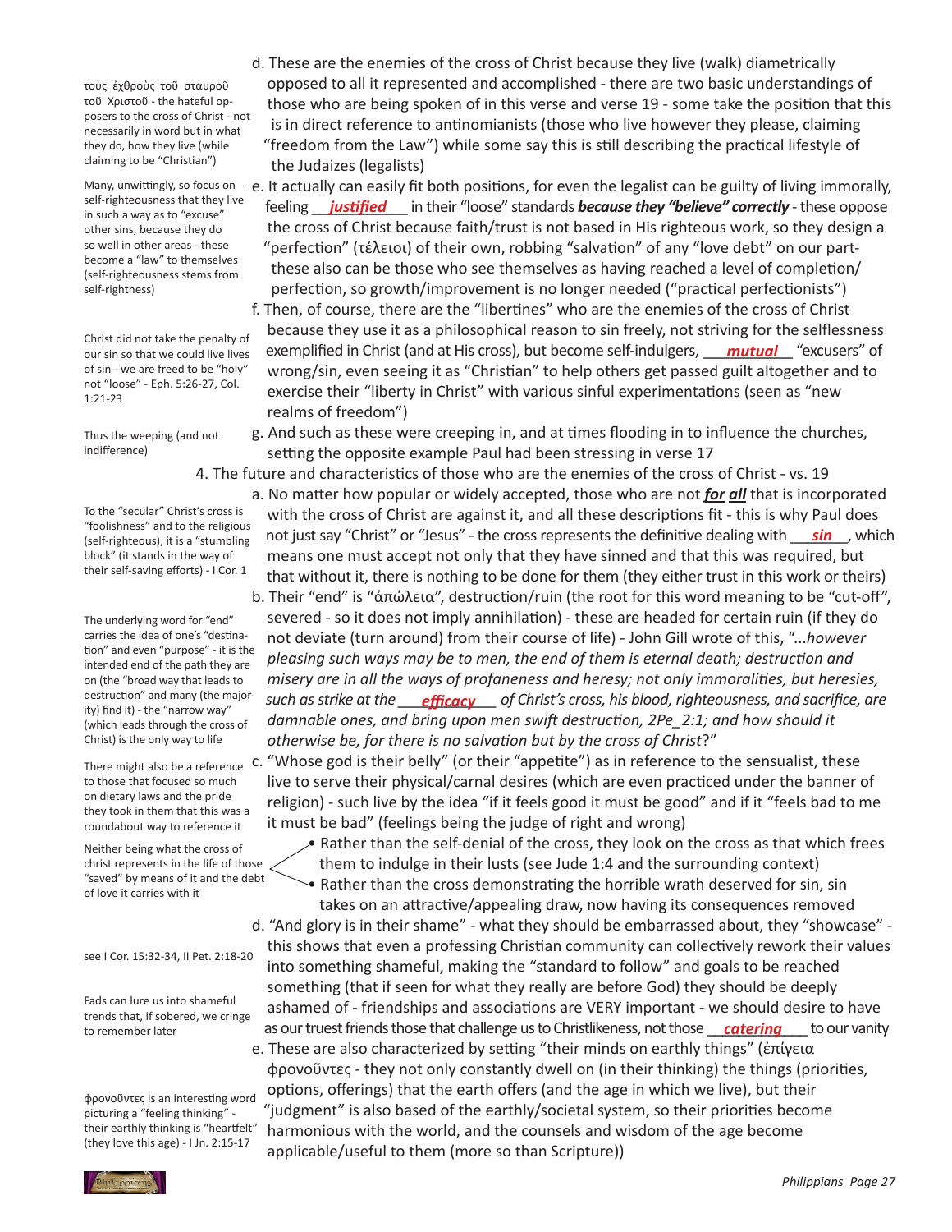τοὺς ἐχθροὺς τοῦ σταυροῦ τοῦ Χριστοῦ - the hateful opposers to the cross of Christ - not necessarily in word but in what they do, how they live (while claiming to be "Christian")

d. These are the enemies of the cross of Christ because they live (walk) diametrically opposed to all it represented and accomplished - there are two basic understandings of those who are being spoken of in this verse and verse 19 - some take the position that this is in direct reference to antinomianists (those who live however they please, claiming "freedom from the Law") while some say this is still describing the practical lifestyle of the Judaizes (legalists)

Many, unwittingly, so focus on self-righteousness that they live in such a way as to "excuse" other sins, because they do so well in other areas - these become a "law" to themselves (self-righteousness stems from self-rightness)

e. It actually can easily fit both positions, for even the legalist can be guilty of living immorally, feeling ***justified*** in their "loose" standards ***because they "believe" correctly*** - these oppose the cross of Christ because faith/trust is not based in His righteous work, so they design a "perfection" (τέλειοι) of their own, robbing "salvation" of any "love debt" on our part- these also can be those who see themselves as having reached a level of completion/ perfection, so growth/improvement is no longer needed ("practical perfectionists")

Christ did not take the penalty of our sin so that we could live lives of sin - we are freed to be "holy" not "loose" - Eph. 5:26-27, Col. 1:21-23

f. Then, of course, there are the "libertines" who are the enemies of the cross of Christ because they use it as a philosophical reason to sin freely, not striving for the selflessness exemplified in Christ (and at His cross), but become self-indulgers, ***mutual*** "excusers" of wrong/sin, even seeing it as "Christian" to help others get passed guilt altogether and to exercise their "liberty in Christ" with various sinful experimentations (seen as "new realms of freedom")

Thus the weeping (and not indifference)

g. And such as these were creeping in, and at times flooding in to influence the churches, setting the opposite example Paul had been stressing in verse 17

4. The future and characteristics of those who are the enemies of the cross of Christ - vs. 19

To the "secular" Christ's cross is "foolishness" and to the religious (self-righteous), it is a "stumbling block" (it stands in the way of their self-saving efforts) - I Cor. 1

a. No matter how popular or widely accepted, those who are not ***for all*** that is incorporated with the cross of Christ are against it, and all these descriptions fit - this is why Paul does not just say "Christ" or "Jesus" - the cross represents the definitive dealing with ***sin***, which means one must accept not only that they have sinned and that this was required, but that without it, there is nothing to be done for them (they either trust in this work or theirs)

The underlying word for "end" carries the idea of one's "destination" and even "purpose" - it is the intended end of the path they are on (the "broad way that leads to destruction" and many (the majority) find it) - the "narrow way" (which leads through the cross of Christ) is the only way to life

b. Their "end" is "ἀπώλεια", destruction/ruin (the root for this word meaning to be "cut-off", severed - so it does not imply annihilation) - these are headed for certain ruin (if they do not deviate (turn around) from their course of life) - John Gill wrote of this, "*...however pleasing such ways may be to men, the end of them is eternal death; destruction and misery are in all the ways of profaneness and heresy; not only immoralities, but heresies, such as strike at the* ***efficacy*** *of Christ's cross, his blood, righteousness, and sacrifice, are damnable ones, and bring upon men swift destruction, 2Pe_2:1; and how should it otherwise be, for there is no salvation but by the cross of Christ*?"

There might also be a reference to those that focused so much on dietary laws and the pride they took in them that this was a roundabout way to reference it

c. "Whose god is their belly" (or their "appetite") as in reference to the sensualist, these live to serve their physical/carnal desires (which are even practiced under the banner of religion) - such live by the idea "if it feels good it must be good" and if it "feels bad to me it must be bad" (feelings being the judge of right and wrong)

Neither being what the cross of christ represents in the life of those "saved" by means of it and the debt of love it carries with it

- Rather than the self-denial of the cross, they look on the cross as that which frees them to indulge in their lusts (see Jude 1:4 and the surrounding context)
- Rather than the cross demonstrating the horrible wrath deserved for sin, sin takes on an attractive/appealing draw, now having its consequences removed

see I Cor. 15:32-34, II Pet. 2:18-20

Fads can lure us into shameful trends that, if sobered, we cringe to remember later

d. "And glory is in their shame" - what they should be embarrassed about, they "showcase" - this shows that even a professing Christian community can collectively rework their values into something shameful, making the "standard to follow" and goals to be reached something (that if seen for what they really are before God) they should be deeply ashamed of - friendships and associations are VERY important - we should desire to have as our truest friends those that challenge us to Christlikeness, not those ***catering*** to our vanity

φρονοῦντες is an interesting word picturing a "feeling thinking" - their earthly thinking is "heartfelt" (they love this age) - I Jn. 2:15-17

e. These are also characterized by setting "their minds on earthly things" (ἐπίγεια φρονοῦντες - they not only constantly dwell on (in their thinking) the things (priorities, options, offerings) that the earth offers (and the age in which we live), but their "judgment" is also based of the earthly/societal system, so their priorities become harmonious with the world, and the counsels and wisdom of the age become applicable/useful to them (more so than Scripture))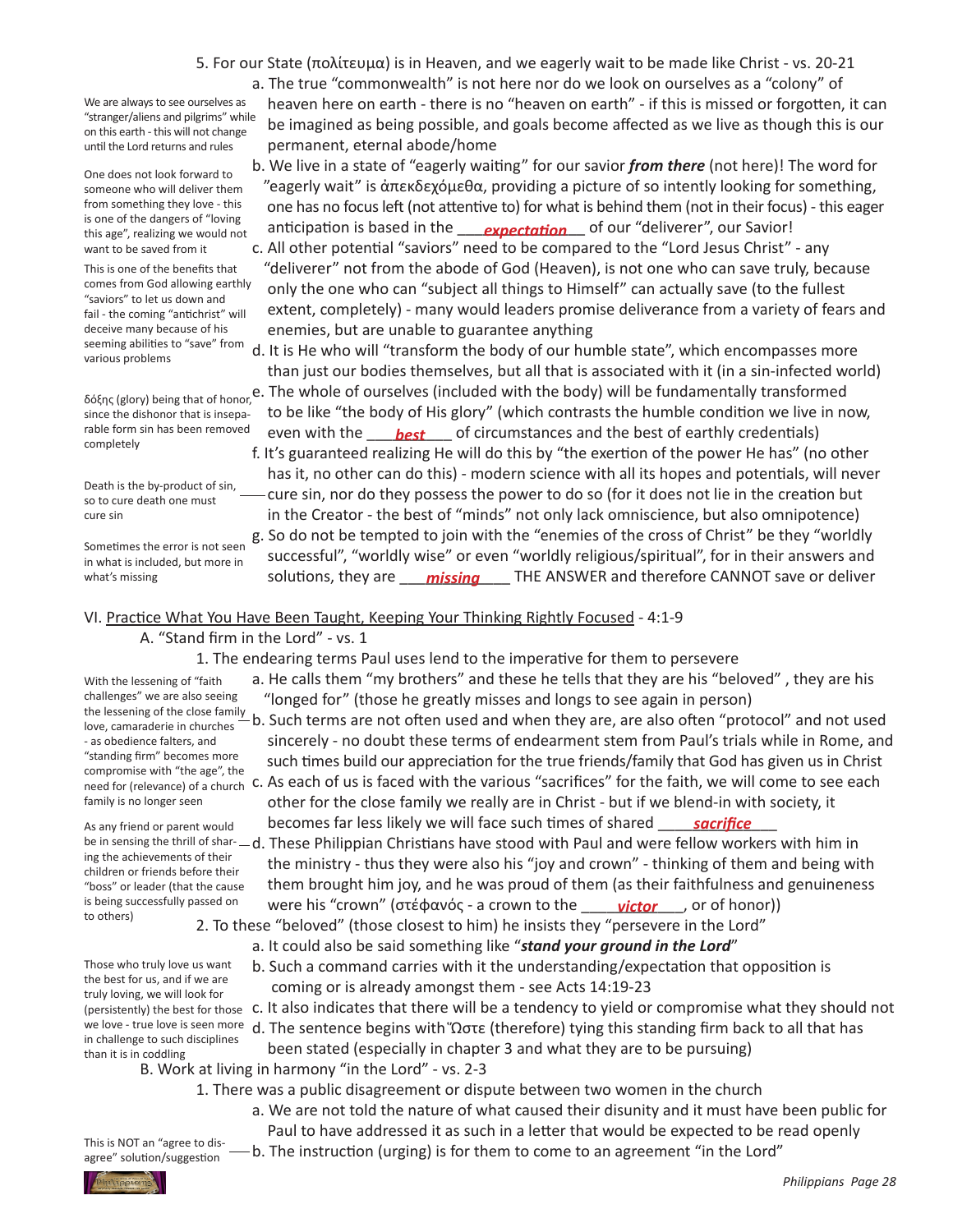5. For our State (πολίτευμα) is in Heaven, and we eagerly wait to be made like Christ - vs. 20-21

a. The true "commonwealth" is not here nor do we look on ourselves as a "colony" of heaven here on earth - there is no "heaven on earth" - if this is missed or forgotten, it can be imagined as being possible, and goals become affected as we live as though this is our permanent, eternal abode/home

> We are always to see ourselves as "stranger/aliens and pilgrims" while on this earth - this will not change until the Lord returns and rules

b. We live in a state of "eagerly waiting" for our savior ***from there*** (not here)! The word for "eagerly wait" is ἀπεκδεχόμεθα, providing a picture of so intently looking for something, one has no focus left (not attentive to) for what is behind them (not in their focus) - this eager anticipation is based in the ___***expectation***___ of our "deliverer", our Savior!

> One does not look forward to someone who will deliver them from something they love - this is one of the dangers of "loving this age", realizing we would not want to be saved from it

c. All other potential "saviors" need to be compared to the "Lord Jesus Christ" - any "deliverer" not from the abode of God (Heaven), is not one who can save truly, because only the one who can "subject all things to Himself" can actually save (to the fullest extent, completely) - many would leaders promise deliverance from a variety of fears and enemies, but are unable to guarantee anything

> This is one of the benefits that comes from God allowing earthly "saviors" to let us down and fail - the coming "antichrist" will deceive many because of his seeming abilities to "save" from various problems

d. It is He who will "transform the body of our humble state", which encompasses more than just our bodies themselves, but all that is associated with it (in a sin-infected world)

e. The whole of ourselves (included with the body) will be fundamentally transformed to be like "the body of His glory" (which contrasts the humble condition we live in now, even with the ___***best***___ of circumstances and the best of earthly credentials)

> δόξης (glory) being that of honor, since the dishonor that is inseparable form sin has been removed completely

f. It's guaranteed realizing He will do this by "the exertion of the power He has" (no other has it, no other can do this) - modern science with all its hopes and potentials, will never cure sin, nor do they possess the power to do so (for it does not lie in the creation but in the Creator - the best of "minds" not only lack omniscience, but also omnipotence)

> Death is the by-product of sin, so to cure death one must cure sin

g. So do not be tempted to join with the "enemies of the cross of Christ" be they "worldly successful", "worldly wise" or even "worldly religious/spiritual", for in their answers and solutions, they are ___***missing***___ THE ANSWER and therefore CANNOT save or deliver

> Sometimes the error is not seen in what is included, but more in what's missing

## VI. Practice What You Have Been Taught, Keeping Your Thinking Rightly Focused - 4:1-9

### A. "Stand firm in the Lord" - vs. 1

1. The endearing terms Paul uses lend to the imperative for them to persevere

a. He calls them "my brothers" and these he tells that they are his "beloved" , they are his "longed for" (those he greatly misses and longs to see again in person)

b. Such terms are not often used and when they are, are also often "protocol" and not used sincerely - no doubt these terms of endearment stem from Paul's trials while in Rome, and such times build our appreciation for the true friends/family that God has given us in Christ

> With the lessening of "faith challenges" we are also seeing the lessening of the close family love, camaraderie in churches - as obedience falters, and "standing firm" becomes more compromise with "the age", the need for (relevance) of a church family is no longer seen

c. As each of us is faced with the various "sacrifices" for the faith, we will come to see each other for the close family we really are in Christ - but if we blend-in with society, it becomes far less likely we will face such times of shared ___***sacrifice***___

d. These Philippian Christians have stood with Paul and were fellow workers with him in the ministry - thus they were also his "joy and crown" - thinking of them and being with them brought him joy, and he was proud of them (as their faithfulness and genuineness were his "crown" (στέφανός - a crown to the ___***victor***___, or of honor))

> As any friend or parent would be in sensing the thrill of sharing the achievements of their children or friends before their "boss" or leader (that the cause is being successfully passed on to others)

2. To these "beloved" (those closest to him) he insists they "persevere in the Lord"

a. It could also be said something like "***stand your ground in the Lord***"

b. Such a command carries with it the understanding/expectation that opposition is coming or is already amongst them - see Acts 14:19-23

c. It also indicates that there will be a tendency to yield or compromise what they should not

d. The sentence begins with Ὥστε (therefore) tying this standing firm back to all that has been stated (especially in chapter 3 and what they are to be pursuing)

> Those who truly love us want the best for us, and if we are truly loving, we will look for (persistently) the best for those we love - true love is seen more in challenge to such disciplines than it is in coddling

### B. Work at living in harmony "in the Lord" - vs. 2-3

1. There was a public disagreement or dispute between two women in the church

a. We are not told the nature of what caused their disunity and it must have been public for Paul to have addressed it as such in a letter that would be expected to be read openly

b. The instruction (urging) is for them to come to an agreement "in the Lord"

> This is NOT an "agree to disagree" solution/suggestion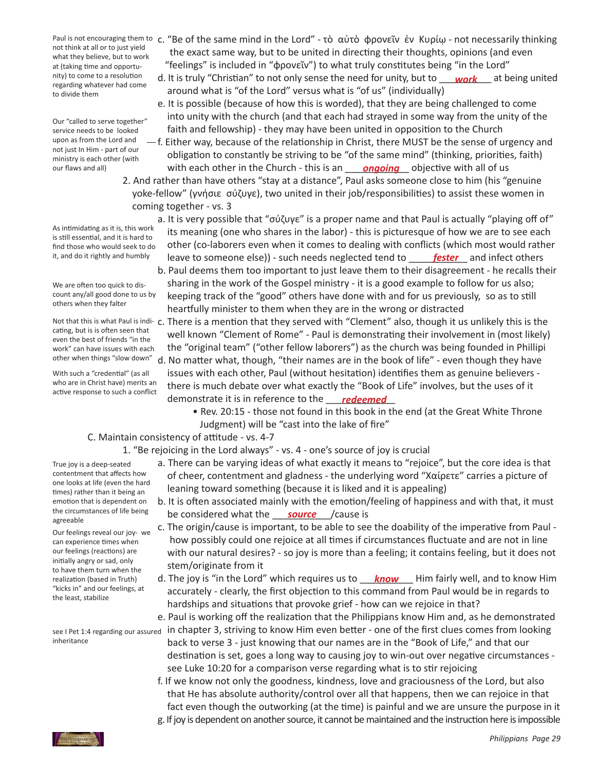c. "Be of the same mind in the Lord" - τὸ αὐτὸ φρονεῖν ἐν Κυρίῳ - not necessarily thinking the exact same way, but to be united in directing their thoughts, opinions (and even "feelings" is included in "φρονεῖν") to what truly constitutes being "in the Lord"

> Paul is not encouraging them to not think at all or to just yield what they believe, but to work at (taking time and opportunity) to come to a resolution regarding whatever had come to divide them

d. It is truly "Christian" to not only sense the need for unity, but to ***work*** at being united around what is "of the Lord" versus what is "of us" (individually)

e. It is possible (because of how this is worded), that they are being challenged to come into unity with the church (and that each had strayed in some way from the unity of the faith and fellowship) - they may have been united in opposition to the Church

> Our "called to serve together" service needs to be looked upon as from the Lord and not just In Him - part of our ministry is each other (with our flaws and all)

f. Either way, because of the relationship in Christ, there MUST be the sense of urgency and obligation to constantly be striving to be "of the same mind" (thinking, priorities, faith) with each other in the Church - this is an ***ongoing*** objective with all of us

2. And rather than have others "stay at a distance", Paul asks someone close to him (his "genuine yoke-fellow" (γνήσιε σύζυγε), two united in their job/responsibilities) to assist these women in coming together - vs. 3

a. It is very possible that "σύζυγε" is a proper name and that Paul is actually "playing off of" its meaning (one who shares in the labor) - this is picturesque of how we are to see each other (co-laborers even when it comes to dealing with conflicts (which most would rather leave to someone else)) - such needs neglected tend to ***fester*** and infect others

> As intimidating as it is, this work is still essential, and it is hard to find those who would seek to do it, and do it rightly and humbly

b. Paul deems them too important to just leave them to their disagreement - he recalls their sharing in the work of the Gospel ministry - it is a good example to follow for us also; keeping track of the "good" others have done with and for us previously, so as to still heartfully minister to them when they are in the wrong or distracted

> We are often too quick to discount any/all good done to us by others when they falter

c. There is a mention that they served with "Clement" also, though it us unlikely this is the well known "Clement of Rome" - Paul is demonstrating their involvement in (most likely) the "original team" ("other fellow laborers") as the church was being founded in Phillipi

> Not that this is what Paul is indicating, but is is often seen that even the best of friends "in the work" can have issues with each other when things "slow down"

d. No matter what, though, "their names are in the book of life" - even though they have issues with each other, Paul (without hesitation) identifies them as genuine believers - there is much debate over what exactly the "Book of Life" involves, but the uses of it demonstrate it is in reference to the ***redeemed***

> With such a "credential" (as all who are in Christ have) merits an active response to such a conflict

- Rev. 20:15 - those not found in this book in the end (at the Great White Throne Judgment) will be "cast into the lake of fire"

C. Maintain consistency of attitude - vs. 4-7

1. "Be rejoicing in the Lord always" - vs. 4 - one's source of joy is crucial

a. There can be varying ideas of what exactly it means to "rejoice", but the core idea is that of cheer, contentment and gladness - the underlying word "Χαίρετε" carries a picture of leaning toward something (because it is liked and it is appealing)

> True joy is a deep-seated contentment that affects how one looks at life (even the hard times) rather than it being an emotion that is dependent on the circumstances of life being agreeable

b. It is often associated mainly with the emotion/feeling of happiness and with that, it must be considered what the ***source***/cause is

c. The origin/cause is important, to be able to see the doability of the imperative from Paul - how possibly could one rejoice at all times if circumstances fluctuate and are not in line with our natural desires? - so joy is more than a feeling; it contains feeling, but it does not stem/originate from it

> Our feelings reveal our joy- we can experience times when our feelings (reactions) are initially angry or sad, only to have them turn when the realization (based in Truth) "kicks in" and our feelings, at the least, stabilize

d. The joy is "in the Lord" which requires us to ***know*** Him fairly well, and to know Him accurately - clearly, the first objection to this command from Paul would be in regards to hardships and situations that provoke grief - how can we rejoice in that?

e. Paul is working off the realization that the Philippians know Him and, as he demonstrated in chapter 3, striving to know Him even better - one of the first clues comes from looking back to verse 3 - just knowing that our names are in the "Book of Life," and that our destination is set, goes a long way to causing joy to win-out over negative circumstances - see Luke 10:20 for a comparison verse regarding what is to stir rejoicing

> see I Pet 1:4 regarding our assured inheritance

f. If we know not only the goodness, kindness, love and graciousness of the Lord, but also that He has absolute authority/control over all that happens, then we can rejoice in that fact even though the outworking (at the time) is painful and we are unsure the purpose in it

g. If joy is dependent on another source, it cannot be maintained and the instruction here is impossible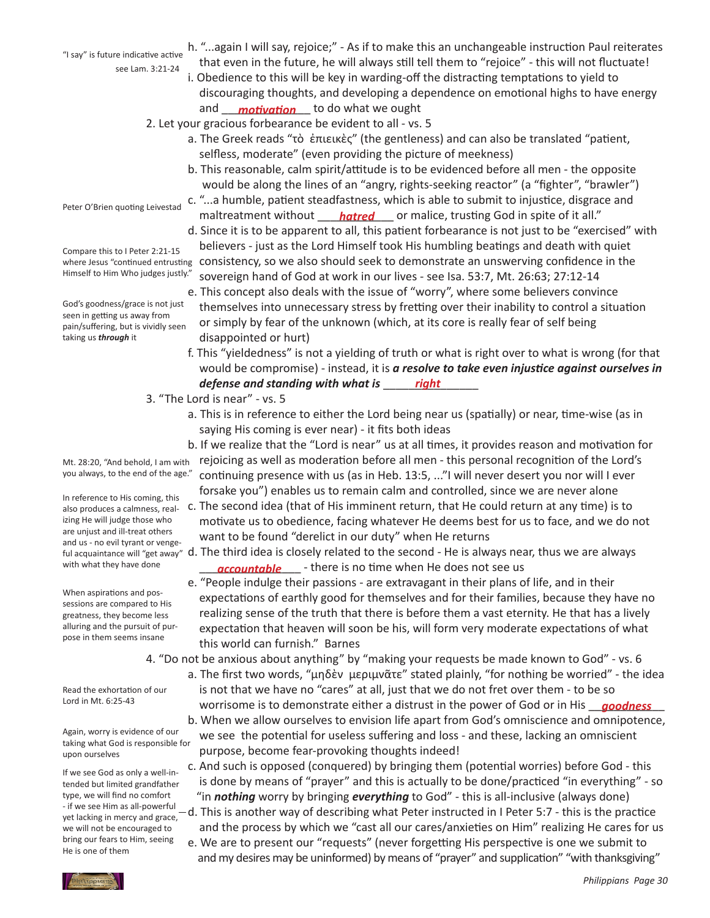"I say" is future indicative active
see Lam. 3:21-24

h. "...again I will say, rejoice;" - As if to make this an unchangeable instruction Paul reiterates that even in the future, he will always still tell them to "rejoice" - this will not fluctuate!

i. Obedience to this will be key in warding-off the distracting temptations to yield to discouraging thoughts, and developing a dependence on emotional highs to have energy and ___***motivation***___ to do what we ought

2. Let your gracious forbearance be evident to all - vs. 5

a. The Greek reads "τὸ ἐπιεικὲς" (the gentleness) and can also be translated "patient, selfless, moderate" (even providing the picture of meekness)

b. This reasonable, calm spirit/attitude is to be evidenced before all men - the opposite would be along the lines of an "angry, rights-seeking reactor" (a "fighter", "brawler")

Peter O'Brien quoting Leivestad

c. "...a humble, patient steadfastness, which is able to submit to injustice, disgrace and maltreatment without ___***hatred***___ or malice, trusting God in spite of it all."

Compare this to I Peter 2:21-15 where Jesus "continued entrusting Himself to Him Who judges justly."

d. Since it is to be apparent to all, this patient forbearance is not just to be "exercised" with believers - just as the Lord Himself took His humbling beatings and death with quiet consistency, so we also should seek to demonstrate an unswerving confidence in the sovereign hand of God at work in our lives - see Isa. 53:7, Mt. 26:63; 27:12-14

God's goodness/grace is not just seen in getting us away from pain/suffering, but is vividly seen taking us ***through*** it

e. This concept also deals with the issue of "worry", where some believers convince themselves into unnecessary stress by fretting over their inability to control a situation or simply by fear of the unknown (which, at its core is really fear of self being disappointed or hurt)

f. This "yieldedness" is not a yielding of truth or what is right over to what is wrong (for that would be compromise) - instead, it is ***a resolve to take even injustice against ourselves in defense and standing with what is*** _____***right***______

3. "The Lord is near" - vs. 5

a. This is in reference to either the Lord being near us (spatially) or near, time-wise (as in saying His coming is ever near) - it fits both ideas

Mt. 28:20, "And behold, I am with you always, to the end of the age."

b. If we realize that the "Lord is near" us at all times, it provides reason and motivation for rejoicing as well as moderation before all men - this personal recognition of the Lord's continuing presence with us (as in Heb. 13:5, ..."I will never desert you nor will I ever forsake you") enables us to remain calm and controlled, since we are never alone

In reference to His coming, this also produces a calmness, realizing He will judge those who are unjust and ill-treat others and us - no evil tyrant or vengeful acquaintance will "get away" with what they have done

c. The second idea (that of His imminent return, that He could return at any time) is to motivate us to obedience, facing whatever He deems best for us to face, and we do not want to be found "derelict in our duty" when He returns

d. The third idea is closely related to the second - He is always near, thus we are always ___***accountable***___ - there is no time when He does not see us

When aspirations and possessions are compared to His greatness, they become less alluring and the pursuit of purpose in them seems insane

e. "People indulge their passions - are extravagant in their plans of life, and in their expectations of earthly good for themselves and for their families, because they have no realizing sense of the truth that there is before them a vast eternity. He that has a lively expectation that heaven will soon be his, will form very moderate expectations of what this world can furnish." Barnes

4. "Do not be anxious about anything" by "making your requests be made known to God" - vs. 6

Read the exhortation of our Lord in Mt. 6:25-43

a. The first two words, "μηδὲν μεριμνᾶτε" stated plainly, "for nothing be worried" - the idea is not that we have no "cares" at all, just that we do not fret over them - to be so worrisome is to demonstrate either a distrust in the power of God or in His __***goodness***__

Again, worry is evidence of our taking what God is responsible for upon ourselves

b. When we allow ourselves to envision life apart from God's omniscience and omnipotence, we see the potential for useless suffering and loss - and these, lacking an omniscient purpose, become fear-provoking thoughts indeed!

If we see God as only a well-intended but limited grandfather type, we will find no comfort - if we see Him as all-powerful yet lacking in mercy and grace, we will not be encouraged to bring our fears to Him, seeing He is one of them

c. And such is opposed (conquered) by bringing them (potential worries) before God - this is done by means of "prayer" and this is actually to be done/practiced "in everything" - so "in ***nothing*** worry by bringing ***everything*** to God" - this is all-inclusive (always done)

d. This is another way of describing what Peter instructed in I Peter 5:7 - this is the practice and the process by which we "cast all our cares/anxieties on Him" realizing He cares for us

e. We are to present our "requests" (never forgetting His perspective is one we submit to and my desires may be uninformed) by means of "prayer" and supplication" "with thanksgiving"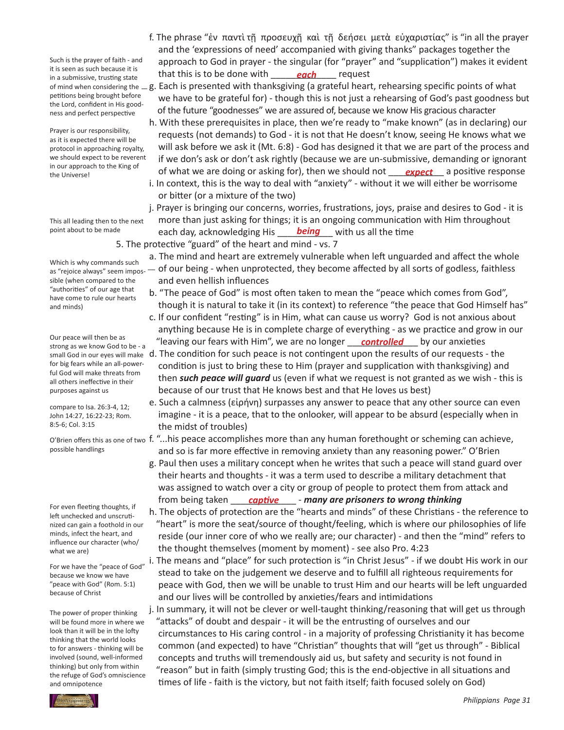f. The phrase "ἐν παντὶ τῇ προσευχῇ καὶ τῇ δεήσει μετὰ εὐχαριστίας" is "in all the prayer and the 'expressions of need' accompanied with giving thanks" packages together the approach to God in prayer - the singular (for "prayer" and "supplication") makes it evident that this is to be done with ***each*** request

> Such is the prayer of faith - and it is seen as such because it is in a submissive, trusting state of mind when considering the petitions being brought before the Lord, confident in His goodness and perfect perspective

g. Each is presented with thanksgiving (a grateful heart, rehearsing specific points of what we have to be grateful for) - though this is not just a rehearsing of God's past goodness but of the future "goodnesses" we are assured of, because we know His gracious character

> Prayer is our responsibility, as it is expected there will be protocol in approaching royalty, we should expect to be reverent in our approach to the King of the Universe!

h. With these prerequisites in place, then we're ready to "make known" (as in declaring) our requests (not demands) to God - it is not that He doesn't know, seeing He knows what we will ask before we ask it (Mt. 6:8) - God has designed it that we are part of the process and if we don's ask or don't ask rightly (because we are un-submissive, demanding or ignorant of what we are doing or asking for), then we should not ***expect*** a positive response

i. In context, this is the way to deal with "anxiety" - without it we will either be worrisome or bitter (or a mixture of the two)

j. Prayer is bringing our concerns, worries, frustrations, joys, praise and desires to God - it is more than just asking for things; it is an ongoing communication with Him throughout each day, acknowledging His ***being*** with us all the time

> This all leading then to the next point about to be made

5. The protective "guard" of the heart and mind - vs. 7

a. The mind and heart are extremely vulnerable when left unguarded and affect the whole of our being - when unprotected, they become affected by all sorts of godless, faithless and even hellish influences

> Which is why commands such as "rejoice always" seem impossible (when compared to the "authorities" of our age that have come to rule our hearts and minds)

b. "The peace of God" is most often taken to mean the "peace which comes from God", though it is natural to take it (in its context) to reference "the peace that God Himself has"

c. If our confident "resting" is in Him, what can cause us worry? God is not anxious about anything because He is in complete charge of everything - as we practice and grow in our "leaving our fears with Him", we are no longer ***controlled*** by our anxieties

> Our peace will then be as strong as we know God to be - a small God in our eyes will make for big fears while an all-powerful God will make threats from all others ineffective in their purposes against us

d. The condition for such peace is not contingent upon the results of our requests - the condition is just to bring these to Him (prayer and supplication with thanksgiving) and then ***such peace will guard*** us (even if what we request is not granted as we wish - this is because of our trust that He knows best and that He loves us best)

e. Such a calmness (εἰρήνη) surpasses any answer to peace that any other source can even imagine - it is a peace, that to the onlooker, will appear to be absurd (especially when in the midst of troubles)

> compare to Isa. 26:3-4, 12; John 14:27, 16:22-23; Rom. 8:5-6; Col. 3:15

f. "...his peace accomplishes more than any human forethought or scheming can achieve, and so is far more effective in removing anxiety than any reasoning power." O'Brien

> O'Brien offers this as one of two possible handlings

g. Paul then uses a military concept when he writes that such a peace will stand guard over their hearts and thoughts - it was a term used to describe a military detachment that was assigned to watch over a city or group of people to protect them from attack and from being taken ***captive*** - ***many are prisoners to wrong thinking***

h. The objects of protection are the "hearts and minds" of these Christians - the reference to "heart" is more the seat/source of thought/feeling, which is where our philosophies of life reside (our inner core of who we really are; our character) - and then the "mind" refers to the thought themselves (moment by moment) - see also Pro. 4:23

> For even fleeting thoughts, if left unchecked and unscrutinized can gain a foothold in our minds, infect the heart, and influence our character (who/what we are)

i. The means and "place" for such protection is "in Christ Jesus" - if we doubt His work in our stead to take on the judgement we deserve and to fulfill all righteous requirements for peace with God, then we will be unable to trust Him and our hearts will be left unguarded and our lives will be controlled by anxieties/fears and intimidations

> For we have the "peace of God" because we know we have "peace with God" (Rom. 5:1) because of Christ

j. In summary, it will not be clever or well-taught thinking/reasoning that will get us through "attacks" of doubt and despair - it will be the entrusting of ourselves and our circumstances to His caring control - in a majority of professing Christianity it has become common (and expected) to have "Christian" thoughts that will "get us through" - Biblical concepts and truths will tremendously aid us, but safety and security is not found in "reason" but in faith (simply trusting God; this is the end-objective in all situations and times of life - faith is the victory, but not faith itself; faith focused solely on God)

> The power of proper thinking will be found more in where we look than it will be in the lofty thinking that the world looks to for answers - thinking will be involved (sound, well-informed thinking) but only from within the refuge of God's omniscience and omnipotence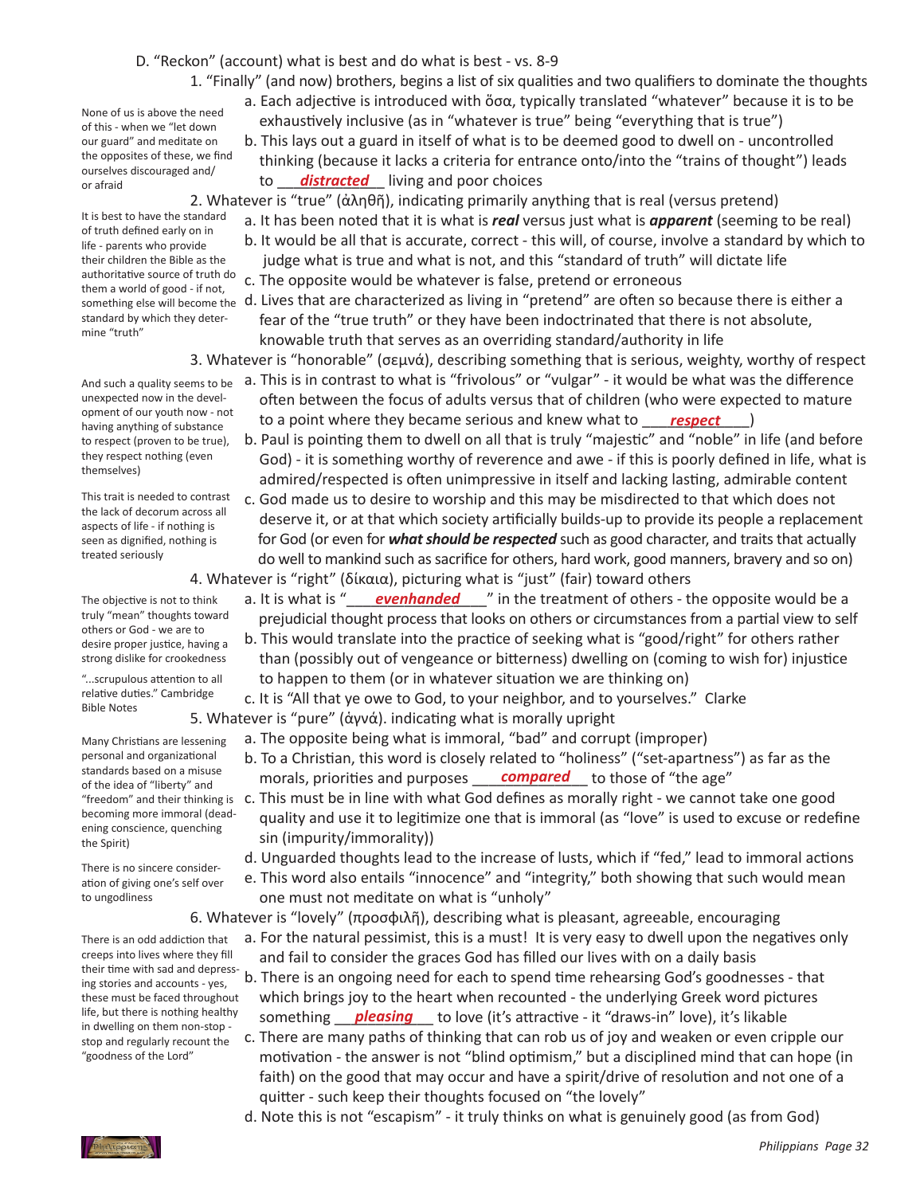D. "Reckon" (account) what is best and do what is best - vs. 8-9

1. "Finally" (and now) brothers, begins a list of six qualities and two qualifiers to dominate the thoughts

None of us is above the need of this - when we "let down our guard" and meditate on the opposites of these, we find ourselves discouraged and/ or afraid

   a. Each adjective is introduced with ὅσα, typically translated "whatever" because it is to be exhaustively inclusive (as in "whatever is true" being "everything that is true")
   b. This lays out a guard in itself of what is to be deemed good to dwell on - uncontrolled thinking (because it lacks a criteria for entrance onto/into the "trains of thought") leads to ___***distracted***___ living and poor choices

2. Whatever is "true" (ἀληθῆ), indicating primarily anything that is real (versus pretend)

It is best to have the standard of truth defined early on in life - parents who provide their children the Bible as the authoritative source of truth do them a world of good - if not, something else will become the standard by which they determine "truth"

   a. It has been noted that it is what is ***real*** versus just what is ***apparent*** (seeming to be real)
   b. It would be all that is accurate, correct - this will, of course, involve a standard by which to judge what is true and what is not, and this "standard of truth" will dictate life
   c. The opposite would be whatever is false, pretend or erroneous
   d. Lives that are characterized as living in "pretend" are often so because there is either a fear of the "true truth" or they have been indoctrinated that there is not absolute, knowable truth that serves as an overriding standard/authority in life

3. Whatever is "honorable" (σεμνά), describing something that is serious, weighty, worthy of respect

And such a quality seems to be unexpected now in the development of our youth now - not having anything of substance to respect (proven to be true), they respect nothing (even themselves)

This trait is needed to contrast the lack of decorum across all aspects of life - if nothing is seen as dignified, nothing is treated seriously

   a. This is in contrast to what is "frivolous" or "vulgar" - it would be what was the difference often between the focus of adults versus that of children (who were expected to mature to a point where they became serious and knew what to ___***respect***___)
   b. Paul is pointing them to dwell on all that is truly "majestic" and "noble" in life (and before God) - it is something worthy of reverence and awe - if this is poorly defined in life, what is admired/respected is often unimpressive in itself and lacking lasting, admirable content
   c. God made us to desire to worship and this may be misdirected to that which does not deserve it, or at that which society artificially builds-up to provide its people a replacement for God (or even for ***what should be respected*** such as good character, and traits that actually do well to mankind such as sacrifice for others, hard work, good manners, bravery and so on)

4. Whatever is "right" (δίκαια), picturing what is "just" (fair) toward others

The objective is not to think truly "mean" thoughts toward others or God - we are to desire proper justice, having a strong dislike for crookedness

"...scrupulous attention to all relative duties." Cambridge Bible Notes

   a. It is what is "___***evenhanded***___" in the treatment of others - the opposite would be a prejudicial thought process that looks on others or circumstances from a partial view to self
   b. This would translate into the practice of seeking what is "good/right" for others rather than (possibly out of vengeance or bitterness) dwelling on (coming to wish for) injustice to happen to them (or in whatever situation we are thinking on)
   c. It is "All that ye owe to God, to your neighbor, and to yourselves." Clarke

5. Whatever is "pure" (ἁγνά). indicating what is morally upright

Many Christians are lessening personal and organizational standards based on a misuse of the idea of "liberty" and "freedom" and their thinking is becoming more immoral (deadening conscience, quenching the Spirit)

There is no sincere consideration of giving one's self over to ungodliness

   a. The opposite being what is immoral, "bad" and corrupt (improper)
   b. To a Christian, this word is closely related to "holiness" ("set-apartness") as far as the morals, priorities and purposes ___***compared***___ to those of "the age"
   c. This must be in line with what God defines as morally right - we cannot take one good quality and use it to legitimize one that is immoral (as "love" is used to excuse or redefine sin (impurity/immorality))
   d. Unguarded thoughts lead to the increase of lusts, which if "fed," lead to immoral actions
   e. This word also entails "innocence" and "integrity," both showing that such would mean one must not meditate on what is "unholy"

6. Whatever is "lovely" (προσφιλῆ), describing what is pleasant, agreeable, encouraging

There is an odd addiction that creeps into lives where they fill their time with sad and depressing stories and accounts - yes, these must be faced throughout life, but there is nothing healthy in dwelling on them non-stop - stop and regularly recount the "goodness of the Lord"

   a. For the natural pessimist, this is a must! It is very easy to dwell upon the negatives only and fail to consider the graces God has filled our lives with on a daily basis
   b. There is an ongoing need for each to spend time rehearsing God's goodnesses - that which brings joy to the heart when recounted - the underlying Greek word pictures something ___***pleasing***___ to love (it's attractive - it "draws-in" love), it's likable
   c. There are many paths of thinking that can rob us of joy and weaken or even cripple our motivation - the answer is not "blind optimism," but a disciplined mind that can hope (in faith) on the good that may occur and have a spirit/drive of resolution and not one of a quitter - such keep their thoughts focused on "the lovely"
   d. Note this is not "escapism" - it truly thinks on what is genuinely good (as from God)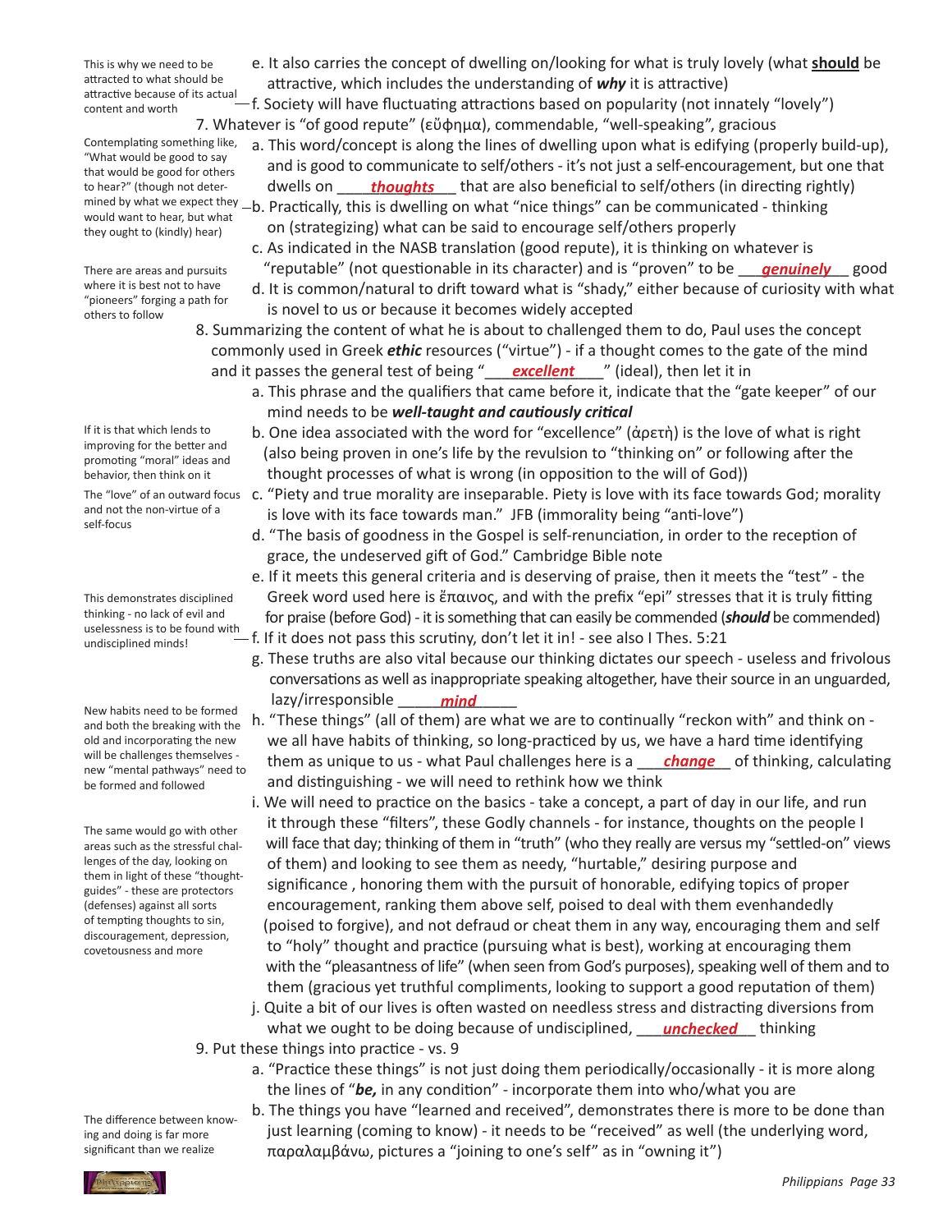e. It also carries the concept of dwelling on/looking for what is truly lovely (what **should** be attractive, which includes the understanding of ***why*** it is attractive)

f. Society will have fluctuating attractions based on popularity (not innately "lovely")

> This is why we need to be attracted to what should be attractive because of its actual content and worth

7. Whatever is "of good repute" (εὔφημα), commendable, "well-speaking", gracious

a. This word/concept is along the lines of dwelling upon what is edifying (properly build-up), and is good to communicate to self/others - it's not just a self-encouragement, but one that dwells on ____***thoughts***___ that are also beneficial to self/others (in directing rightly)

b. Practically, this is dwelling on what "nice things" can be communicated - thinking on (strategizing) what can be said to encourage self/others properly

> Contemplating something like, "What would be good to say that would be good for others to hear?" (though not determined by what we expect they would want to hear, but what they ought to (kindly) hear)

c. As indicated in the NASB translation (good repute), it is thinking on whatever is "reputable" (not questionable in its character) and is "proven" to be ___***genuinely***___ good

d. It is common/natural to drift toward what is "shady," either because of curiosity with what is novel to us or because it becomes widely accepted

> There are areas and pursuits where it is best not to have "pioneers" forging a path for others to follow

8. Summarizing the content of what he is about to challenged them to do, Paul uses the concept commonly used in Greek ***ethic*** resources ("virtue") - if a thought comes to the gate of the mind and it passes the general test of being "___***excellent***___" (ideal), then let it in

a. This phrase and the qualifiers that came before it, indicate that the "gate keeper" of our mind needs to be ***well-taught and cautiously critical***

b. One idea associated with the word for "excellence" (ἀρετὴ) is the love of what is right (also being proven in one's life by the revulsion to "thinking on" or following after the thought processes of what is wrong (in opposition to the will of God))

> If it is that which lends to improving for the better and promoting "moral" ideas and behavior, then think on it

c. "Piety and true morality are inseparable. Piety is love with its face towards God; morality is love with its face towards man." JFB (immorality being "anti-love")

> The "love" of an outward focus and not the non-virtue of a self-focus

d. "The basis of goodness in the Gospel is self-renunciation, in order to the reception of grace, the undeserved gift of God." Cambridge Bible note

e. If it meets this general criteria and is deserving of praise, then it meets the "test" - the Greek word used here is ἔπαινος, and with the prefix "epi" stresses that it is truly fitting for praise (before God) - it is something that can easily be commended (***should*** be commended)

f. If it does not pass this scrutiny, don't let it in! - see also I Thes. 5:21

> This demonstrates disciplined thinking - no lack of evil and uselessness is to be found with undisciplined minds!

g. These truths are also vital because our thinking dictates our speech - useless and frivolous conversations as well as inappropriate speaking altogether, have their source in an unguarded, lazy/irresponsible _____***mind***_____

h. "These things" (all of them) are what we are to continually "reckon with" and think on - we all have habits of thinking, so long-practiced by us, we have a hard time identifying them as unique to us - what Paul challenges here is a ___***change***___ of thinking, calculating and distinguishing - we will need to rethink how we think

> New habits need to be formed and both the breaking with the old and incorporating the new will be challenges themselves - new "mental pathways" need to be formed and followed

i. We will need to practice on the basics - take a concept, a part of day in our life, and run it through these "filters", these Godly channels - for instance, thoughts on the people I will face that day; thinking of them in "truth" (who they really are versus my "settled-on" views of them) and looking to see them as needy, "hurtable," desiring purpose and significance , honoring them with the pursuit of honorable, edifying topics of proper encouragement, ranking them above self, poised to deal with them evenhandedly (poised to forgive), and not defraud or cheat them in any way, encouraging them and self to "holy" thought and practice (pursuing what is best), working at encouraging them with the "pleasantness of life" (when seen from God's purposes), speaking well of them and to them (gracious yet truthful compliments, looking to support a good reputation of them)

> The same would go with other areas such as the stressful challenges of the day, looking on them in light of these "thought-guides" - these are protectors (defenses) against all sorts of tempting thoughts to sin, discouragement, depression, covetousness and more

j. Quite a bit of our lives is often wasted on needless stress and distracting diversions from what we ought to be doing because of undisciplined, ___***unchecked***___ thinking

9. Put these things into practice - vs. 9

a. "Practice these things" is not just doing them periodically/occasionally - it is more along the lines of "***be,*** in any condition" - incorporate them into who/what you are

b. The things you have "learned and received", demonstrates there is more to be done than just learning (coming to know) - it needs to be "received" as well (the underlying word, παραλαμβάνω, pictures a "joining to one's self" as in "owning it")

> The difference between knowing and doing is far more significant than we realize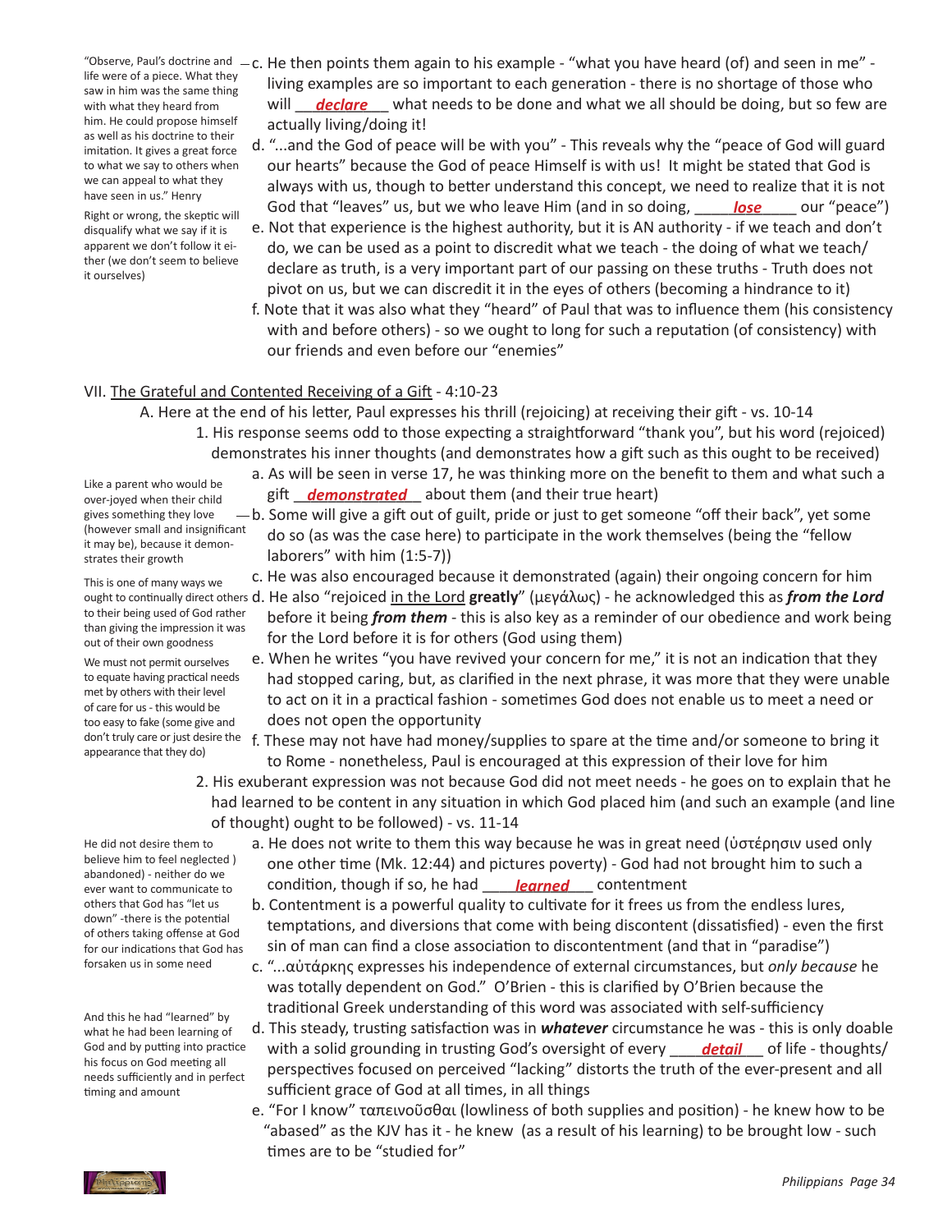"Observe, Paul's doctrine and life were of a piece. What they saw in him was the same thing with what they heard from him. He could propose himself as well as his doctrine to their imitation. It gives a great force to what we say to others when we can appeal to what they have seen in us." Henry

Right or wrong, the skeptic will disqualify what we say if it is apparent we don't follow it either (we don't seem to believe it ourselves)

c. He then points them again to his example - "what you have heard (of) and seen in me" - living examples are so important to each generation - there is no shortage of those who will ___***declare***___ what needs to be done and what we all should be doing, but so few are actually living/doing it!

d. "...and the God of peace will be with you" - This reveals why the "peace of God will guard our hearts" because the God of peace Himself is with us! It might be stated that God is always with us, though to better understand this concept, we need to realize that it is not God that "leaves" us, but we who leave Him (and in so doing, ____***lose***____ our "peace")

e. Not that experience is the highest authority, but it is AN authority - if we teach and don't do, we can be used as a point to discredit what we teach - the doing of what we teach/ declare as truth, is a very important part of our passing on these truths - Truth does not pivot on us, but we can discredit it in the eyes of others (becoming a hindrance to it)

f. Note that it was also what they "heard" of Paul that was to influence them (his consistency with and before others) - so we ought to long for such a reputation (of consistency) with our friends and even before our "enemies"

VII. <u>The Grateful and Contented Receiving of a Gift</u> - 4:10-23

A. Here at the end of his letter, Paul expresses his thrill (rejoicing) at receiving their gift - vs. 10-14

1. His response seems odd to those expecting a straightforward "thank you", but his word (rejoiced) demonstrates his inner thoughts (and demonstrates how a gift such as this ought to be received)

Like a parent who would be over-joyed when their child gives something they love (however small and insignificant it may be), because it demonstrates their growth

This is one of many ways we ought to continually direct others to their being used of God rather than giving the impression it was out of their own goodness

We must not permit ourselves to equate having practical needs met by others with their level of care for us - this would be too easy to fake (some give and don't truly care or just desire the appearance that they do)

a. As will be seen in verse 17, he was thinking more on the benefit to them and what such a gift __***demonstrated***__ about them (and their true heart)

b. Some will give a gift out of guilt, pride or just to get someone "off their back", yet some do so (as was the case here) to participate in the work themselves (being the "fellow laborers" with him (1:5-7))

c. He was also encouraged because it demonstrated (again) their ongoing concern for him

d. He also "rejoiced <u>in the Lord</u> **greatly**" (μεγάλως) - he acknowledged this as ***from the Lord*** before it being ***from them*** - this is also key as a reminder of our obedience and work being for the Lord before it is for others (God using them)

e. When he writes "you have revived your concern for me," it is not an indication that they had stopped caring, but, as clarified in the next phrase, it was more that they were unable to act on it in a practical fashion - sometimes God does not enable us to meet a need or does not open the opportunity

f. These may not have had money/supplies to spare at the time and/or someone to bring it to Rome - nonetheless, Paul is encouraged at this expression of their love for him

2. His exuberant expression was not because God did not meet needs - he goes on to explain that he had learned to be content in any situation in which God placed him (and such an example (and line of thought) ought to be followed) - vs. 11-14

He did not desire them to believe him to feel neglected ) abandoned) - neither do we ever want to communicate to others that God has "let us down" -there is the potential of others taking offense at God for our indications that God has forsaken us in some need

And this he had "learned" by what he had been learning of God and by putting into practice his focus on God meeting all needs sufficiently and in perfect timing and amount

a. He does not write to them this way because he was in great need (ὑστέρησιν used only one other time (Mk. 12:44) and pictures poverty) - God had not brought him to such a condition, though if so, he had ____***learned***____ contentment

b. Contentment is a powerful quality to cultivate for it frees us from the endless lures, temptations, and diversions that come with being discontent (dissatisfied) - even the first sin of man can find a close association to discontentment (and that in "paradise")

c. "...αὐτάρκης expresses his independence of external circumstances, but *only because* he was totally dependent on God." O'Brien - this is clarified by O'Brien because the traditional Greek understanding of this word was associated with self-sufficiency

d. This steady, trusting satisfaction was in ***whatever*** circumstance he was - this is only doable with a solid grounding in trusting God's oversight of every ____***detail***____ of life - thoughts/ perspectives focused on perceived "lacking" distorts the truth of the ever-present and all sufficient grace of God at all times, in all things

e. "For I know" ταπεινοῦσθαι (lowliness of both supplies and position) - he knew how to be "abased" as the KJV has it - he knew (as a result of his learning) to be brought low - such times are to be "studied for"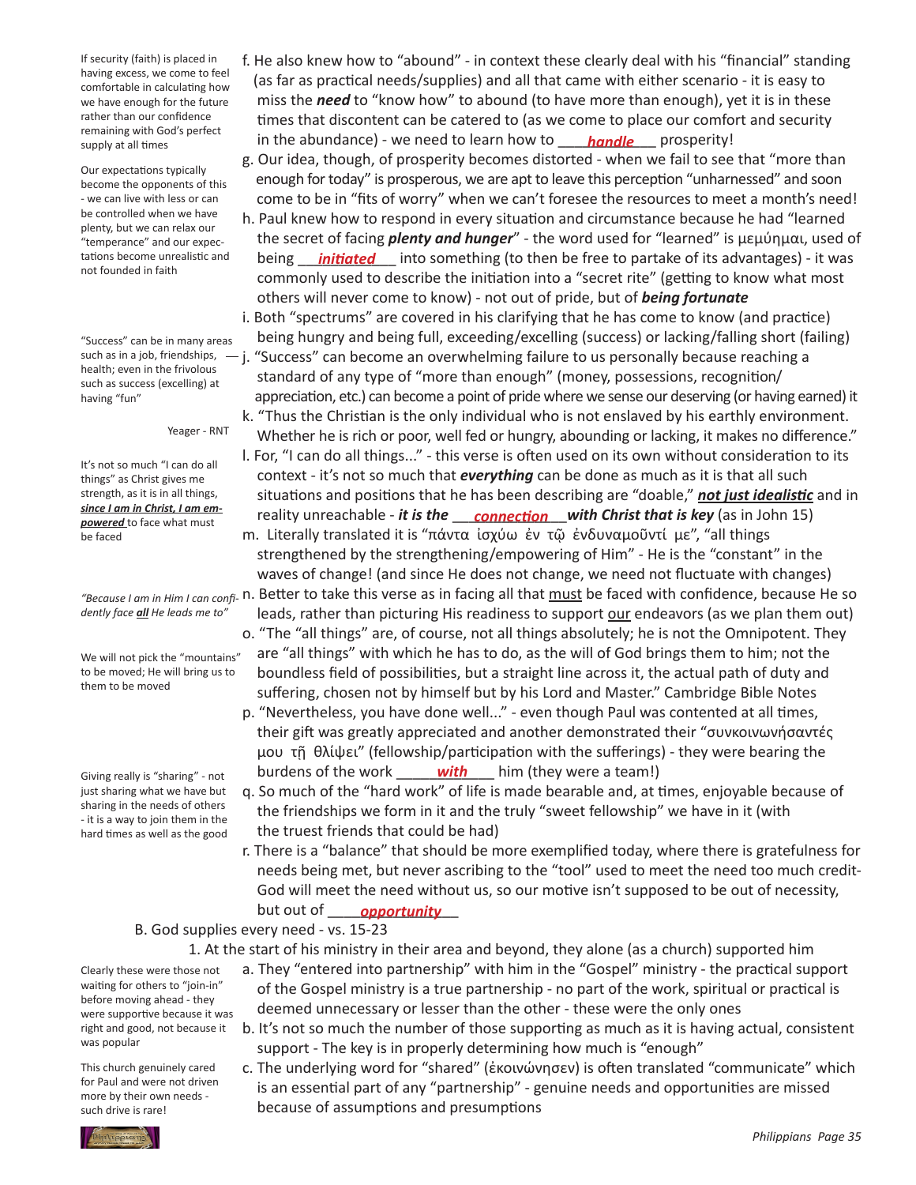If security (faith) is placed in having excess, we come to feel comfortable in calculating how we have enough for the future rather than our confidence remaining with God's perfect supply at all times

f. He also knew how to "abound" - in context these clearly deal with his "financial" standing (as far as practical needs/supplies) and all that came with either scenario - it is easy to miss the ***need*** to "know how" to abound (to have more than enough), yet it is in these times that discontent can be catered to (as we come to place our comfort and security in the abundance) - we need to learn how to ___***handle***___ prosperity!

Our expectations typically become the opponents of this - we can live with less or can be controlled when we have plenty, but we can relax our "temperance" and our expectations become unrealistic and not founded in faith

g. Our idea, though, of prosperity becomes distorted - when we fail to see that "more than enough for today" is prosperous, we are apt to leave this perception "unharnessed" and soon come to be in "fits of worry" when we can't foresee the resources to meet a month's need!

h. Paul knew how to respond in every situation and circumstance because he had "learned the secret of facing ***plenty and hunger***" - the word used for "learned" is μεμύημαι, used of being ___***initiated***___ into something (to then be free to partake of its advantages) - it was commonly used to describe the initiation into a "secret rite" (getting to know what most others will never come to know) - not out of pride, but of ***being fortunate***

i. Both "spectrums" are covered in his clarifying that he has come to know (and practice) being hungry and being full, exceeding/excelling (success) or lacking/falling short (failing)

"Success" can be in many areas such as in a job, friendships, health; even in the frivolous such as success (excelling) at having "fun"

j. "Success" can become an overwhelming failure to us personally because reaching a standard of any type of "more than enough" (money, possessions, recognition/appreciation, etc.) can become a point of pride where we sense our deserving (or having earned) it

Yeager - RNT

k. "Thus the Christian is the only individual who is not enslaved by his earthly environment. Whether he is rich or poor, well fed or hungry, abounding or lacking, it makes no difference."

It's not so much "I can do all things" as Christ gives me strength, as it is in all things, ***<u>since I am in Christ, I am empowered</u>*** to face what must be faced

l. For, "I can do all things..." - this verse is often used on its own without consideration to its context - it's not so much that ***everything*** can be done as much as it is that all such situations and positions that he has been describing are "doable," ***<u>not just idealistic</u>*** and in reality unreachable - ***it is the*** ___***connection***___ ***with Christ that is key*** (as in John 15)

m. Literally translated it is "πάντα ἰσχύω ἐν τῷ ἐνδυναμοῦντί με", "all things strengthened by the strengthening/empowering of Him" - He is the "constant" in the waves of change! (and since He does not change, we need not fluctuate with changes)

*"Because I am in Him I can confidently face **<u>all</u>** He leads me to"*

n. Better to take this verse as in facing all that <u>must</u> be faced with confidence, because He so leads, rather than picturing His readiness to support <u>our</u> endeavors (as we plan them out)

We will not pick the "mountains" to be moved; He will bring us to them to be moved

o. "The "all things" are, of course, not all things absolutely; he is not the Omnipotent. They are "all things" with which he has to do, as the will of God brings them to him; not the boundless field of possibilities, but a straight line across it, the actual path of duty and suffering, chosen not by himself but by his Lord and Master." Cambridge Bible Notes

p. "Nevertheless, you have done well..." - even though Paul was contented at all times, their gift was greatly appreciated and another demonstrated their "συνκοινωνήσαντές μου τῇ θλίψει" (fellowship/participation with the sufferings) - they were bearing the burdens of the work ___***with***___ him (they were a team!)

Giving really is "sharing" - not just sharing what we have but sharing in the needs of others - it is a way to join them in the hard times as well as the good

q. So much of the "hard work" of life is made bearable and, at times, enjoyable because of the friendships we form in it and the truly "sweet fellowship" we have in it (with the truest friends that could be had)

r. There is a "balance" that should be more exemplified today, where there is gratefulness for needs being met, but never ascribing to the "tool" used to meet the need too much credit-God will meet the need without us, so our motive isn't supposed to be out of necessity, but out of ___***opportunity***___

B. God supplies every need - vs. 15-23

1. At the start of his ministry in their area and beyond, they alone (as a church) supported him

Clearly these were those not waiting for others to "join-in" before moving ahead - they were supportive because it was right and good, not because it was popular

a. They "entered into partnership" with him in the "Gospel" ministry - the practical support of the Gospel ministry is a true partnership - no part of the work, spiritual or practical is deemed unnecessary or lesser than the other - these were the only ones

b. It's not so much the number of those supporting as much as it is having actual, consistent support - The key is in properly determining how much is "enough"

This church genuinely cared for Paul and were not driven more by their own needs - such drive is rare!

c. The underlying word for "shared" (ἐκοινώνησεν) is often translated "communicate" which is an essential part of any "partnership" - genuine needs and opportunities are missed because of assumptions and presumptions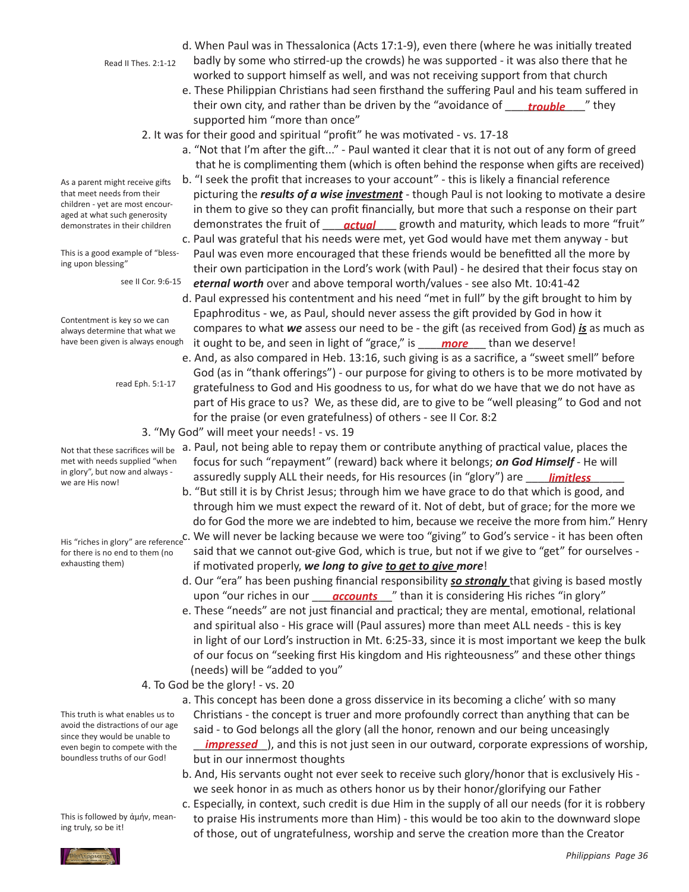d. When Paul was in Thessalonica (Acts 17:1-9), even there (where he was initially treated badly by some who stirred-up the crowds) he was supported - it was also there that he worked to support himself as well, and was not receiving support from that church

Read II Thes. 2:1-12

e. These Philippian Christians had seen firsthand the suffering Paul and his team suffered in their own city, and rather than be driven by the "avoidance of ___***trouble***___" they supported him "more than once"

2. It was for their good and spiritual "profit" he was motivated - vs. 17-18

a. "Not that I'm after the gift..." - Paul wanted it clear that it is not out of any form of greed that he is complimenting them (which is often behind the response when gifts are received)

b. "I seek the profit that increases to your account" - this is likely a financial reference picturing the ***results of a wise investment*** - though Paul is not looking to motivate a desire in them to give so they can profit financially, but more that such a response on their part demonstrates the fruit of ___***actual***___ growth and maturity, which leads to more "fruit"

As a parent might receive gifts that meet needs from their children - yet are most encouraged at what such generosity demonstrates in their children

c. Paul was grateful that his needs were met, yet God would have met them anyway - but Paul was even more encouraged that these friends would be benefitted all the more by their own participation in the Lord's work (with Paul) - he desired that their focus stay on ***eternal worth*** over and above temporal worth/values - see also Mt. 10:41-42

This is a good example of "blessing upon blessing"

see II Cor. 9:6-15

d. Paul expressed his contentment and his need "met in full" by the gift brought to him by Epaphroditus - we, as Paul, should never assess the gift provided by God in how it compares to what ***we*** assess our need to be - the gift (as received from God) ***is*** as much as it ought to be, and seen in light of "grace," is ___***more***___ than we deserve!

Contentment is key so we can always determine that what we have been given is always enough

e. And, as also compared in Heb. 13:16, such giving is as a sacrifice, a "sweet smell" before God (as in "thank offerings") - our purpose for giving to others is to be more motivated by gratefulness to God and His goodness to us, for what do we have that we do not have as part of His grace to us? We, as these did, are to give to be "well pleasing" to God and not for the praise (or even gratefulness) of others - see II Cor. 8:2

read Eph. 5:1-17

3. "My God" will meet your needs! - vs. 19

a. Paul, not being able to repay them or contribute anything of practical value, places the focus for such "repayment" (reward) back where it belongs; ***on God Himself*** - He will assuredly supply ALL their needs, for His resources (in "glory") are ___***limitless***___

Not that these sacrifices will be met with needs supplied "when in glory", but now and always - we are His now!

b. "But still it is by Christ Jesus; through him we have grace to do that which is good, and through him we must expect the reward of it. Not of debt, but of grace; for the more we do for God the more we are indebted to him, because we receive the more from him." Henry

c. We will never be lacking because we were too "giving" to God's service - it has been often said that we cannot out-give God, which is true, but not if we give to "get" for ourselves - if motivated properly, ***we long to give to get to give more***!

His "riches in glory" are reference for there is no end to them (no exhausting them)

d. Our "era" has been pushing financial responsibility ***so strongly*** that giving is based mostly upon "our riches in our ___***accounts***___" than it is considering His riches "in glory"

e. These "needs" are not just financial and practical; they are mental, emotional, relational and spiritual also - His grace will (Paul assures) more than meet ALL needs - this is key in light of our Lord's instruction in Mt. 6:25-33, since it is most important we keep the bulk of our focus on "seeking first His kingdom and His righteousness" and these other things (needs) will be "added to you"

4. To God be the glory! - vs. 20

a. This concept has been done a gross disservice in its becoming a cliche' with so many Christians - the concept is truer and more profoundly correct than anything that can be said - to God belongs all the glory (all the honor, renown and our being unceasingly ___***impressed***___), and this is not just seen in our outward, corporate expressions of worship, but in our innermost thoughts

This truth is what enables us to avoid the distractions of our age since they would be unable to even begin to compete with the boundless truths of our God!

b. And, His servants ought not ever seek to receive such glory/honor that is exclusively His - we seek honor in as much as others honor us by their honor/glorifying our Father

c. Especially, in context, such credit is due Him in the supply of all our needs (for it is robbery to praise His instruments more than Him) - this would be too akin to the downward slope of those, out of ungratefulness, worship and serve the creation more than the Creator

This is followed by ἀμήν, meaning truly, so be it!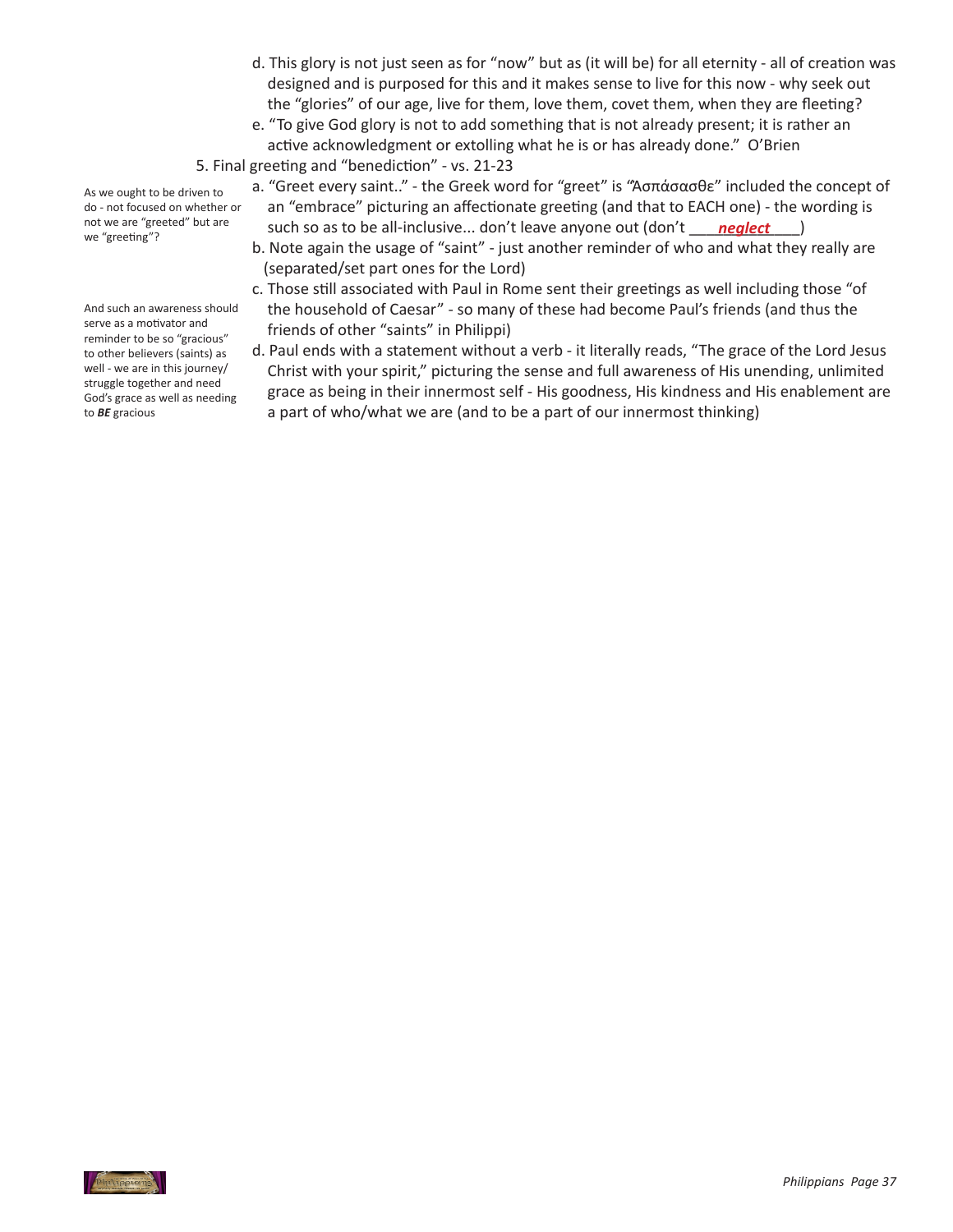d. This glory is not just seen as for "now" but as (it will be) for all eternity - all of creation was designed and is purposed for this and it makes sense to live for this now - why seek out the "glories" of our age, live for them, love them, covet them, when they are fleeting?

e. "To give God glory is not to add something that is not already present; it is rather an active acknowledgment or extolling what he is or has already done." O'Brien

5. Final greeting and "benediction" - vs. 21-23

As we ought to be driven to do - not focused on whether or not we are "greeted" but are we "greeting"?

a. "Greet every saint.." - the Greek word for "greet" is "Ἀσπάσασθε" included the concept of an "embrace" picturing an affectionate greeting (and that to EACH one) - the wording is such so as to be all-inclusive... don't leave anyone out (don't ___***neglect***___)

b. Note again the usage of "saint" - just another reminder of who and what they really are (separated/set part ones for the Lord)

And such an awareness should serve as a motivator and reminder to be so "gracious" to other believers (saints) as well - we are in this journey/ struggle together and need God's grace as well as needing to ***BE*** gracious

c. Those still associated with Paul in Rome sent their greetings as well including those "of the household of Caesar" - so many of these had become Paul's friends (and thus the friends of other "saints" in Philippi)

d. Paul ends with a statement without a verb - it literally reads, "The grace of the Lord Jesus Christ with your spirit," picturing the sense and full awareness of His unending, unlimited grace as being in their innermost self - His goodness, His kindness and His enablement are a part of who/what we are (and to be a part of our innermost thinking)